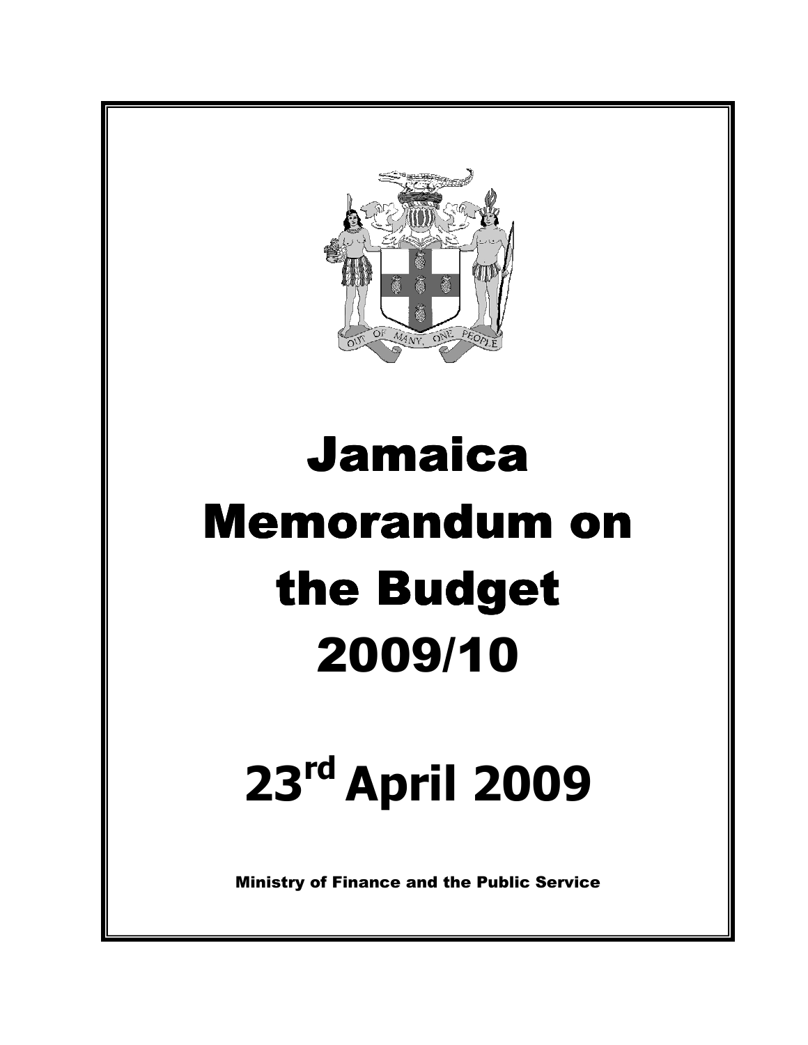# Jamaica Memorandum on the Budget 2009/10

# 23rd April 2009

**Ministry of Finance and the Public Service**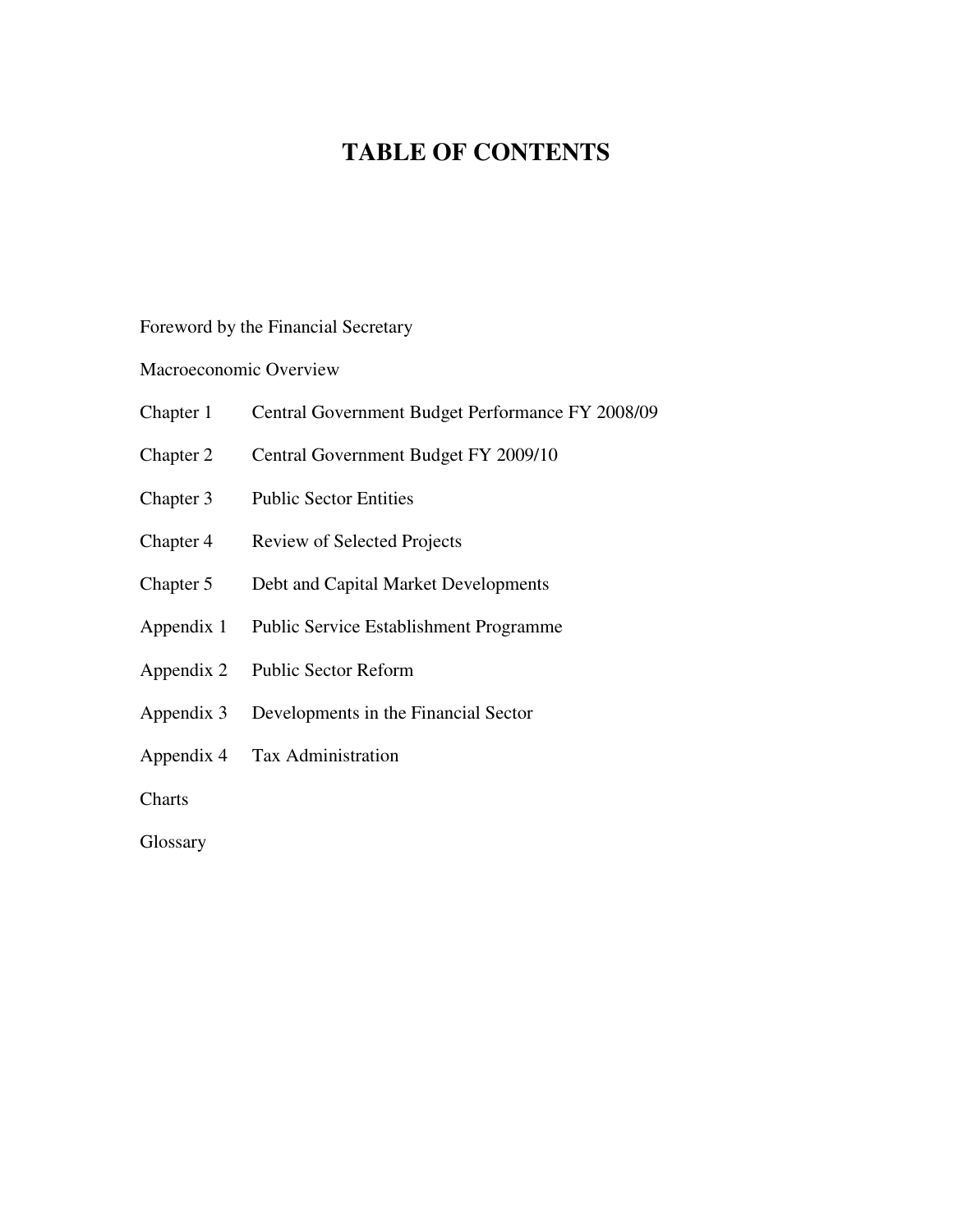# TABLE OF CONTENTS

Foreword by the Financial Secretary

Macroeconomic Overview

| | |
|---|---|
| Chapter 1 | Central Government Budget Performance FY 2008/09 |
| Chapter 2 | Central Government Budget FY 2009/10 |
| Chapter 3 | Public Sector Entities |
| Chapter 4 | Review of Selected Projects |
| Chapter 5 | Debt and Capital Market Developments |
| Appendix 1 | Public Service Establishment Programme |
| Appendix 2 | Public Sector Reform |
| Appendix 3 | Developments in the Financial Sector |
| Appendix 4 | Tax Administration |

Charts

Glossary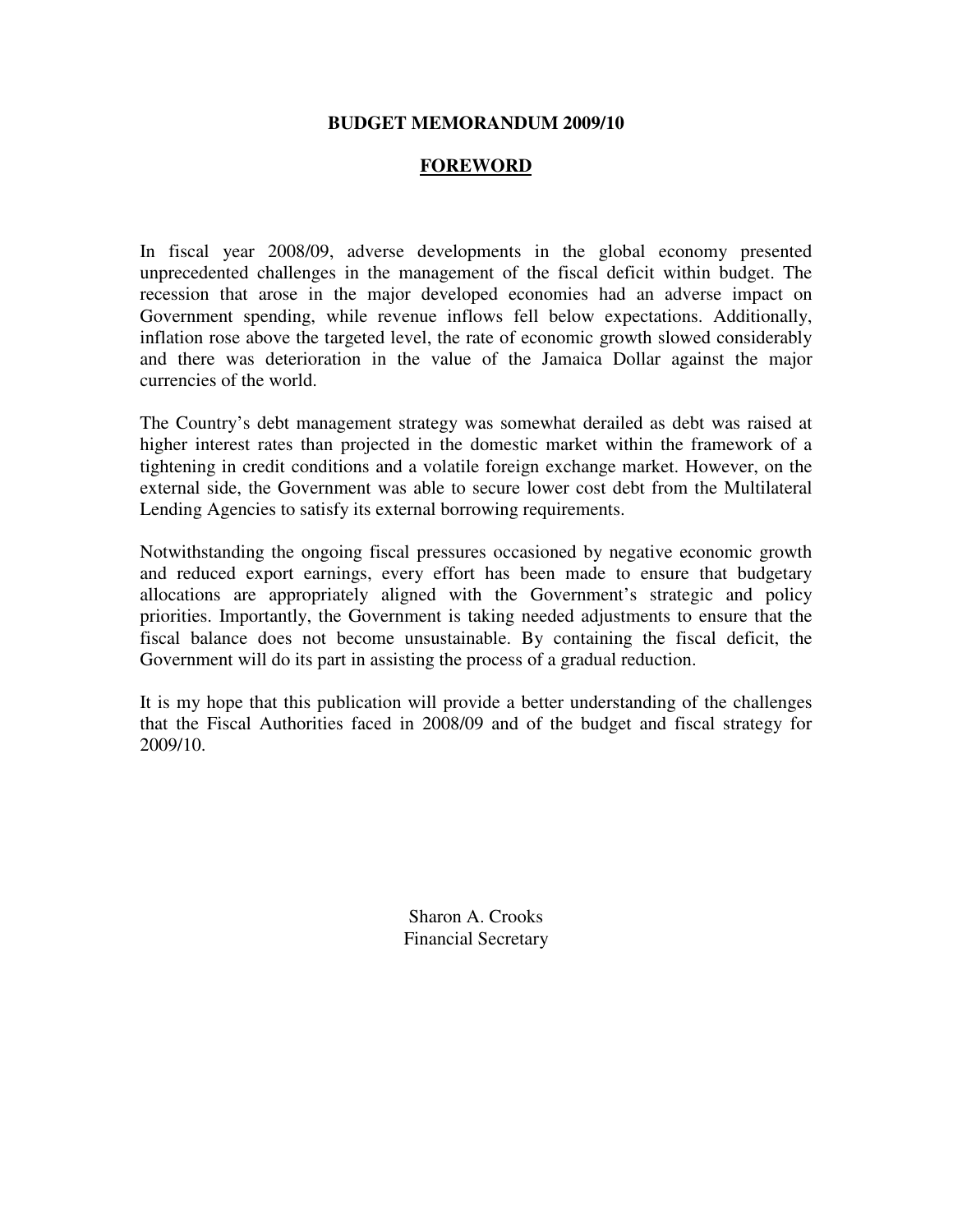# BUDGET MEMORANDUM 2009/10

## FOREWORD

In fiscal year 2008/09, adverse developments in the global economy presented unprecedented challenges in the management of the fiscal deficit within budget. The recession that arose in the major developed economies had an adverse impact on Government spending, while revenue inflows fell below expectations. Additionally, inflation rose above the targeted level, the rate of economic growth slowed considerably and there was deterioration in the value of the Jamaica Dollar against the major currencies of the world.

The Country's debt management strategy was somewhat derailed as debt was raised at higher interest rates than projected in the domestic market within the framework of a tightening in credit conditions and a volatile foreign exchange market. However, on the external side, the Government was able to secure lower cost debt from the Multilateral Lending Agencies to satisfy its external borrowing requirements.

Notwithstanding the ongoing fiscal pressures occasioned by negative economic growth and reduced export earnings, every effort has been made to ensure that budgetary allocations are appropriately aligned with the Government's strategic and policy priorities. Importantly, the Government is taking needed adjustments to ensure that the fiscal balance does not become unsustainable. By containing the fiscal deficit, the Government will do its part in assisting the process of a gradual reduction.

It is my hope that this publication will provide a better understanding of the challenges that the Fiscal Authorities faced in 2008/09 and of the budget and fiscal strategy for 2009/10.

Sharon A. Crooks
Financial Secretary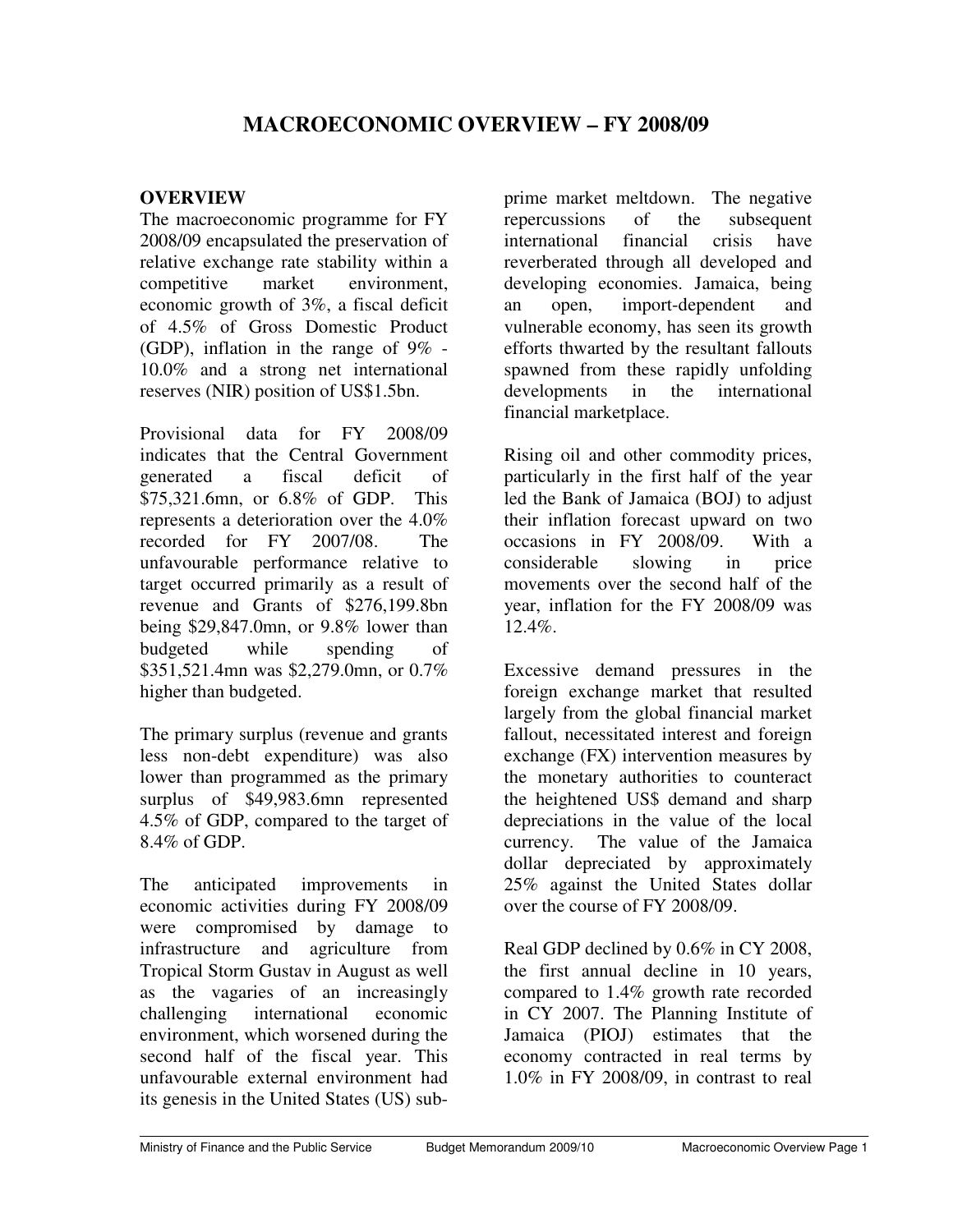# MACROECONOMIC OVERVIEW – FY 2008/09

## OVERVIEW

The macroeconomic programme for FY 2008/09 encapsulated the preservation of relative exchange rate stability within a competitive market environment, economic growth of 3%, a fiscal deficit of 4.5% of Gross Domestic Product (GDP), inflation in the range of 9% - 10.0% and a strong net international reserves (NIR) position of US$1.5bn.

Provisional data for FY 2008/09 indicates that the Central Government generated a fiscal deficit of $75,321.6mn, or 6.8% of GDP. This represents a deterioration over the 4.0% recorded for FY 2007/08. The unfavourable performance relative to target occurred primarily as a result of revenue and Grants of $276,199.8bn being $29,847.0mn, or 9.8% lower than budgeted while spending of $351,521.4mn was $2,279.0mn, or 0.7% higher than budgeted.

The primary surplus (revenue and grants less non-debt expenditure) was also lower than programmed as the primary surplus of $49,983.6mn represented 4.5% of GDP, compared to the target of 8.4% of GDP.

The anticipated improvements in economic activities during FY 2008/09 were compromised by damage to infrastructure and agriculture from Tropical Storm Gustav in August as well as the vagaries of an increasingly challenging international economic environment, which worsened during the second half of the fiscal year. This unfavourable external environment had its genesis in the United States (US) sub-prime market meltdown. The negative repercussions of the subsequent international financial crisis have reverberated through all developed and developing economies. Jamaica, being an open, import-dependent and vulnerable economy, has seen its growth efforts thwarted by the resultant fallouts spawned from these rapidly unfolding developments in the international financial marketplace.

Rising oil and other commodity prices, particularly in the first half of the year led the Bank of Jamaica (BOJ) to adjust their inflation forecast upward on two occasions in FY 2008/09. With a considerable slowing in price movements over the second half of the year, inflation for the FY 2008/09 was 12.4%.

Excessive demand pressures in the foreign exchange market that resulted largely from the global financial market fallout, necessitated interest and foreign exchange (FX) intervention measures by the monetary authorities to counteract the heightened US$ demand and sharp depreciations in the value of the local currency. The value of the Jamaica dollar depreciated by approximately 25% against the United States dollar over the course of FY 2008/09.

Real GDP declined by 0.6% in CY 2008, the first annual decline in 10 years, compared to 1.4% growth rate recorded in CY 2007. The Planning Institute of Jamaica (PIOJ) estimates that the economy contracted in real terms by 1.0% in FY 2008/09, in contrast to real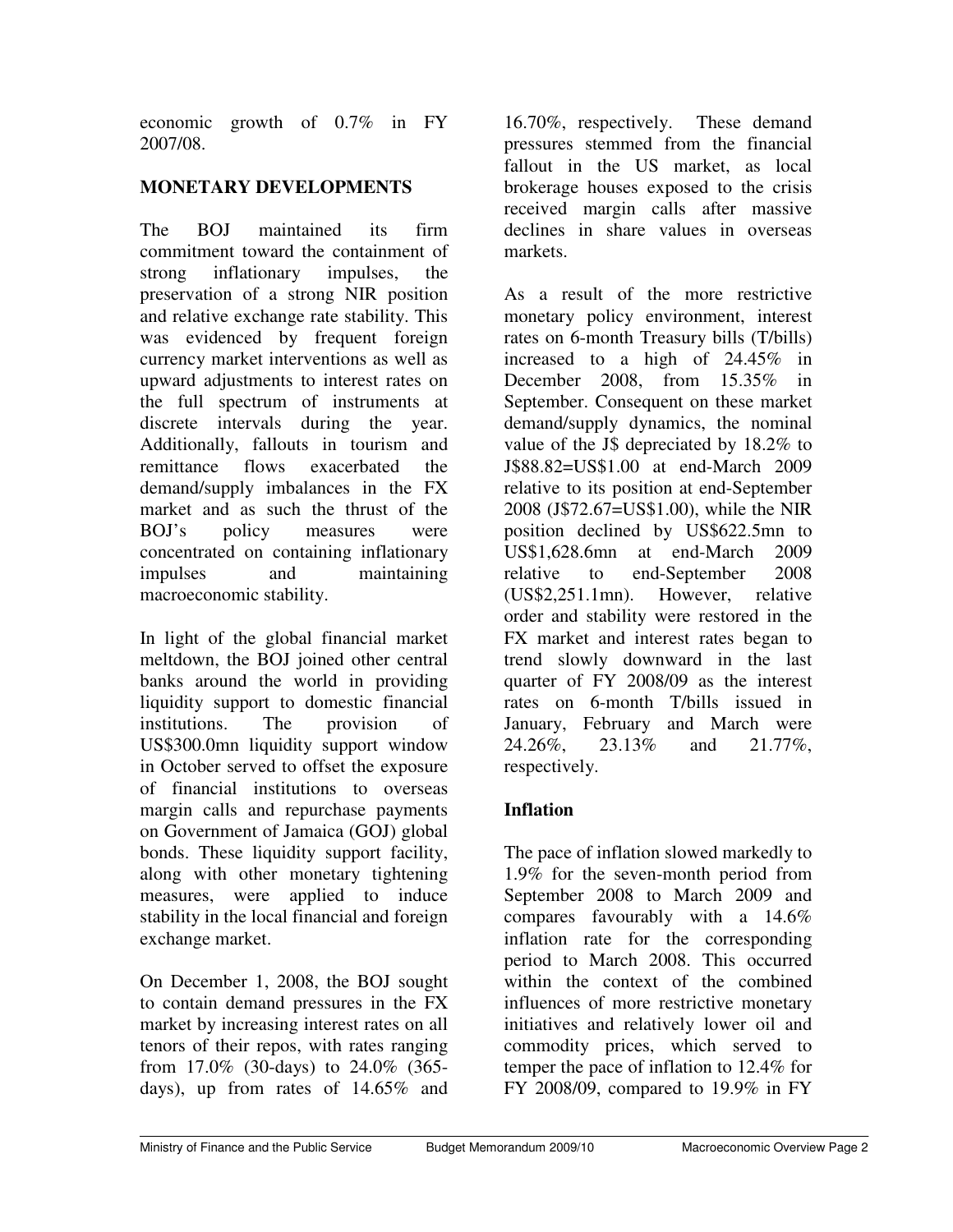economic growth of 0.7% in FY 2007/08.

## MONETARY DEVELOPMENTS

The BOJ maintained its firm commitment toward the containment of strong inflationary impulses, the preservation of a strong NIR position and relative exchange rate stability. This was evidenced by frequent foreign currency market interventions as well as upward adjustments to interest rates on the full spectrum of instruments at discrete intervals during the year. Additionally, fallouts in tourism and remittance flows exacerbated the demand/supply imbalances in the FX market and as such the thrust of the BOJ's policy measures were concentrated on containing inflationary impulses and maintaining macroeconomic stability.

In light of the global financial market meltdown, the BOJ joined other central banks around the world in providing liquidity support to domestic financial institutions. The provision of US$300.0mn liquidity support window in October served to offset the exposure of financial institutions to overseas margin calls and repurchase payments on Government of Jamaica (GOJ) global bonds. These liquidity support facility, along with other monetary tightening measures, were applied to induce stability in the local financial and foreign exchange market.

On December 1, 2008, the BOJ sought to contain demand pressures in the FX market by increasing interest rates on all tenors of their repos, with rates ranging from 17.0% (30-days) to 24.0% (365-days), up from rates of 14.65% and 16.70%, respectively. These demand pressures stemmed from the financial fallout in the US market, as local brokerage houses exposed to the crisis received margin calls after massive declines in share values in overseas markets.

As a result of the more restrictive monetary policy environment, interest rates on 6-month Treasury bills (T/bills) increased to a high of 24.45% in December 2008, from 15.35% in September. Consequent on these market demand/supply dynamics, the nominal value of the J$ depreciated by 18.2% to J$88.82=US$1.00 at end-March 2009 relative to its position at end-September 2008 (J$72.67=US$1.00), while the NIR position declined by US$622.5mn to US$1,628.6mn at end-March 2009 relative to end-September 2008 (US$2,251.1mn). However, relative order and stability were restored in the FX market and interest rates began to trend slowly downward in the last quarter of FY 2008/09 as the interest rates on 6-month T/bills issued in January, February and March were 24.26%, 23.13% and 21.77%, respectively.

### Inflation

The pace of inflation slowed markedly to 1.9% for the seven-month period from September 2008 to March 2009 and compares favourably with a 14.6% inflation rate for the corresponding period to March 2008. This occurred within the context of the combined influences of more restrictive monetary initiatives and relatively lower oil and commodity prices, which served to temper the pace of inflation to 12.4% for FY 2008/09, compared to 19.9% in FY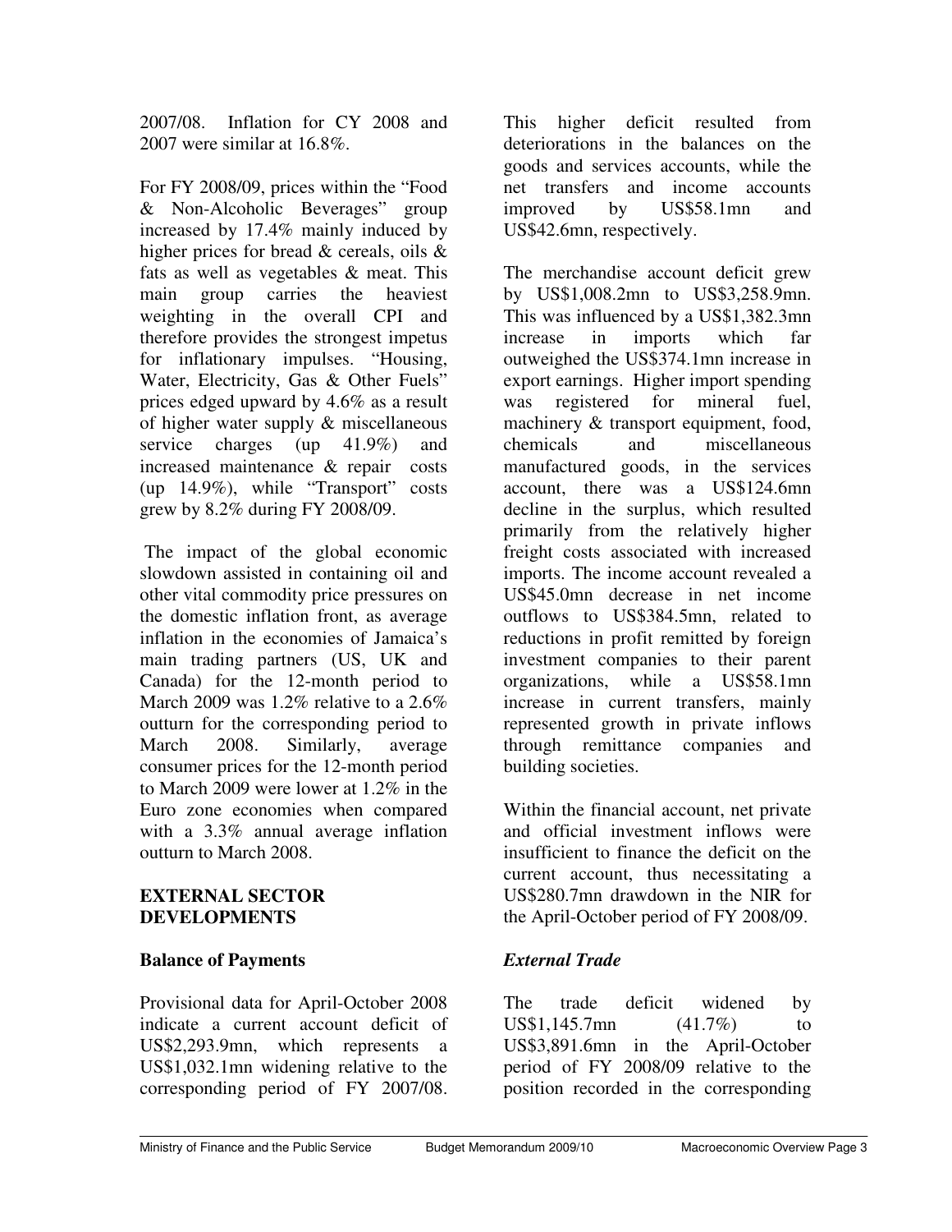2007/08. Inflation for CY 2008 and 2007 were similar at 16.8%.

For FY 2008/09, prices within the "Food & Non-Alcoholic Beverages" group increased by 17.4% mainly induced by higher prices for bread & cereals, oils & fats as well as vegetables & meat. This main group carries the heaviest weighting in the overall CPI and therefore provides the strongest impetus for inflationary impulses. "Housing, Water, Electricity, Gas & Other Fuels" prices edged upward by 4.6% as a result of higher water supply & miscellaneous service charges (up 41.9%) and increased maintenance & repair costs (up 14.9%), while "Transport" costs grew by 8.2% during FY 2008/09.

The impact of the global economic slowdown assisted in containing oil and other vital commodity price pressures on the domestic inflation front, as average inflation in the economies of Jamaica's main trading partners (US, UK and Canada) for the 12-month period to March 2009 was 1.2% relative to a 2.6% outturn for the corresponding period to March 2008. Similarly, average consumer prices for the 12-month period to March 2009 were lower at 1.2% in the Euro zone economies when compared with a 3.3% annual average inflation outturn to March 2008.

## EXTERNAL SECTOR DEVELOPMENTS

### Balance of Payments

Provisional data for April-October 2008 indicate a current account deficit of US$2,293.9mn, which represents a US$1,032.1mn widening relative to the corresponding period of FY 2007/08. This higher deficit resulted from deteriorations in the balances on the goods and services accounts, while the net transfers and income accounts improved by US$58.1mn and US$42.6mn, respectively.

The merchandise account deficit grew by US$1,008.2mn to US$3,258.9mn. This was influenced by a US$1,382.3mn increase in imports which far outweighed the US$374.1mn increase in export earnings. Higher import spending was registered for mineral fuel, machinery & transport equipment, food, chemicals and miscellaneous manufactured goods, in the services account, there was a US$124.6mn decline in the surplus, which resulted primarily from the relatively higher freight costs associated with increased imports. The income account revealed a US$45.0mn decrease in net income outflows to US$384.5mn, related to reductions in profit remitted by foreign investment companies to their parent organizations, while a US$58.1mn increase in current transfers, mainly represented growth in private inflows through remittance companies and building societies.

Within the financial account, net private and official investment inflows were insufficient to finance the deficit on the current account, thus necessitating a US$280.7mn drawdown in the NIR for the April-October period of FY 2008/09.

### *External Trade*

The trade deficit widened by US$1,145.7mn (41.7%) to US$3,891.6mn in the April-October period of FY 2008/09 relative to the position recorded in the corresponding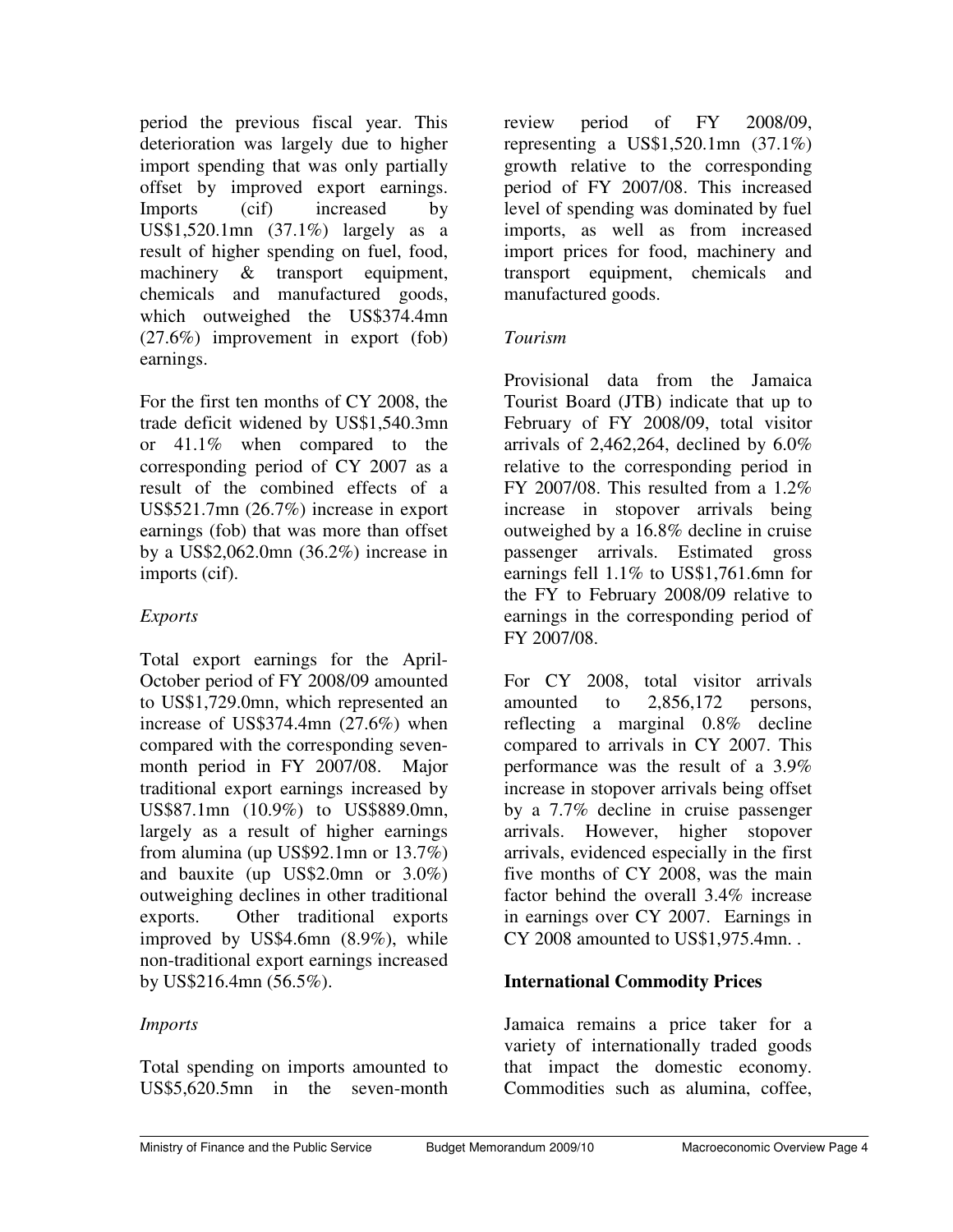period the previous fiscal year. This deterioration was largely due to higher import spending that was only partially offset by improved export earnings. Imports (cif) increased by US$1,520.1mn (37.1%) largely as a result of higher spending on fuel, food, machinery & transport equipment, chemicals and manufactured goods, which outweighed the US$374.4mn (27.6%) improvement in export (fob) earnings.

For the first ten months of CY 2008, the trade deficit widened by US$1,540.3mn or 41.1% when compared to the corresponding period of CY 2007 as a result of the combined effects of a US$521.7mn (26.7%) increase in export earnings (fob) that was more than offset by a US$2,062.0mn (36.2%) increase in imports (cif).

*Exports*

Total export earnings for the April-October period of FY 2008/09 amounted to US$1,729.0mn, which represented an increase of US$374.4mn (27.6%) when compared with the corresponding seven-month period in FY 2007/08. Major traditional export earnings increased by US$87.1mn (10.9%) to US$889.0mn, largely as a result of higher earnings from alumina (up US$92.1mn or 13.7%) and bauxite (up US$2.0mn or 3.0%) outweighing declines in other traditional exports. Other traditional exports improved by US$4.6mn (8.9%), while non-traditional export earnings increased by US$216.4mn (56.5%).

*Imports*

Total spending on imports amounted to US$5,620.5mn in the seven-month review period of FY 2008/09, representing a US$1,520.1mn (37.1%) growth relative to the corresponding period of FY 2007/08. This increased level of spending was dominated by fuel imports, as well as from increased import prices for food, machinery and transport equipment, chemicals and manufactured goods.

*Tourism*

Provisional data from the Jamaica Tourist Board (JTB) indicate that up to February of FY 2008/09, total visitor arrivals of 2,462,264, declined by 6.0% relative to the corresponding period in FY 2007/08. This resulted from a 1.2% increase in stopover arrivals being outweighed by a 16.8% decline in cruise passenger arrivals. Estimated gross earnings fell 1.1% to US$1,761.6mn for the FY to February 2008/09 relative to earnings in the corresponding period of FY 2007/08.

For CY 2008, total visitor arrivals amounted to 2,856,172 persons, reflecting a marginal 0.8% decline compared to arrivals in CY 2007. This performance was the result of a 3.9% increase in stopover arrivals being offset by a 7.7% decline in cruise passenger arrivals. However, higher stopover arrivals, evidenced especially in the first five months of CY 2008, was the main factor behind the overall 3.4% increase in earnings over CY 2007. Earnings in CY 2008 amounted to US$1,975.4mn. .

**International Commodity Prices**

Jamaica remains a price taker for a variety of internationally traded goods that impact the domestic economy. Commodities such as alumina, coffee,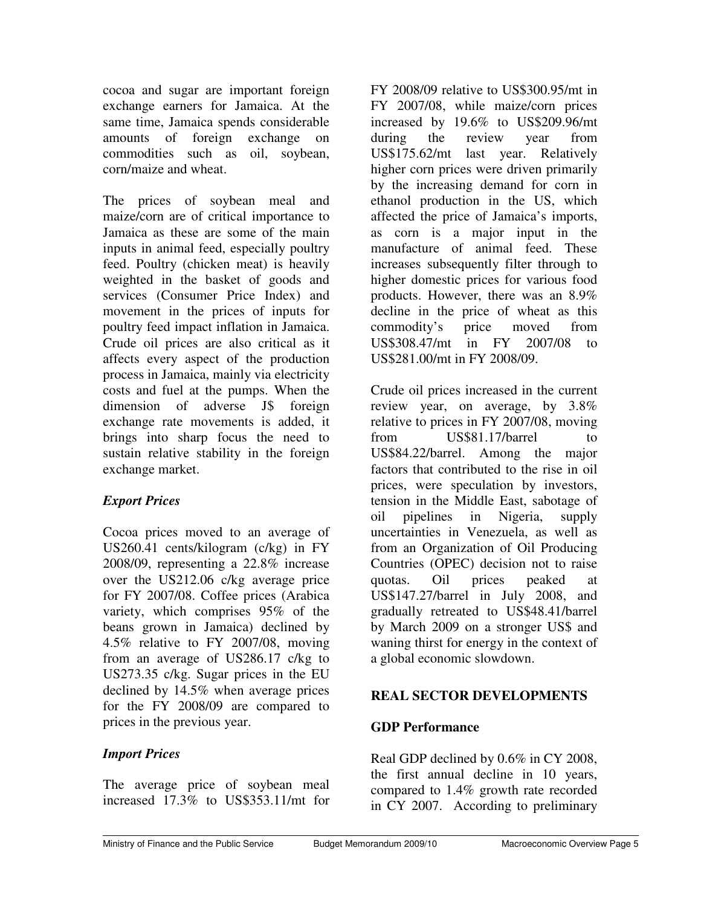cocoa and sugar are important foreign exchange earners for Jamaica. At the same time, Jamaica spends considerable amounts of foreign exchange on commodities such as oil, soybean, corn/maize and wheat.

The prices of soybean meal and maize/corn are of critical importance to Jamaica as these are some of the main inputs in animal feed, especially poultry feed. Poultry (chicken meat) is heavily weighted in the basket of goods and services (Consumer Price Index) and movement in the prices of inputs for poultry feed impact inflation in Jamaica. Crude oil prices are also critical as it affects every aspect of the production process in Jamaica, mainly via electricity costs and fuel at the pumps. When the dimension of adverse J$ foreign exchange rate movements is added, it brings into sharp focus the need to sustain relative stability in the foreign exchange market.

### *Export Prices*

Cocoa prices moved to an average of US260.41 cents/kilogram (c/kg) in FY 2008/09, representing a 22.8% increase over the US212.06 c/kg average price for FY 2007/08. Coffee prices (Arabica variety, which comprises 95% of the beans grown in Jamaica) declined by 4.5% relative to FY 2007/08, moving from an average of US286.17 c/kg to US273.35 c/kg. Sugar prices in the EU declined by 14.5% when average prices for the FY 2008/09 are compared to prices in the previous year.

### *Import Prices*

The average price of soybean meal increased 17.3% to US$353.11/mt for FY 2008/09 relative to US$300.95/mt in FY 2007/08, while maize/corn prices increased by 19.6% to US$209.96/mt during the review year from US$175.62/mt last year. Relatively higher corn prices were driven primarily by the increasing demand for corn in ethanol production in the US, which affected the price of Jamaica's imports, as corn is a major input in the manufacture of animal feed. These increases subsequently filter through to higher domestic prices for various food products. However, there was an 8.9% decline in the price of wheat as this commodity's price moved from US$308.47/mt in FY 2007/08 to US$281.00/mt in FY 2008/09.

Crude oil prices increased in the current review year, on average, by 3.8% relative to prices in FY 2007/08, moving from US$81.17/barrel to US$84.22/barrel. Among the major factors that contributed to the rise in oil prices, were speculation by investors, tension in the Middle East, sabotage of oil pipelines in Nigeria, supply uncertainties in Venezuela, as well as from an Organization of Oil Producing Countries (OPEC) decision not to raise quotas. Oil prices peaked at US$147.27/barrel in July 2008, and gradually retreated to US$48.41/barrel by March 2009 on a stronger US$ and waning thirst for energy in the context of a global economic slowdown.

## REAL SECTOR DEVELOPMENTS

### GDP Performance

Real GDP declined by 0.6% in CY 2008, the first annual decline in 10 years, compared to 1.4% growth rate recorded in CY 2007. According to preliminary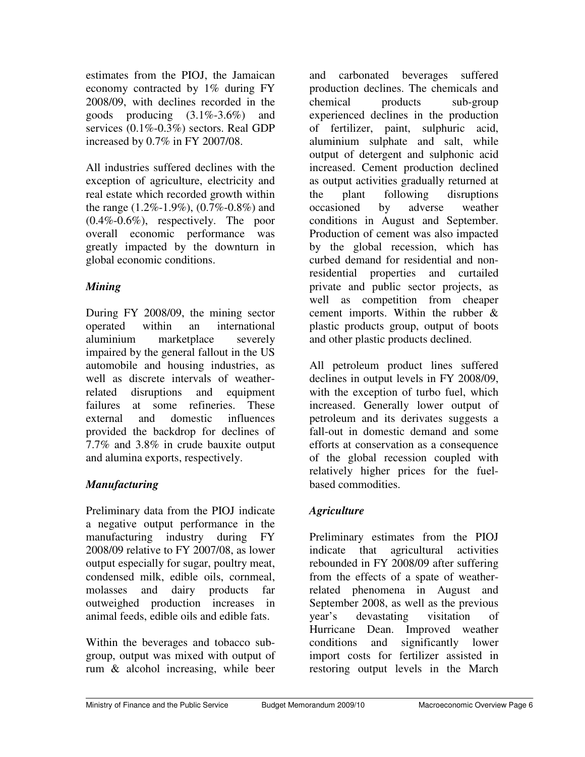estimates from the PIOJ, the Jamaican economy contracted by 1% during FY 2008/09, with declines recorded in the goods producing (3.1%-3.6%) and services (0.1%-0.3%) sectors. Real GDP increased by 0.7% in FY 2007/08.

All industries suffered declines with the exception of agriculture, electricity and real estate which recorded growth within the range (1.2%-1.9%), (0.7%-0.8%) and (0.4%-0.6%), respectively. The poor overall economic performance was greatly impacted by the downturn in global economic conditions.

### *Mining*

During FY 2008/09, the mining sector operated within an international aluminium marketplace severely impaired by the general fallout in the US automobile and housing industries, as well as discrete intervals of weather-related disruptions and equipment failures at some refineries. These external and domestic influences provided the backdrop for declines of 7.7% and 3.8% in crude bauxite output and alumina exports, respectively.

### *Manufacturing*

Preliminary data from the PIOJ indicate a negative output performance in the manufacturing industry during FY 2008/09 relative to FY 2007/08, as lower output especially for sugar, poultry meat, condensed milk, edible oils, cornmeal, molasses and dairy products far outweighed production increases in animal feeds, edible oils and edible fats.

Within the beverages and tobacco sub-group, output was mixed with output of rum & alcohol increasing, while beer and carbonated beverages suffered production declines. The chemicals and chemical products sub-group experienced declines in the production of fertilizer, paint, sulphuric acid, aluminium sulphate and salt, while output of detergent and sulphonic acid increased. Cement production declined as output activities gradually returned at the plant following disruptions occasioned by adverse weather conditions in August and September. Production of cement was also impacted by the global recession, which has curbed demand for residential and non-residential properties and curtailed private and public sector projects, as well as competition from cheaper cement imports. Within the rubber & plastic products group, output of boots and other plastic products declined.

All petroleum product lines suffered declines in output levels in FY 2008/09, with the exception of turbo fuel, which increased. Generally lower output of petroleum and its derivates suggests a fall-out in domestic demand and some efforts at conservation as a consequence of the global recession coupled with relatively higher prices for the fuel-based commodities.

### *Agriculture*

Preliminary estimates from the PIOJ indicate that agricultural activities rebounded in FY 2008/09 after suffering from the effects of a spate of weather-related phenomena in August and September 2008, as well as the previous year's devastating visitation of Hurricane Dean. Improved weather conditions and significantly lower import costs for fertilizer assisted in restoring output levels in the March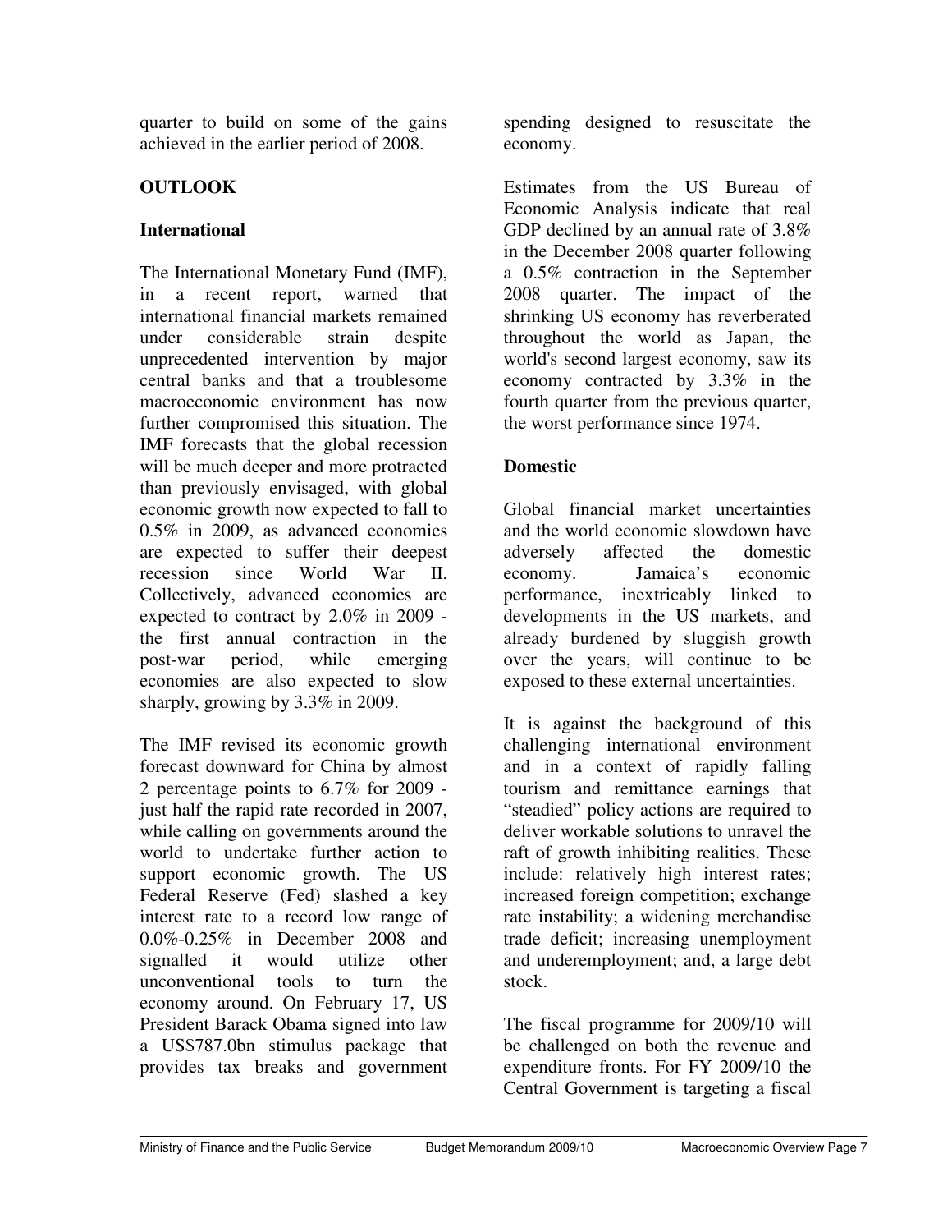quarter to build on some of the gains achieved in the earlier period of 2008.

## OUTLOOK

### International

The International Monetary Fund (IMF), in a recent report, warned that international financial markets remained under considerable strain despite unprecedented intervention by major central banks and that a troublesome macroeconomic environment has now further compromised this situation. The IMF forecasts that the global recession will be much deeper and more protracted than previously envisaged, with global economic growth now expected to fall to 0.5% in 2009, as advanced economies are expected to suffer their deepest recession since World War II. Collectively, advanced economies are expected to contract by 2.0% in 2009 - the first annual contraction in the post-war period, while emerging economies are also expected to slow sharply, growing by 3.3% in 2009.

The IMF revised its economic growth forecast downward for China by almost 2 percentage points to 6.7% for 2009 - just half the rapid rate recorded in 2007, while calling on governments around the world to undertake further action to support economic growth. The US Federal Reserve (Fed) slashed a key interest rate to a record low range of 0.0%-0.25% in December 2008 and signalled it would utilize other unconventional tools to turn the economy around. On February 17, US President Barack Obama signed into law a US$787.0bn stimulus package that provides tax breaks and government spending designed to resuscitate the economy.

Estimates from the US Bureau of Economic Analysis indicate that real GDP declined by an annual rate of 3.8% in the December 2008 quarter following a 0.5% contraction in the September 2008 quarter. The impact of the shrinking US economy has reverberated throughout the world as Japan, the world's second largest economy, saw its economy contracted by 3.3% in the fourth quarter from the previous quarter, the worst performance since 1974.

### Domestic

Global financial market uncertainties and the world economic slowdown have adversely affected the domestic economy. Jamaica's economic performance, inextricably linked to developments in the US markets, and already burdened by sluggish growth over the years, will continue to be exposed to these external uncertainties.

It is against the background of this challenging international environment and in a context of rapidly falling tourism and remittance earnings that "steadied" policy actions are required to deliver workable solutions to unravel the raft of growth inhibiting realities. These include: relatively high interest rates; increased foreign competition; exchange rate instability; a widening merchandise trade deficit; increasing unemployment and underemployment; and, a large debt stock.

The fiscal programme for 2009/10 will be challenged on both the revenue and expenditure fronts. For FY 2009/10 the Central Government is targeting a fiscal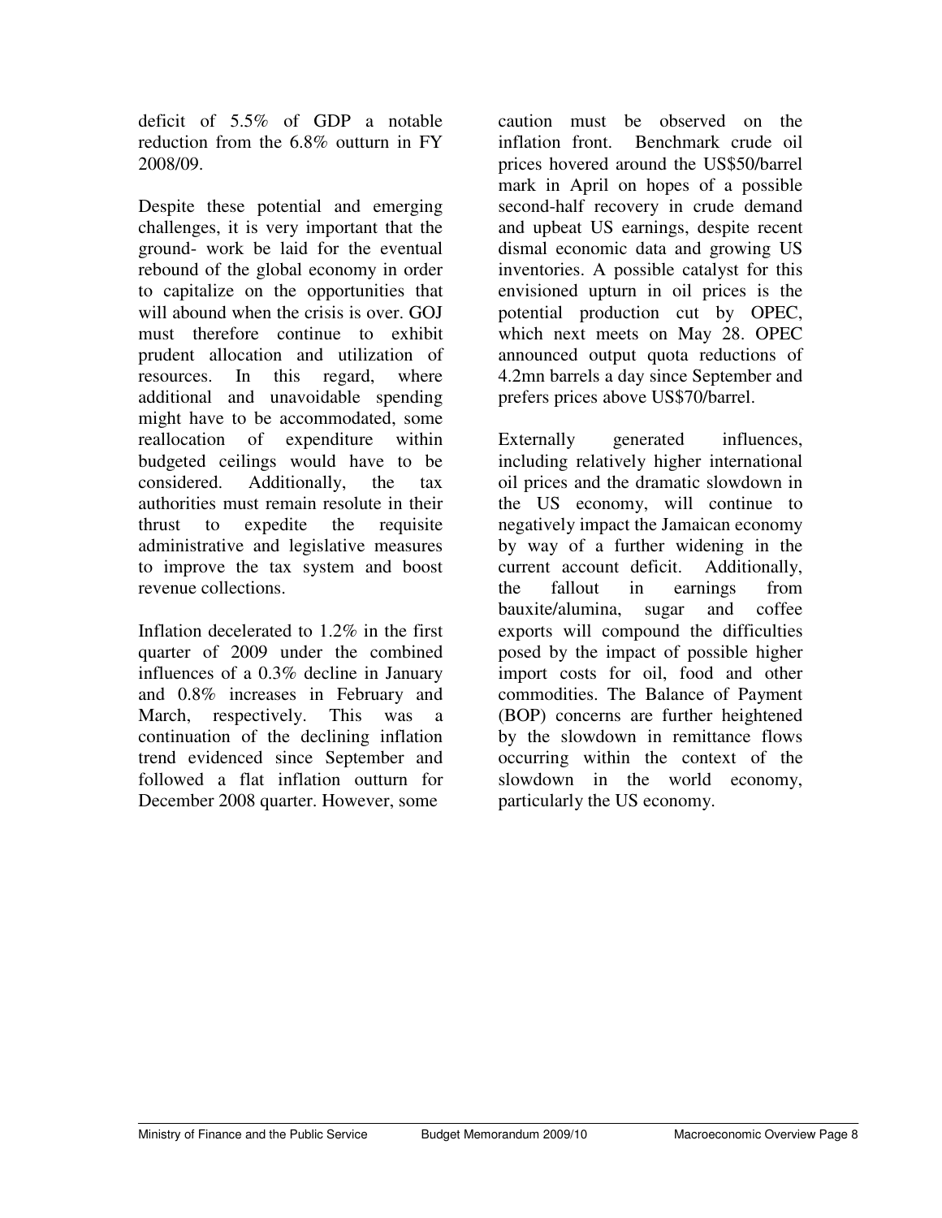deficit of 5.5% of GDP a notable reduction from the 6.8% outturn in FY 2008/09.

Despite these potential and emerging challenges, it is very important that the ground- work be laid for the eventual rebound of the global economy in order to capitalize on the opportunities that will abound when the crisis is over. GOJ must therefore continue to exhibit prudent allocation and utilization of resources. In this regard, where additional and unavoidable spending might have to be accommodated, some reallocation of expenditure within budgeted ceilings would have to be considered. Additionally, the tax authorities must remain resolute in their thrust to expedite the requisite administrative and legislative measures to improve the tax system and boost revenue collections.

Inflation decelerated to 1.2% in the first quarter of 2009 under the combined influences of a 0.3% decline in January and 0.8% increases in February and March, respectively. This was a continuation of the declining inflation trend evidenced since September and followed a flat inflation outturn for December 2008 quarter. However, some caution must be observed on the inflation front. Benchmark crude oil prices hovered around the US$50/barrel mark in April on hopes of a possible second-half recovery in crude demand and upbeat US earnings, despite recent dismal economic data and growing US inventories. A possible catalyst for this envisioned upturn in oil prices is the potential production cut by OPEC, which next meets on May 28. OPEC announced output quota reductions of 4.2mn barrels a day since September and prefers prices above US$70/barrel.

Externally generated influences, including relatively higher international oil prices and the dramatic slowdown in the US economy, will continue to negatively impact the Jamaican economy by way of a further widening in the current account deficit. Additionally, the fallout in earnings from bauxite/alumina, sugar and coffee exports will compound the difficulties posed by the impact of possible higher import costs for oil, food and other commodities. The Balance of Payment (BOP) concerns are further heightened by the slowdown in remittance flows occurring within the context of the slowdown in the world economy, particularly the US economy.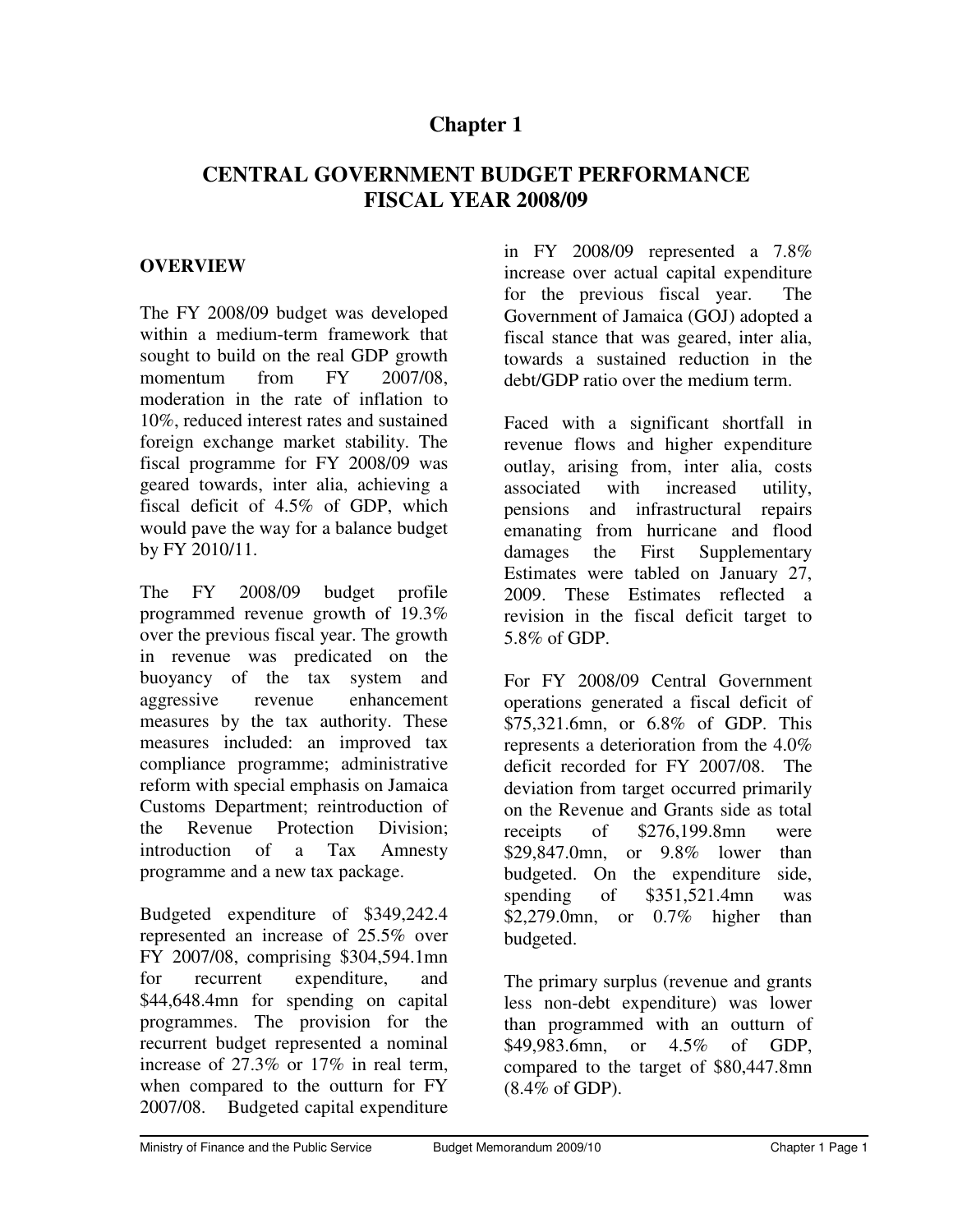# Chapter 1

## CENTRAL GOVERNMENT BUDGET PERFORMANCE FISCAL YEAR 2008/09

### OVERVIEW

The FY 2008/09 budget was developed within a medium-term framework that sought to build on the real GDP growth momentum from FY 2007/08, moderation in the rate of inflation to 10%, reduced interest rates and sustained foreign exchange market stability. The fiscal programme for FY 2008/09 was geared towards, inter alia, achieving a fiscal deficit of 4.5% of GDP, which would pave the way for a balance budget by FY 2010/11.

The FY 2008/09 budget profile programmed revenue growth of 19.3% over the previous fiscal year. The growth in revenue was predicated on the buoyancy of the tax system and aggressive revenue enhancement measures by the tax authority. These measures included: an improved tax compliance programme; administrative reform with special emphasis on Jamaica Customs Department; reintroduction of the Revenue Protection Division; introduction of a Tax Amnesty programme and a new tax package.

Budgeted expenditure of $349,242.4 represented an increase of 25.5% over FY 2007/08, comprising $304,594.1mn for recurrent expenditure, and $44,648.4mn for spending on capital programmes. The provision for the recurrent budget represented a nominal increase of 27.3% or 17% in real term, when compared to the outturn for FY 2007/08. Budgeted capital expenditure in FY 2008/09 represented a 7.8% increase over actual capital expenditure for the previous fiscal year. The Government of Jamaica (GOJ) adopted a fiscal stance that was geared, inter alia, towards a sustained reduction in the debt/GDP ratio over the medium term.

Faced with a significant shortfall in revenue flows and higher expenditure outlay, arising from, inter alia, costs associated with increased utility, pensions and infrastructural repairs emanating from hurricane and flood damages the First Supplementary Estimates were tabled on January 27, 2009. These Estimates reflected a revision in the fiscal deficit target to 5.8% of GDP.

For FY 2008/09 Central Government operations generated a fiscal deficit of $75,321.6mn, or 6.8% of GDP. This represents a deterioration from the 4.0% deficit recorded for FY 2007/08. The deviation from target occurred primarily on the Revenue and Grants side as total receipts of $276,199.8mn were $29,847.0mn, or 9.8% lower than budgeted. On the expenditure side, spending of $351,521.4mn was $2,279.0mn, or 0.7% higher than budgeted.

The primary surplus (revenue and grants less non-debt expenditure) was lower than programmed with an outturn of $49,983.6mn, or 4.5% of GDP, compared to the target of $80,447.8mn (8.4% of GDP).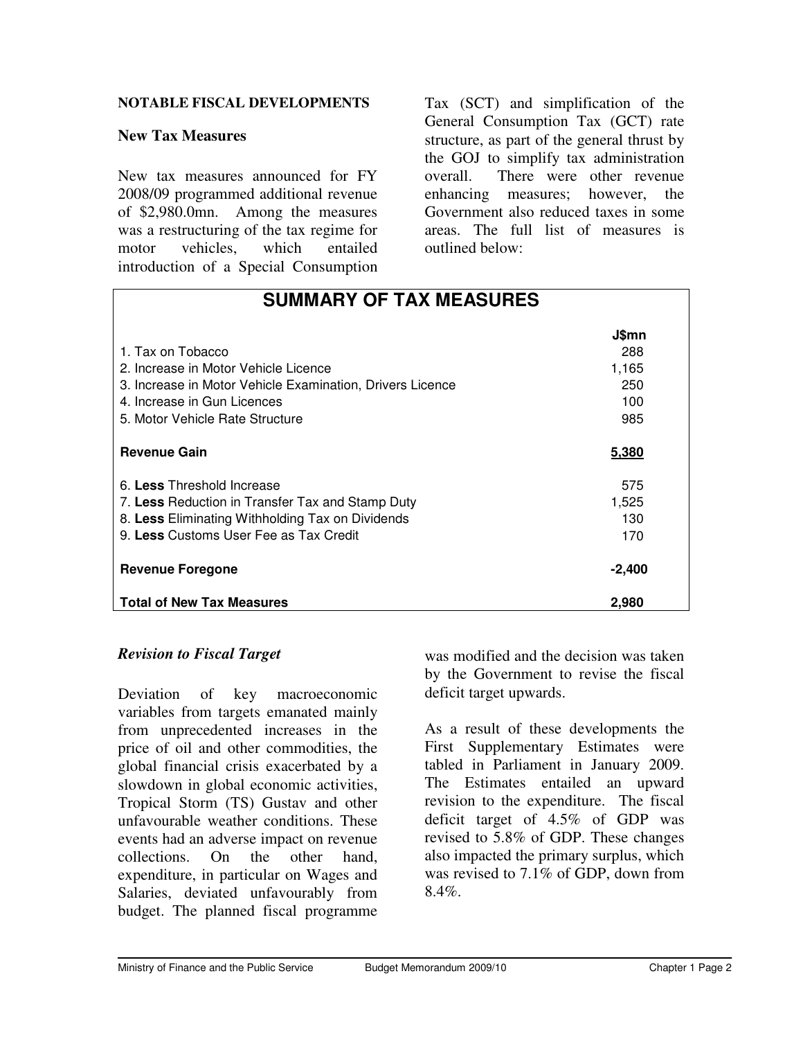**NOTABLE FISCAL DEVELOPMENTS**

**New Tax Measures**

New tax measures announced for FY 2008/09 programmed additional revenue of $2,980.0mn. Among the measures was a restructuring of the tax regime for motor vehicles, which entailed introduction of a Special Consumption Tax (SCT) and simplification of the General Consumption Tax (GCT) rate structure, as part of the general thrust by the GOJ to simplify tax administration overall. There were other revenue enhancing measures; however, the Government also reduced taxes in some areas. The full list of measures is outlined below:

## SUMMARY OF TAX MEASURES

| | J$mn |
|---|---|
| 1. Tax on Tobacco | 288 |
| 2. Increase in Motor Vehicle Licence | 1,165 |
| 3. Increase in Motor Vehicle Examination, Drivers Licence | 250 |
| 4. Increase in Gun Licences | 100 |
| 5. Motor Vehicle Rate Structure | 985 |
| **Revenue Gain** | **5,380** |
| 6. **Less** Threshold Increase | 575 |
| 7. **Less** Reduction in Transfer Tax and Stamp Duty | 1,525 |
| 8. **Less** Eliminating Withholding Tax on Dividends | 130 |
| 9. **Less** Customs User Fee as Tax Credit | 170 |
| **Revenue Foregone** | **-2,400** |
| **Total of New Tax Measures** | **2,980** |

***Revision to Fiscal Target***

Deviation of key macroeconomic variables from targets emanated mainly from unprecedented increases in the price of oil and other commodities, the global financial crisis exacerbated by a slowdown in global economic activities, Tropical Storm (TS) Gustav and other unfavourable weather conditions. These events had an adverse impact on revenue collections. On the other hand, expenditure, in particular on Wages and Salaries, deviated unfavourably from budget. The planned fiscal programme was modified and the decision was taken by the Government to revise the fiscal deficit target upwards.

As a result of these developments the First Supplementary Estimates were tabled in Parliament in January 2009. The Estimates entailed an upward revision to the expenditure. The fiscal deficit target of 4.5% of GDP was revised to 5.8% of GDP. These changes also impacted the primary surplus, which was revised to 7.1% of GDP, down from 8.4%.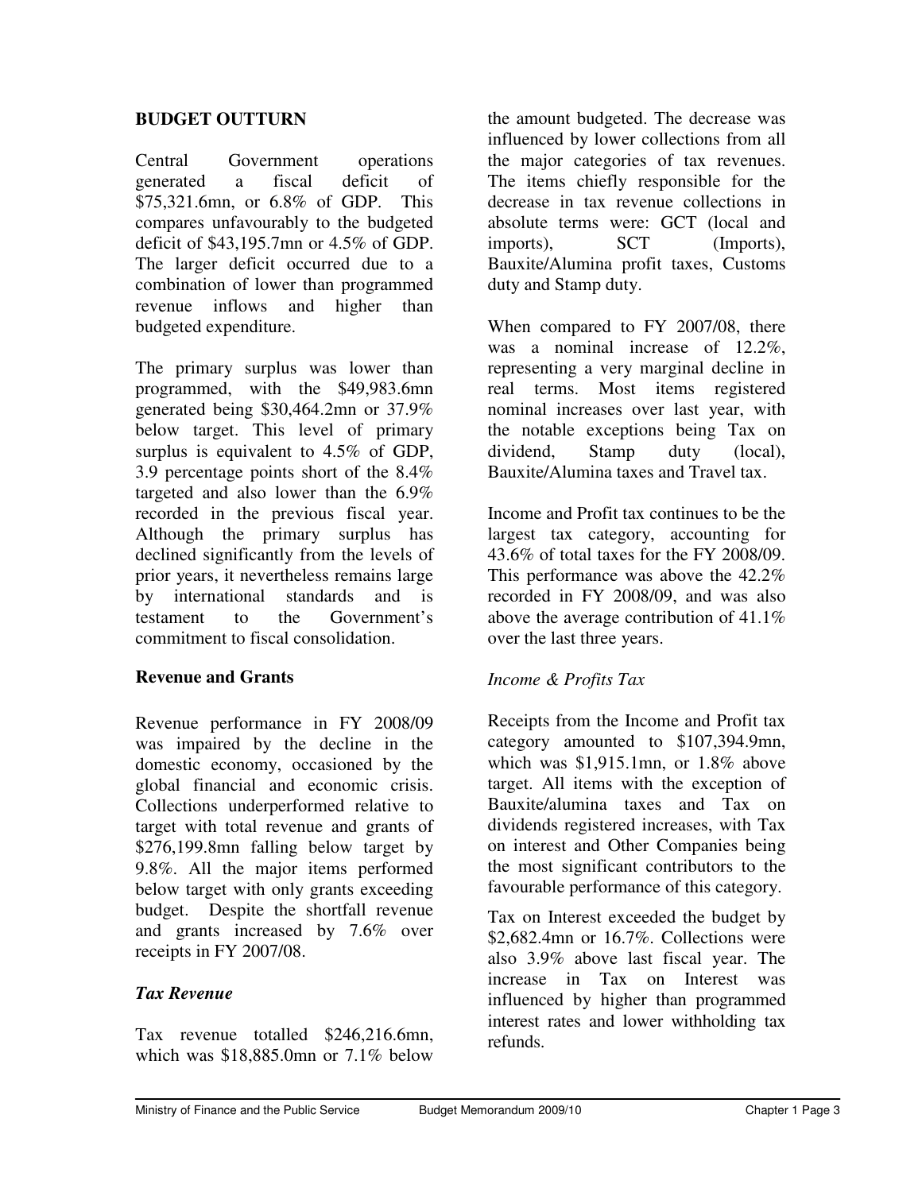## BUDGET OUTTURN

Central Government operations generated a fiscal deficit of $75,321.6mn, or 6.8% of GDP. This compares unfavourably to the budgeted deficit of $43,195.7mn or 4.5% of GDP. The larger deficit occurred due to a combination of lower than programmed revenue inflows and higher than budgeted expenditure.

The primary surplus was lower than programmed, with the $49,983.6mn generated being $30,464.2mn or 37.9% below target. This level of primary surplus is equivalent to 4.5% of GDP, 3.9 percentage points short of the 8.4% targeted and also lower than the 6.9% recorded in the previous fiscal year. Although the primary surplus has declined significantly from the levels of prior years, it nevertheless remains large by international standards and is testament to the Government's commitment to fiscal consolidation.

### Revenue and Grants

Revenue performance in FY 2008/09 was impaired by the decline in the domestic economy, occasioned by the global financial and economic crisis. Collections underperformed relative to target with total revenue and grants of $276,199.8mn falling below target by 9.8%. All the major items performed below target with only grants exceeding budget. Despite the shortfall revenue and grants increased by 7.6% over receipts in FY 2007/08.

#### *Tax Revenue*

Tax revenue totalled $246,216.6mn, which was $18,885.0mn or 7.1% below the amount budgeted. The decrease was influenced by lower collections from all the major categories of tax revenues. The items chiefly responsible for the decrease in tax revenue collections in absolute terms were: GCT (local and imports), SCT (Imports), Bauxite/Alumina profit taxes, Customs duty and Stamp duty.

When compared to FY 2007/08, there was a nominal increase of 12.2%, representing a very marginal decline in real terms. Most items registered nominal increases over last year, with the notable exceptions being Tax on dividend, Stamp duty (local), Bauxite/Alumina taxes and Travel tax.

Income and Profit tax continues to be the largest tax category, accounting for 43.6% of total taxes for the FY 2008/09. This performance was above the 42.2% recorded in FY 2008/09, and was also above the average contribution of 41.1% over the last three years.

#### *Income & Profits Tax*

Receipts from the Income and Profit tax category amounted to $107,394.9mn, which was $1,915.1mn, or 1.8% above target. All items with the exception of Bauxite/alumina taxes and Tax on dividends registered increases, with Tax on interest and Other Companies being the most significant contributors to the favourable performance of this category.

Tax on Interest exceeded the budget by $2,682.4mn or 16.7%. Collections were also 3.9% above last fiscal year. The increase in Tax on Interest was influenced by higher than programmed interest rates and lower withholding tax refunds.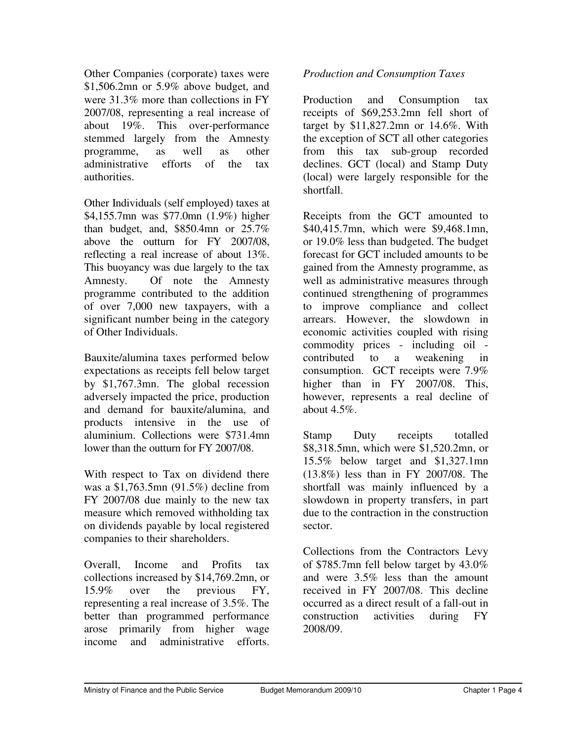Other Companies (corporate) taxes were $1,506.2mn or 5.9% above budget, and were 31.3% more than collections in FY 2007/08, representing a real increase of about 19%. This over-performance stemmed largely from the Amnesty programme, as well as other administrative efforts of the tax authorities.

Other Individuals (self employed) taxes at $4,155.7mn was $77.0mn (1.9%) higher than budget, and, $850.4mn or 25.7% above the outturn for FY 2007/08, reflecting a real increase of about 13%. This buoyancy was due largely to the tax Amnesty. Of note the Amnesty programme contributed to the addition of over 7,000 new taxpayers, with a significant number being in the category of Other Individuals.

Bauxite/alumina taxes performed below expectations as receipts fell below target by $1,767.3mn. The global recession adversely impacted the price, production and demand for bauxite/alumina, and products intensive in the use of aluminium. Collections were $731.4mn lower than the outturn for FY 2007/08.

With respect to Tax on dividend there was a $1,763.5mn (91.5%) decline from FY 2007/08 due mainly to the new tax measure which removed withholding tax on dividends payable by local registered companies to their shareholders.

Overall, Income and Profits tax collections increased by $14,769.2mn, or 15.9% over the previous FY, representing a real increase of 3.5%. The better than programmed performance arose primarily from higher wage income and administrative efforts.

*Production and Consumption Taxes*

Production and Consumption tax receipts of $69,253.2mn fell short of target by $11,827.2mn or 14.6%. With the exception of SCT all other categories from this tax sub-group recorded declines. GCT (local) and Stamp Duty (local) were largely responsible for the shortfall.

Receipts from the GCT amounted to $40,415.7mn, which were $9,468.1mn, or 19.0% less than budgeted. The budget forecast for GCT included amounts to be gained from the Amnesty programme, as well as administrative measures through continued strengthening of programmes to improve compliance and collect arrears. However, the slowdown in economic activities coupled with rising commodity prices - including oil - contributed to a weakening in consumption. GCT receipts were 7.9% higher than in FY 2007/08. This, however, represents a real decline of about 4.5%.

Stamp Duty receipts totalled $8,318.5mn, which were $1,520.2mn, or 15.5% below target and $1,327.1mn (13.8%) less than in FY 2007/08. The shortfall was mainly influenced by a slowdown in property transfers, in part due to the contraction in the construction sector.

Collections from the Contractors Levy of $785.7mn fell below target by 43.0% and were 3.5% less than the amount received in FY 2007/08. This decline occurred as a direct result of a fall-out in construction activities during FY 2008/09.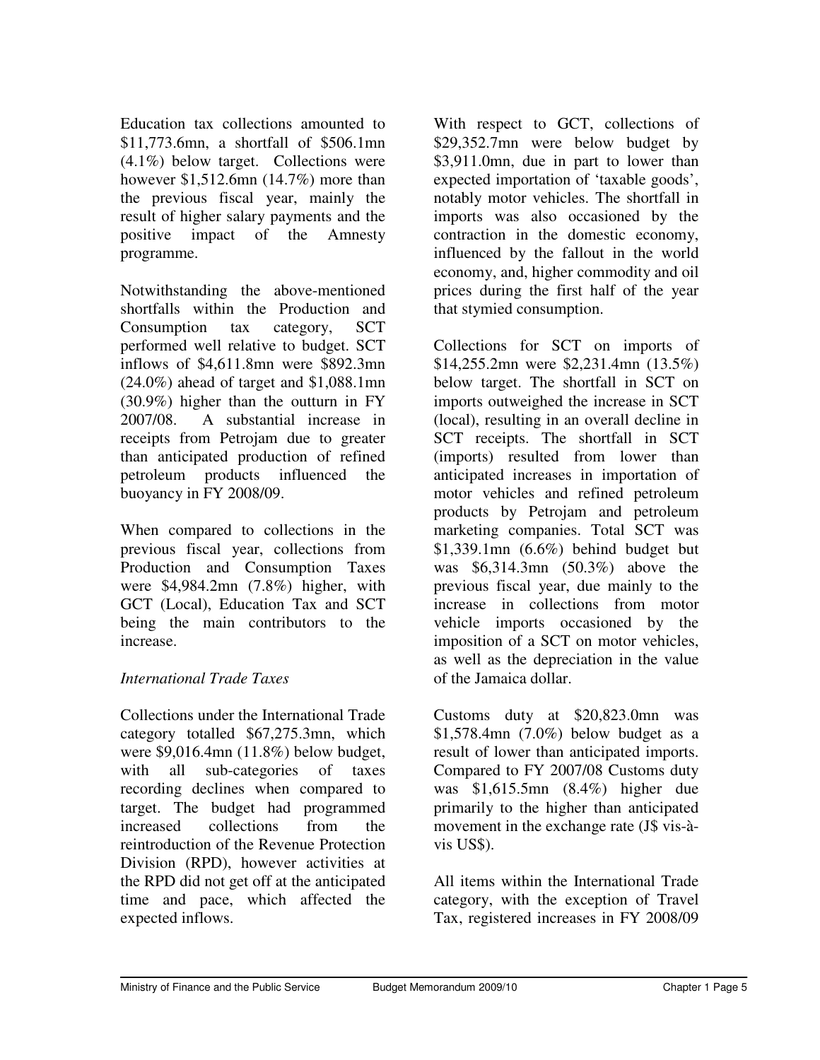Education tax collections amounted to $11,773.6mn, a shortfall of $506.1mn (4.1%) below target. Collections were however $1,512.6mn (14.7%) more than the previous fiscal year, mainly the result of higher salary payments and the positive impact of the Amnesty programme.

Notwithstanding the above-mentioned shortfalls within the Production and Consumption tax category, SCT performed well relative to budget. SCT inflows of $4,611.8mn were $892.3mn (24.0%) ahead of target and $1,088.1mn (30.9%) higher than the outturn in FY 2007/08. A substantial increase in receipts from Petrojam due to greater than anticipated production of refined petroleum products influenced the buoyancy in FY 2008/09.

When compared to collections in the previous fiscal year, collections from Production and Consumption Taxes were $4,984.2mn (7.8%) higher, with GCT (Local), Education Tax and SCT being the main contributors to the increase.

*International Trade Taxes*

Collections under the International Trade category totalled $67,275.3mn, which were $9,016.4mn (11.8%) below budget, with all sub-categories of taxes recording declines when compared to target. The budget had programmed increased collections from the reintroduction of the Revenue Protection Division (RPD), however activities at the RPD did not get off at the anticipated time and pace, which affected the expected inflows.

With respect to GCT, collections of $29,352.7mn were below budget by $3,911.0mn, due in part to lower than expected importation of 'taxable goods', notably motor vehicles. The shortfall in imports was also occasioned by the contraction in the domestic economy, influenced by the fallout in the world economy, and, higher commodity and oil prices during the first half of the year that stymied consumption.

Collections for SCT on imports of $14,255.2mn were $2,231.4mn (13.5%) below target. The shortfall in SCT on imports outweighed the increase in SCT (local), resulting in an overall decline in SCT receipts. The shortfall in SCT (imports) resulted from lower than anticipated increases in importation of motor vehicles and refined petroleum products by Petrojam and petroleum marketing companies. Total SCT was $1,339.1mn (6.6%) behind budget but was $6,314.3mn (50.3%) above the previous fiscal year, due mainly to the increase in collections from motor vehicle imports occasioned by the imposition of a SCT on motor vehicles, as well as the depreciation in the value of the Jamaica dollar.

Customs duty at $20,823.0mn was $1,578.4mn (7.0%) below budget as a result of lower than anticipated imports. Compared to FY 2007/08 Customs duty was $1,615.5mn (8.4%) higher due primarily to the higher than anticipated movement in the exchange rate (J$ vis-à-vis US$).

All items within the International Trade category, with the exception of Travel Tax, registered increases in FY 2008/09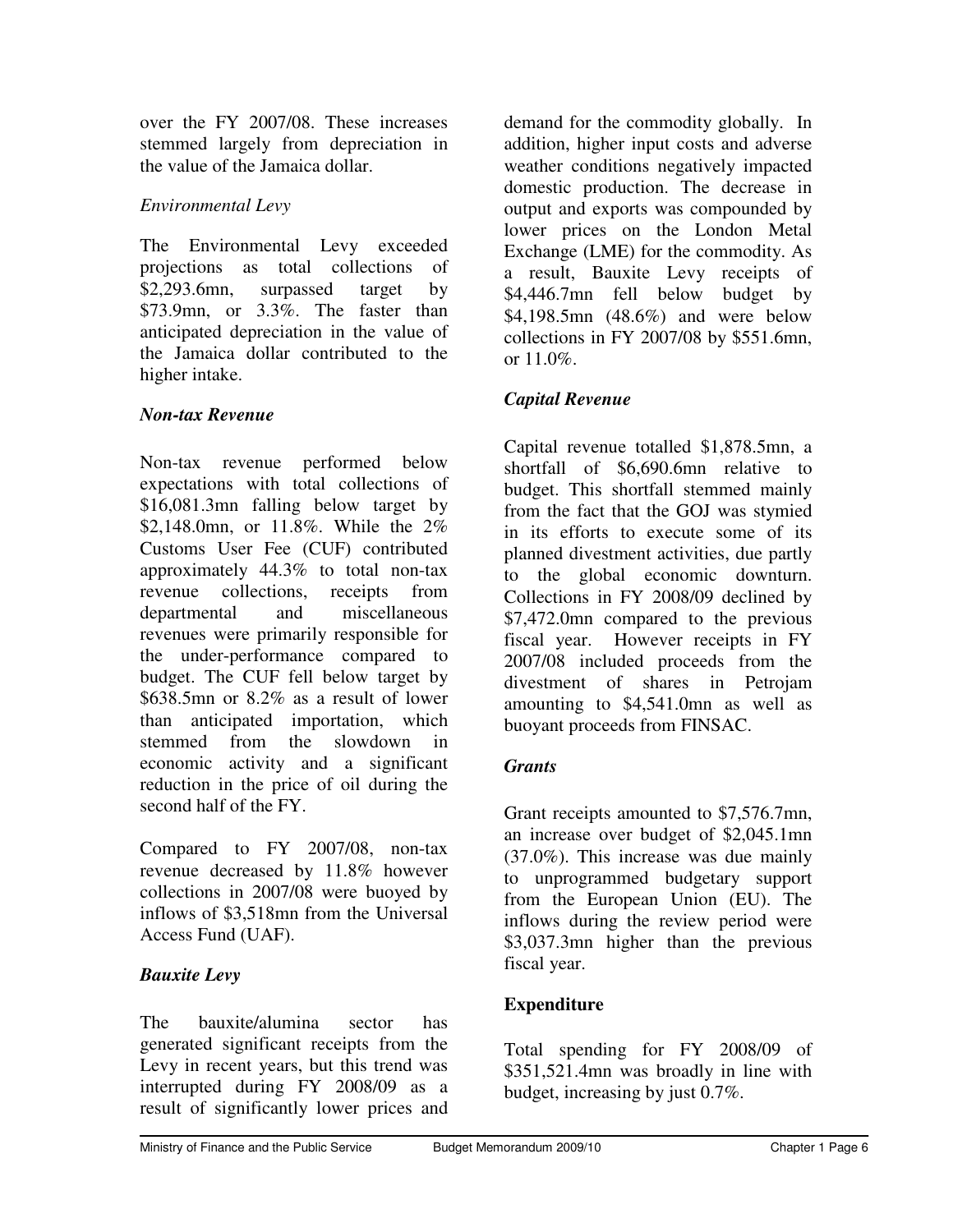over the FY 2007/08. These increases stemmed largely from depreciation in the value of the Jamaica dollar.

*Environmental Levy*

The Environmental Levy exceeded projections as total collections of $2,293.6mn, surpassed target by $73.9mn, or 3.3%. The faster than anticipated depreciation in the value of the Jamaica dollar contributed to the higher intake.

***Non-tax Revenue***

Non-tax revenue performed below expectations with total collections of $16,081.3mn falling below target by $2,148.0mn, or 11.8%. While the 2% Customs User Fee (CUF) contributed approximately 44.3% to total non-tax revenue collections, receipts from departmental and miscellaneous revenues were primarily responsible for the under-performance compared to budget. The CUF fell below target by $638.5mn or 8.2% as a result of lower than anticipated importation, which stemmed from the slowdown in economic activity and a significant reduction in the price of oil during the second half of the FY.

Compared to FY 2007/08, non-tax revenue decreased by 11.8% however collections in 2007/08 were buoyed by inflows of $3,518mn from the Universal Access Fund (UAF).

***Bauxite Levy***

The bauxite/alumina sector has generated significant receipts from the Levy in recent years, but this trend was interrupted during FY 2008/09 as a result of significantly lower prices and demand for the commodity globally. In addition, higher input costs and adverse weather conditions negatively impacted domestic production. The decrease in output and exports was compounded by lower prices on the London Metal Exchange (LME) for the commodity. As a result, Bauxite Levy receipts of $4,446.7mn fell below budget by $4,198.5mn (48.6%) and were below collections in FY 2007/08 by $551.6mn, or 11.0%.

***Capital Revenue***

Capital revenue totalled $1,878.5mn, a shortfall of $6,690.6mn relative to budget. This shortfall stemmed mainly from the fact that the GOJ was stymied in its efforts to execute some of its planned divestment activities, due partly to the global economic downturn. Collections in FY 2008/09 declined by $7,472.0mn compared to the previous fiscal year. However receipts in FY 2007/08 included proceeds from the divestment of shares in Petrojam amounting to $4,541.0mn as well as buoyant proceeds from FINSAC.

***Grants***

Grant receipts amounted to $7,576.7mn, an increase over budget of $2,045.1mn (37.0%). This increase was due mainly to unprogrammed budgetary support from the European Union (EU). The inflows during the review period were $3,037.3mn higher than the previous fiscal year.

**Expenditure**

Total spending for FY 2008/09 of $351,521.4mn was broadly in line with budget, increasing by just 0.7%.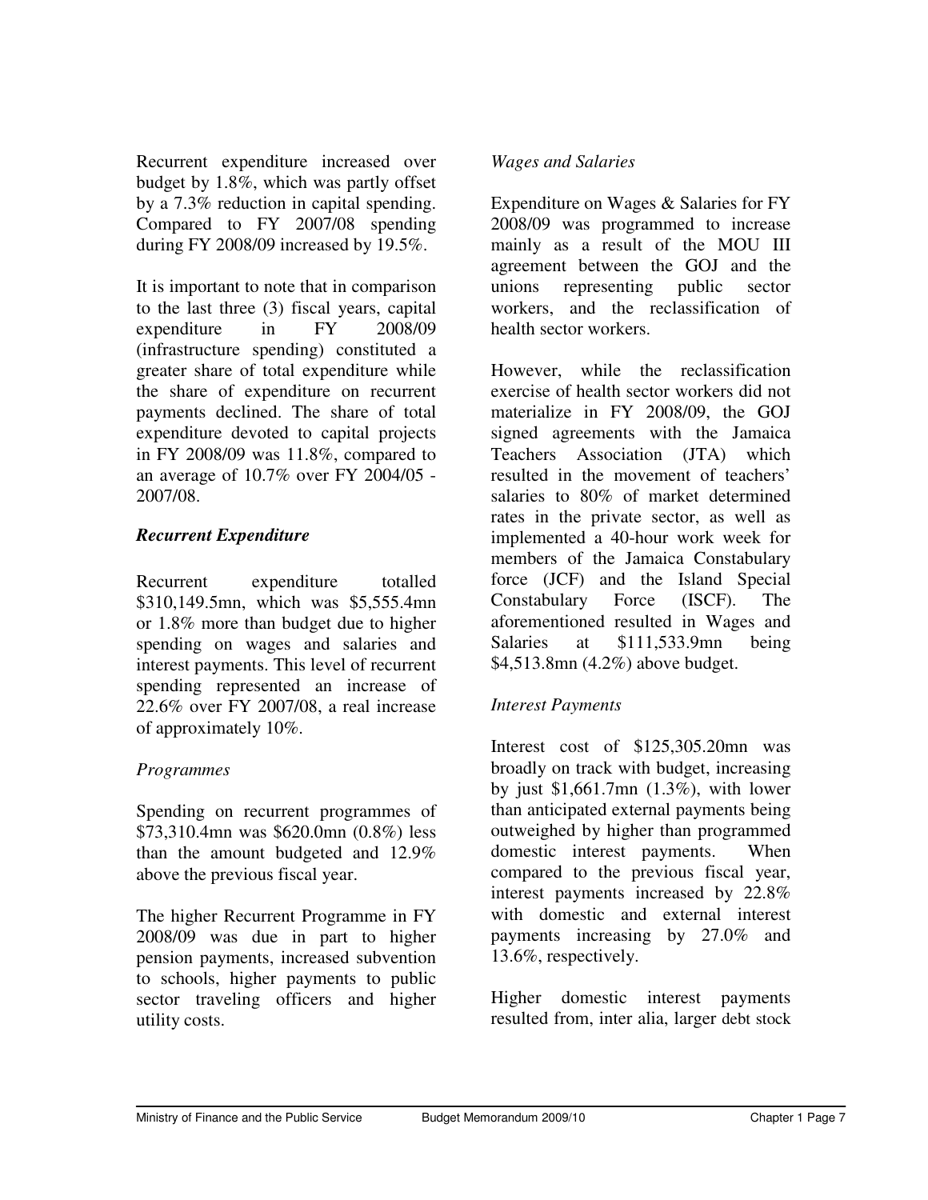Recurrent expenditure increased over budget by 1.8%, which was partly offset by a 7.3% reduction in capital spending. Compared to FY 2007/08 spending during FY 2008/09 increased by 19.5%.

It is important to note that in comparison to the last three (3) fiscal years, capital expenditure in FY 2008/09 (infrastructure spending) constituted a greater share of total expenditure while the share of expenditure on recurrent payments declined. The share of total expenditure devoted to capital projects in FY 2008/09 was 11.8%, compared to an average of 10.7% over FY 2004/05 - 2007/08.

### *Recurrent Expenditure*

Recurrent expenditure totalled \$310,149.5mn, which was \$5,555.4mn or 1.8% more than budget due to higher spending on wages and salaries and interest payments. This level of recurrent spending represented an increase of 22.6% over FY 2007/08, a real increase of approximately 10%.

#### *Programmes*

Spending on recurrent programmes of \$73,310.4mn was \$620.0mn (0.8%) less than the amount budgeted and 12.9% above the previous fiscal year.

The higher Recurrent Programme in FY 2008/09 was due in part to higher pension payments, increased subvention to schools, higher payments to public sector traveling officers and higher utility costs.

#### *Wages and Salaries*

Expenditure on Wages & Salaries for FY 2008/09 was programmed to increase mainly as a result of the MOU III agreement between the GOJ and the unions representing public sector workers, and the reclassification of health sector workers.

However, while the reclassification exercise of health sector workers did not materialize in FY 2008/09, the GOJ signed agreements with the Jamaica Teachers Association (JTA) which resulted in the movement of teachers' salaries to 80% of market determined rates in the private sector, as well as implemented a 40-hour work week for members of the Jamaica Constabulary force (JCF) and the Island Special Constabulary Force (ISCF). The aforementioned resulted in Wages and Salaries at \$111,533.9mn being \$4,513.8mn (4.2%) above budget.

#### *Interest Payments*

Interest cost of \$125,305.20mn was broadly on track with budget, increasing by just \$1,661.7mn (1.3%), with lower than anticipated external payments being outweighed by higher than programmed domestic interest payments. When compared to the previous fiscal year, interest payments increased by 22.8% with domestic and external interest payments increasing by 27.0% and 13.6%, respectively.

Higher domestic interest payments resulted from, inter alia, larger debt stock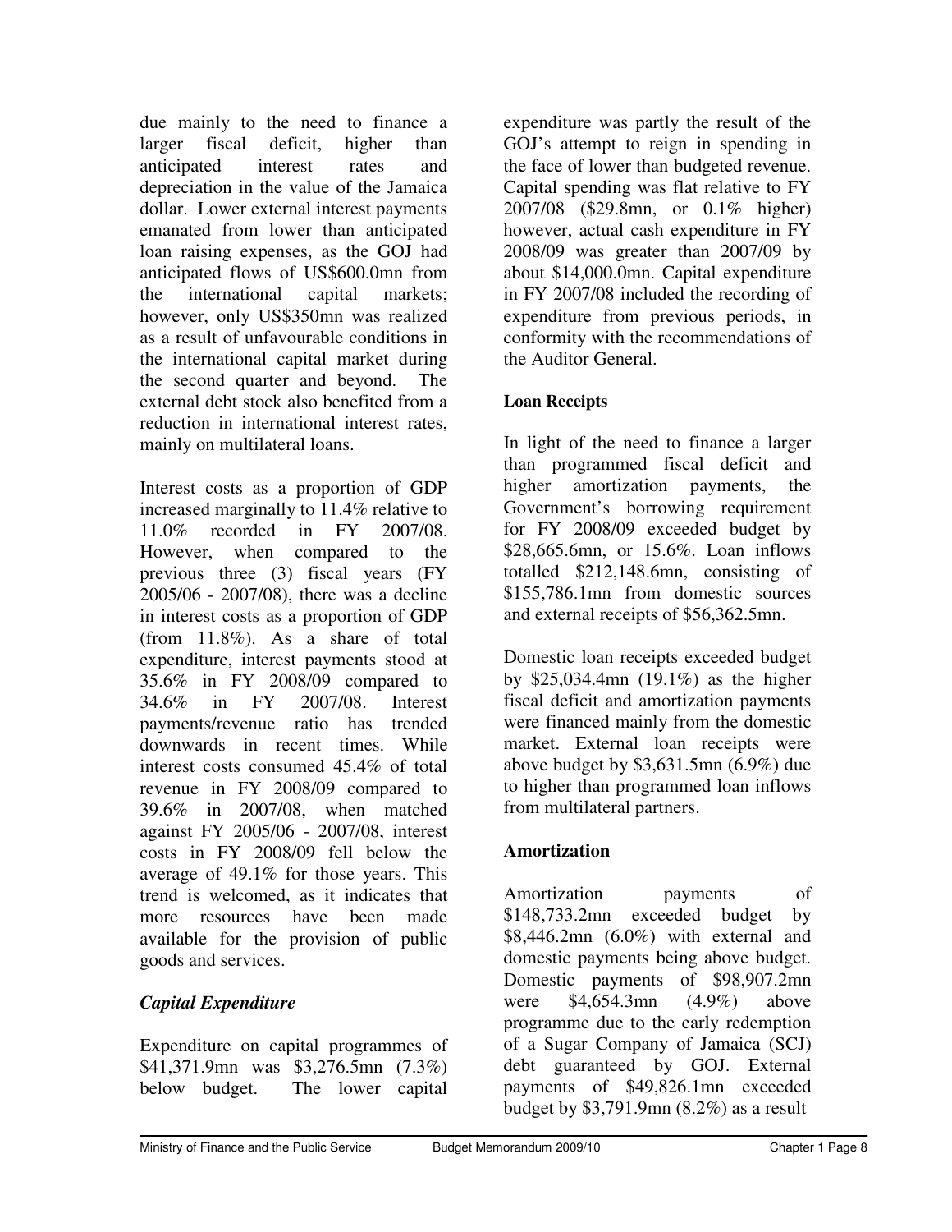due mainly to the need to finance a larger fiscal deficit, higher than anticipated interest rates and depreciation in the value of the Jamaica dollar. Lower external interest payments emanated from lower than anticipated loan raising expenses, as the GOJ had anticipated flows of US$600.0mn from the international capital markets; however, only US$350mn was realized as a result of unfavourable conditions in the international capital market during the second quarter and beyond. The external debt stock also benefited from a reduction in international interest rates, mainly on multilateral loans.

Interest costs as a proportion of GDP increased marginally to 11.4% relative to 11.0% recorded in FY 2007/08. However, when compared to the previous three (3) fiscal years (FY 2005/06 - 2007/08), there was a decline in interest costs as a proportion of GDP (from 11.8%). As a share of total expenditure, interest payments stood at 35.6% in FY 2008/09 compared to 34.6% in FY 2007/08. Interest payments/revenue ratio has trended downwards in recent times. While interest costs consumed 45.4% of total revenue in FY 2008/09 compared to 39.6% in 2007/08, when matched against FY 2005/06 - 2007/08, interest costs in FY 2008/09 fell below the average of 49.1% for those years. This trend is welcomed, as it indicates that more resources have been made available for the provision of public goods and services.

### *Capital Expenditure*

Expenditure on capital programmes of $41,371.9mn was $3,276.5mn (7.3%) below budget. The lower capital expenditure was partly the result of the GOJ's attempt to reign in spending in the face of lower than budgeted revenue. Capital spending was flat relative to FY 2007/08 ($29.8mn, or 0.1% higher) however, actual cash expenditure in FY 2008/09 was greater than 2007/09 by about $14,000.0mn. Capital expenditure in FY 2007/08 included the recording of expenditure from previous periods, in conformity with the recommendations of the Auditor General.

#### **Loan Receipts**

In light of the need to finance a larger than programmed fiscal deficit and higher amortization payments, the Government's borrowing requirement for FY 2008/09 exceeded budget by $28,665.6mn, or 15.6%. Loan inflows totalled $212,148.6mn, consisting of $155,786.1mn from domestic sources and external receipts of $56,362.5mn.

Domestic loan receipts exceeded budget by $25,034.4mn (19.1%) as the higher fiscal deficit and amortization payments were financed mainly from the domestic market. External loan receipts were above budget by $3,631.5mn (6.9%) due to higher than programmed loan inflows from multilateral partners.

### **Amortization**

Amortization payments of $148,733.2mn exceeded budget by $8,446.2mn (6.0%) with external and domestic payments being above budget. Domestic payments of $98,907.2mn were $4,654.3mn (4.9%) above programme due to the early redemption of a Sugar Company of Jamaica (SCJ) debt guaranteed by GOJ. External payments of $49,826.1mn exceeded budget by $3,791.9mn (8.2%) as a result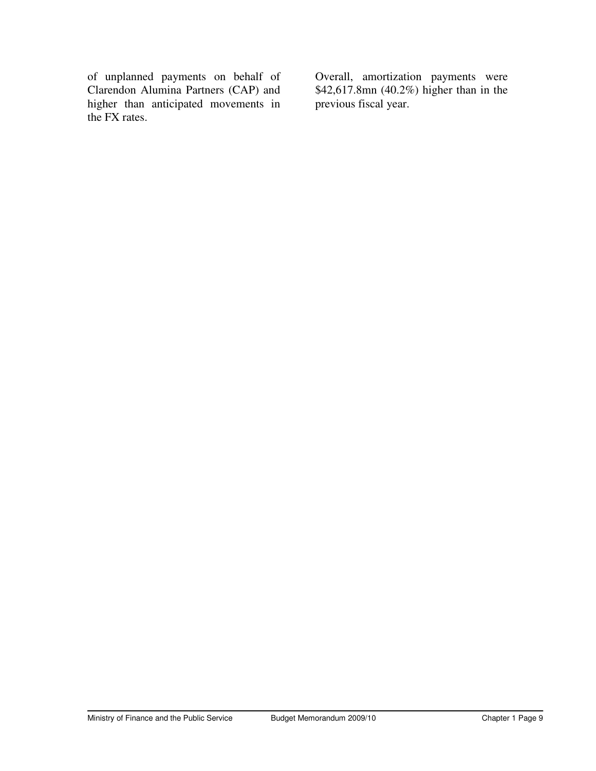of unplanned payments on behalf of Clarendon Alumina Partners (CAP) and higher than anticipated movements in the FX rates.

Overall, amortization payments were $42,617.8mn (40.2%) higher than in the previous fiscal year.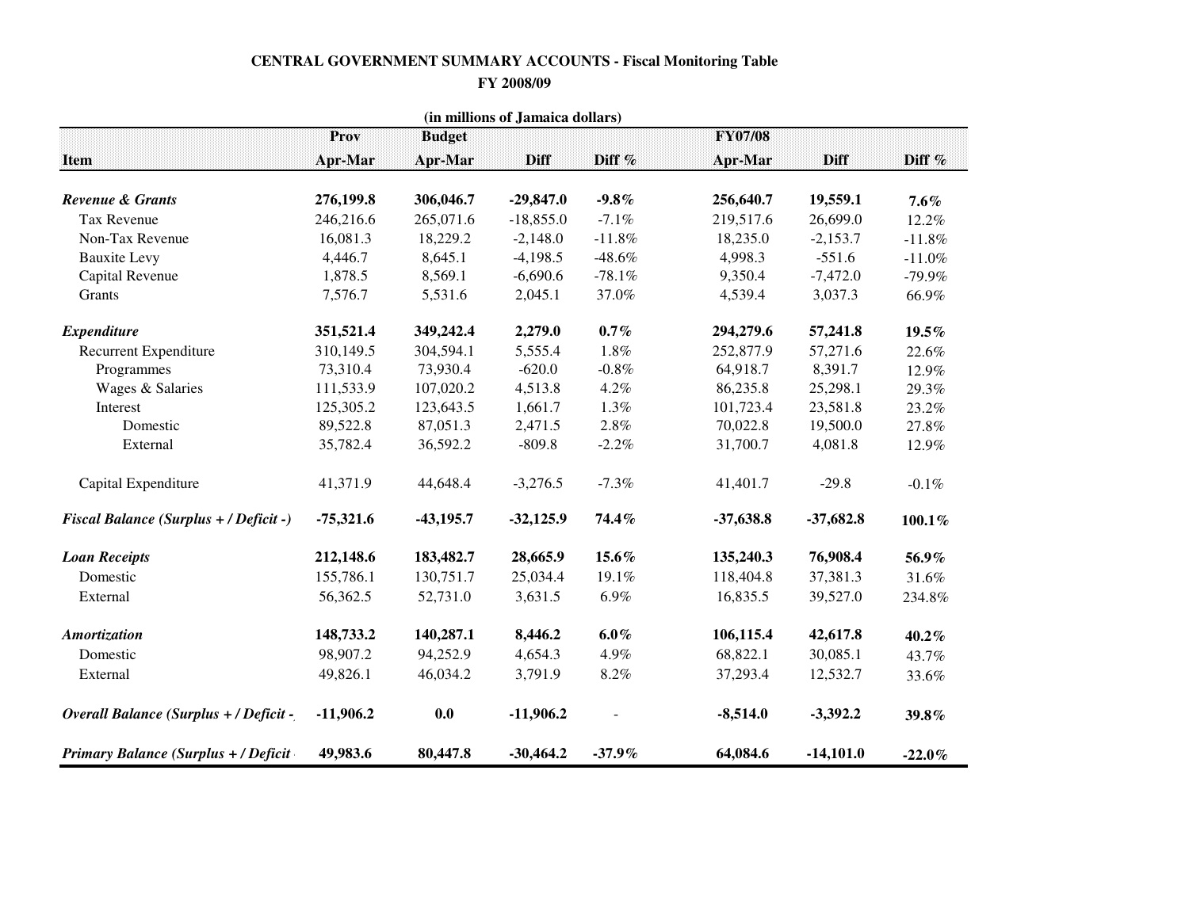**CENTRAL GOVERNMENT SUMMARY ACCOUNTS - Fiscal Monitoring Table**

**FY 2008/09**

**(in millions of Jamaica dollars)**

| Item | Prov Apr-Mar | Budget Apr-Mar | Diff | Diff % | FY07/08 Apr-Mar | Diff | Diff % |
|---|---|---|---|---|---|---|---|
| ***Revenue & Grants*** | **276,199.8** | **306,046.7** | **-29,847.0** | **-9.8%** | **256,640.7** | **19,559.1** | **7.6%** |
| Tax Revenue | 246,216.6 | 265,071.6 | -18,855.0 | -7.1% | 219,517.6 | 26,699.0 | 12.2% |
| Non-Tax Revenue | 16,081.3 | 18,229.2 | -2,148.0 | -11.8% | 18,235.0 | -2,153.7 | -11.8% |
| Bauxite Levy | 4,446.7 | 8,645.1 | -4,198.5 | -48.6% | 4,998.3 | -551.6 | -11.0% |
| Capital Revenue | 1,878.5 | 8,569.1 | -6,690.6 | -78.1% | 9,350.4 | -7,472.0 | -79.9% |
| Grants | 7,576.7 | 5,531.6 | 2,045.1 | 37.0% | 4,539.4 | 3,037.3 | 66.9% |
| ***Expenditure*** | **351,521.4** | **349,242.4** | **2,279.0** | **0.7%** | **294,279.6** | **57,241.8** | **19.5%** |
| Recurrent Expenditure | 310,149.5 | 304,594.1 | 5,555.4 | 1.8% | 252,877.9 | 57,271.6 | 22.6% |
| Programmes | 73,310.4 | 73,930.4 | -620.0 | -0.8% | 64,918.7 | 8,391.7 | 12.9% |
| Wages & Salaries | 111,533.9 | 107,020.2 | 4,513.8 | 4.2% | 86,235.8 | 25,298.1 | 29.3% |
| Interest | 125,305.2 | 123,643.5 | 1,661.7 | 1.3% | 101,723.4 | 23,581.8 | 23.2% |
| Domestic | 89,522.8 | 87,051.3 | 2,471.5 | 2.8% | 70,022.8 | 19,500.0 | 27.8% |
| External | 35,782.4 | 36,592.2 | -809.8 | -2.2% | 31,700.7 | 4,081.8 | 12.9% |
| Capital Expenditure | 41,371.9 | 44,648.4 | -3,276.5 | -7.3% | 41,401.7 | -29.8 | -0.1% |
| ***Fiscal Balance (Surplus + / Deficit -)*** | **-75,321.6** | **-43,195.7** | **-32,125.9** | **74.4%** | **-37,638.8** | **-37,682.8** | **100.1%** |
| ***Loan Receipts*** | **212,148.6** | **183,482.7** | **28,665.9** | **15.6%** | **135,240.3** | **76,908.4** | **56.9%** |
| Domestic | 155,786.1 | 130,751.7 | 25,034.4 | 19.1% | 118,404.8 | 37,381.3 | 31.6% |
| External | 56,362.5 | 52,731.0 | 3,631.5 | 6.9% | 16,835.5 | 39,527.0 | 234.8% |
| ***Amortization*** | **148,733.2** | **140,287.1** | **8,446.2** | **6.0%** | **106,115.4** | **42,617.8** | **40.2%** |
| Domestic | 98,907.2 | 94,252.9 | 4,654.3 | 4.9% | 68,822.1 | 30,085.1 | 43.7% |
| External | 49,826.1 | 46,034.2 | 3,791.9 | 8.2% | 37,293.4 | 12,532.7 | 33.6% |
| ***Overall Balance (Surplus + / Deficit -)*** | **-11,906.2** | **0.0** | **-11,906.2** | - | **-8,514.0** | **-3,392.2** | **39.8%** |
| ***Primary Balance (Surplus + / Deficit -)*** | **49,983.6** | **80,447.8** | **-30,464.2** | **-37.9%** | **64,084.6** | **-14,101.0** | **-22.0%** |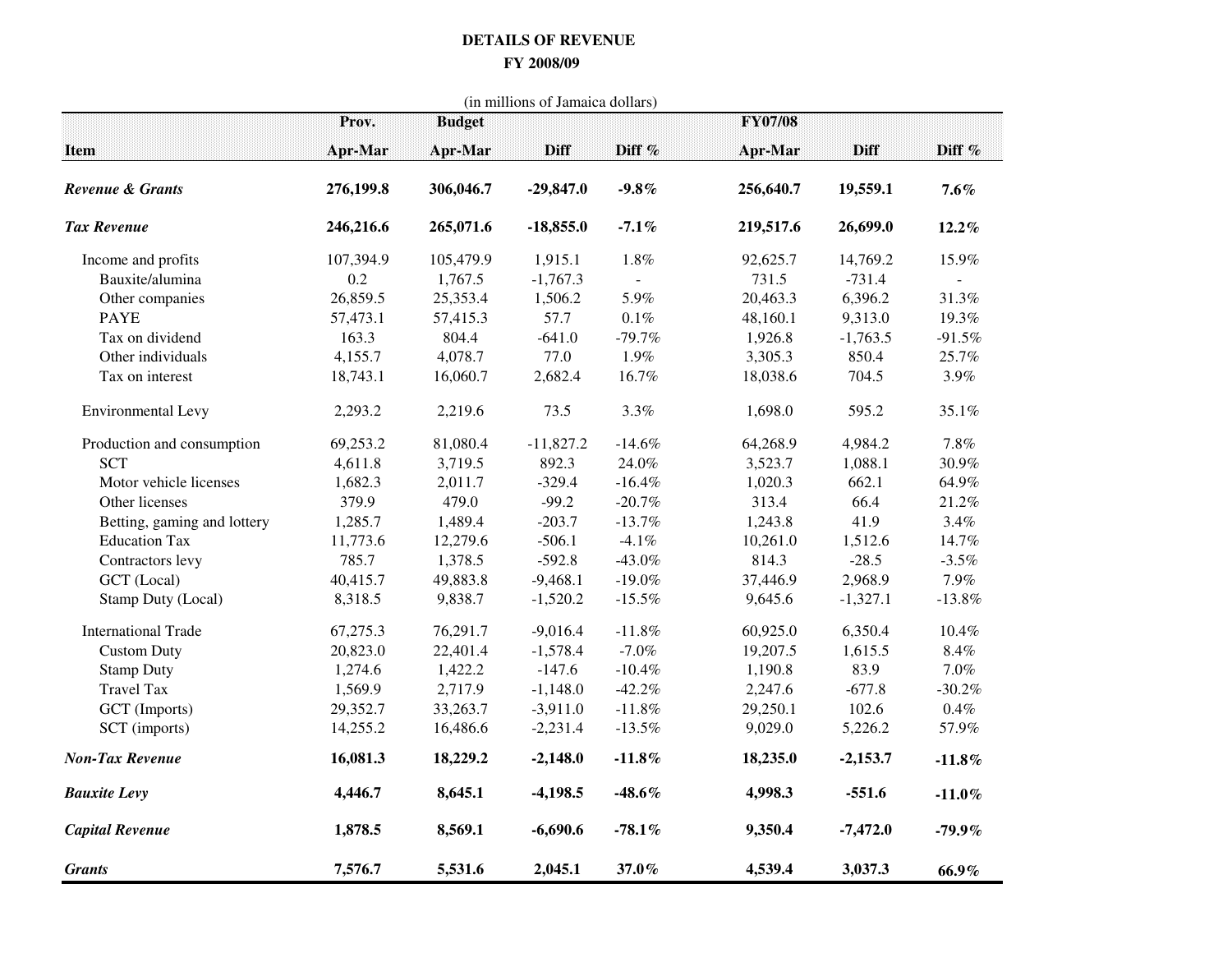# DETAILS OF REVENUE

## FY 2008/09

(in millions of Jamaica dollars)

| Item | Prov. Apr-Mar | Budget Apr-Mar | Diff | Diff % | FY07/08 Apr-Mar | Diff | Diff % |
|---|---|---|---|---|---|---|---|
| ***Revenue & Grants*** | **276,199.8** | **306,046.7** | **-29,847.0** | **-9.8%** | **256,640.7** | **19,559.1** | **7.6%** |
| ***Tax Revenue*** | **246,216.6** | **265,071.6** | **-18,855.0** | **-7.1%** | **219,517.6** | **26,699.0** | **12.2%** |
| Income and profits | 107,394.9 | 105,479.9 | 1,915.1 | 1.8% | 92,625.7 | 14,769.2 | 15.9% |
| Bauxite/alumina | 0.2 | 1,767.5 | -1,767.3 | - | 731.5 | -731.4 | - |
| Other companies | 26,859.5 | 25,353.4 | 1,506.2 | 5.9% | 20,463.3 | 6,396.2 | 31.3% |
| PAYE | 57,473.1 | 57,415.3 | 57.7 | 0.1% | 48,160.1 | 9,313.0 | 19.3% |
| Tax on dividend | 163.3 | 804.4 | -641.0 | -79.7% | 1,926.8 | -1,763.5 | -91.5% |
| Other individuals | 4,155.7 | 4,078.7 | 77.0 | 1.9% | 3,305.3 | 850.4 | 25.7% |
| Tax on interest | 18,743.1 | 16,060.7 | 2,682.4 | 16.7% | 18,038.6 | 704.5 | 3.9% |
| Environmental Levy | 2,293.2 | 2,219.6 | 73.5 | 3.3% | 1,698.0 | 595.2 | 35.1% |
| Production and consumption | 69,253.2 | 81,080.4 | -11,827.2 | -14.6% | 64,268.9 | 4,984.2 | 7.8% |
| SCT | 4,611.8 | 3,719.5 | 892.3 | 24.0% | 3,523.7 | 1,088.1 | 30.9% |
| Motor vehicle licenses | 1,682.3 | 2,011.7 | -329.4 | -16.4% | 1,020.3 | 662.1 | 64.9% |
| Other licenses | 379.9 | 479.0 | -99.2 | -20.7% | 313.4 | 66.4 | 21.2% |
| Betting, gaming and lottery | 1,285.7 | 1,489.4 | -203.7 | -13.7% | 1,243.8 | 41.9 | 3.4% |
| Education Tax | 11,773.6 | 12,279.6 | -506.1 | -4.1% | 10,261.0 | 1,512.6 | 14.7% |
| Contractors levy | 785.7 | 1,378.5 | -592.8 | -43.0% | 814.3 | -28.5 | -3.5% |
| GCT (Local) | 40,415.7 | 49,883.8 | -9,468.1 | -19.0% | 37,446.9 | 2,968.9 | 7.9% |
| Stamp Duty (Local) | 8,318.5 | 9,838.7 | -1,520.2 | -15.5% | 9,645.6 | -1,327.1 | -13.8% |
| International Trade | 67,275.3 | 76,291.7 | -9,016.4 | -11.8% | 60,925.0 | 6,350.4 | 10.4% |
| Custom Duty | 20,823.0 | 22,401.4 | -1,578.4 | -7.0% | 19,207.5 | 1,615.5 | 8.4% |
| Stamp Duty | 1,274.6 | 1,422.2 | -147.6 | -10.4% | 1,190.8 | 83.9 | 7.0% |
| Travel Tax | 1,569.9 | 2,717.9 | -1,148.0 | -42.2% | 2,247.6 | -677.8 | -30.2% |
| GCT (Imports) | 29,352.7 | 33,263.7 | -3,911.0 | -11.8% | 29,250.1 | 102.6 | 0.4% |
| SCT (imports) | 14,255.2 | 16,486.6 | -2,231.4 | -13.5% | 9,029.0 | 5,226.2 | 57.9% |
| ***Non-Tax Revenue*** | **16,081.3** | **18,229.2** | **-2,148.0** | **-11.8%** | **18,235.0** | **-2,153.7** | **-11.8%** |
| ***Bauxite Levy*** | **4,446.7** | **8,645.1** | **-4,198.5** | **-48.6%** | **4,998.3** | **-551.6** | **-11.0%** |
| ***Capital Revenue*** | **1,878.5** | **8,569.1** | **-6,690.6** | **-78.1%** | **9,350.4** | **-7,472.0** | **-79.9%** |
| ***Grants*** | **7,576.7** | **5,531.6** | **2,045.1** | **37.0%** | **4,539.4** | **3,037.3** | **66.9%** |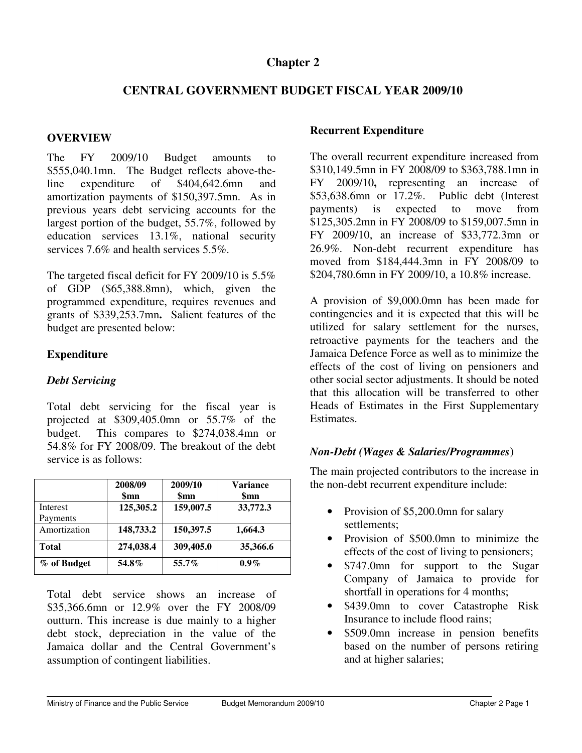# Chapter 2

## CENTRAL GOVERNMENT BUDGET FISCAL YEAR 2009/10

### OVERVIEW

The FY 2009/10 Budget amounts to $555,040.1mn. The Budget reflects above-the-line expenditure of $404,642.6mn and amortization payments of $150,397.5mn. As in previous years debt servicing accounts for the largest portion of the budget, 55.7%, followed by education services 13.1%, national security services 7.6% and health services 5.5%.

The targeted fiscal deficit for FY 2009/10 is 5.5% of GDP ($65,388.8mn), which, given the programmed expenditure, requires revenues and grants of $339,253.7mn**.** Salient features of the budget are presented below:

### Expenditure

#### *Debt Servicing*

Total debt servicing for the fiscal year is projected at $309,405.0mn or 55.7% of the budget. This compares to $274,038.4mn or 54.8% for FY 2008/09. The breakout of the debt service is as follows:

| | 2008/09 $mn | 2009/10 $mn | Variance $mn |
|---|---|---|---|
| Interest Payments | 125,305.2 | 159,007.5 | 33,772.3 |
| Amortization | 148,733.2 | 150,397.5 | 1,664.3 |
| **Total** | **274,038.4** | **309,405.0** | **35,366.6** |
| *% of Budget* | *54.8%* | *55.7%* | *0.9%* |

Total debt service shows an increase of $35,366.6mn or 12.9% over the FY 2008/09 outturn. This increase is due mainly to a higher debt stock, depreciation in the value of the Jamaica dollar and the Central Government's assumption of contingent liabilities.

### Recurrent Expenditure

The overall recurrent expenditure increased from $310,149.5mn in FY 2008/09 to $363,788.1mn in FY 2009/10**,** representing an increase of $53,638.6mn or 17.2%. Public debt (Interest payments) is expected to move from $125,305.2mn in FY 2008/09 to $159,007.5mn in FY 2009/10, an increase of $33,772.3mn or 26.9%. Non-debt recurrent expenditure has moved from $184,444.3mn in FY 2008/09 to $204,780.6mn in FY 2009/10, a 10.8% increase.

A provision of $9,000.0mn has been made for contingencies and it is expected that this will be utilized for salary settlement for the nurses, retroactive payments for the teachers and the Jamaica Defence Force as well as to minimize the effects of the cost of living on pensioners and other social sector adjustments. It should be noted that this allocation will be transferred to other Heads of Estimates in the First Supplementary Estimates.

#### *Non-Debt (Wages & Salaries/Programmes)*

The main projected contributors to the increase in the non-debt recurrent expenditure include:

- Provision of $5,200.0mn for salary settlements;
- Provision of $500.0mn to minimize the effects of the cost of living to pensioners;
- $747.0mn for support to the Sugar Company of Jamaica to provide for shortfall in operations for 4 months;
- $439.0mn to cover Catastrophe Risk Insurance to include flood rains;
- $509.0mn increase in pension benefits based on the number of persons retiring and at higher salaries;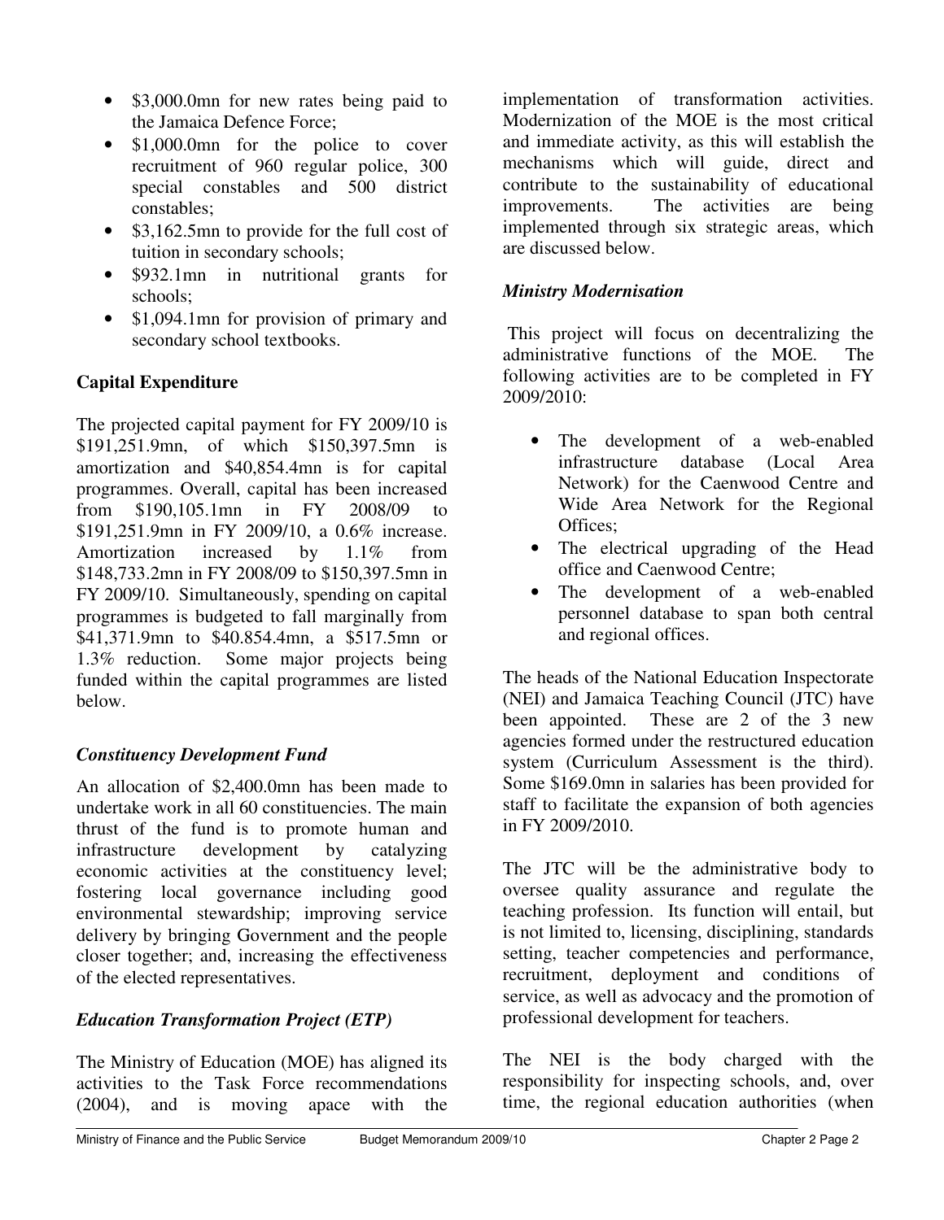- $3,000.0mn for new rates being paid to the Jamaica Defence Force;
- $1,000.0mn for the police to cover recruitment of 960 regular police, 300 special constables and 500 district constables;
- $3,162.5mn to provide for the full cost of tuition in secondary schools;
- $932.1mn in nutritional grants for schools;
- $1,094.1mn for provision of primary and secondary school textbooks.

**Capital Expenditure**

The projected capital payment for FY 2009/10 is $191,251.9mn, of which $150,397.5mn is amortization and $40,854.4mn is for capital programmes. Overall, capital has been increased from $190,105.1mn in FY 2008/09 to $191,251.9mn in FY 2009/10, a 0.6% increase. Amortization increased by 1.1% from $148,733.2mn in FY 2008/09 to $150,397.5mn in FY 2009/10. Simultaneously, spending on capital programmes is budgeted to fall marginally from $41,371.9mn to $40.854.4mn, a $517.5mn or 1.3% reduction. Some major projects being funded within the capital programmes are listed below.

***Constituency Development Fund***

An allocation of $2,400.0mn has been made to undertake work in all 60 constituencies. The main thrust of the fund is to promote human and infrastructure development by catalyzing economic activities at the constituency level; fostering local governance including good environmental stewardship; improving service delivery by bringing Government and the people closer together; and, increasing the effectiveness of the elected representatives.

***Education Transformation Project (ETP)***

The Ministry of Education (MOE) has aligned its activities to the Task Force recommendations (2004), and is moving apace with the implementation of transformation activities. Modernization of the MOE is the most critical and immediate activity, as this will establish the mechanisms which will guide, direct and contribute to the sustainability of educational improvements. The activities are being implemented through six strategic areas, which are discussed below.

***Ministry Modernisation***

This project will focus on decentralizing the administrative functions of the MOE. The following activities are to be completed in FY 2009/2010:

- The development of a web-enabled infrastructure database (Local Area Network) for the Caenwood Centre and Wide Area Network for the Regional Offices;
- The electrical upgrading of the Head office and Caenwood Centre;
- The development of a web-enabled personnel database to span both central and regional offices.

The heads of the National Education Inspectorate (NEI) and Jamaica Teaching Council (JTC) have been appointed. These are 2 of the 3 new agencies formed under the restructured education system (Curriculum Assessment is the third). Some $169.0mn in salaries has been provided for staff to facilitate the expansion of both agencies in FY 2009/2010.

The JTC will be the administrative body to oversee quality assurance and regulate the teaching profession. Its function will entail, but is not limited to, licensing, disciplining, standards setting, teacher competencies and performance, recruitment, deployment and conditions of service, as well as advocacy and the promotion of professional development for teachers.

The NEI is the body charged with the responsibility for inspecting schools, and, over time, the regional education authorities (when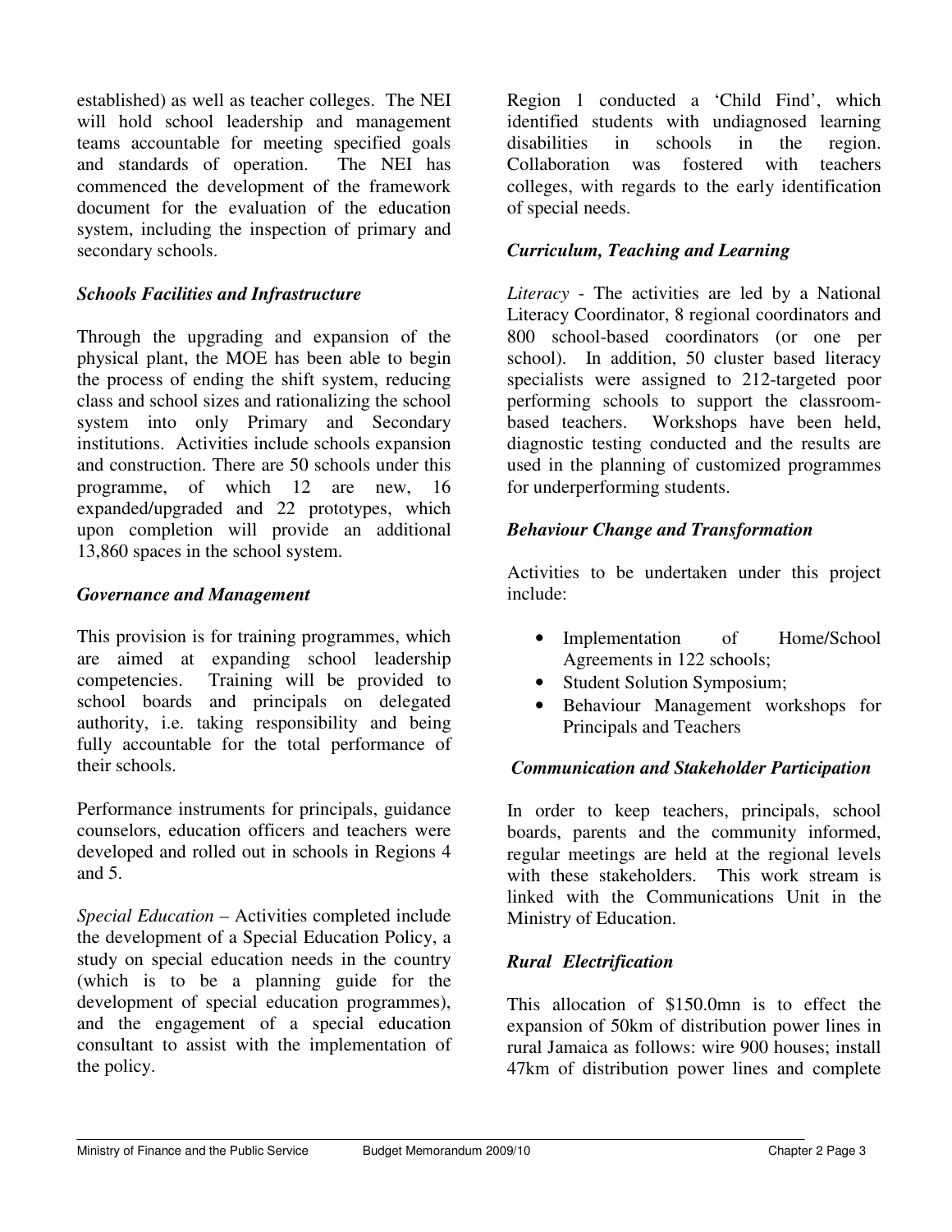established) as well as teacher colleges. The NEI will hold school leadership and management teams accountable for meeting specified goals and standards of operation. The NEI has commenced the development of the framework document for the evaluation of the education system, including the inspection of primary and secondary schools.

***Schools Facilities and Infrastructure***

Through the upgrading and expansion of the physical plant, the MOE has been able to begin the process of ending the shift system, reducing class and school sizes and rationalizing the school system into only Primary and Secondary institutions. Activities include schools expansion and construction. There are 50 schools under this programme, of which 12 are new, 16 expanded/upgraded and 22 prototypes, which upon completion will provide an additional 13,860 spaces in the school system.

***Governance and Management***

This provision is for training programmes, which are aimed at expanding school leadership competencies. Training will be provided to school boards and principals on delegated authority, i.e. taking responsibility and being fully accountable for the total performance of their schools.

Performance instruments for principals, guidance counselors, education officers and teachers were developed and rolled out in schools in Regions 4 and 5.

*Special Education* – Activities completed include the development of a Special Education Policy, a study on special education needs in the country (which is to be a planning guide for the development of special education programmes), and the engagement of a special education consultant to assist with the implementation of the policy.

Region 1 conducted a 'Child Find', which identified students with undiagnosed learning disabilities in schools in the region. Collaboration was fostered with teachers colleges, with regards to the early identification of special needs.

***Curriculum, Teaching and Learning***

*Literacy* - The activities are led by a National Literacy Coordinator, 8 regional coordinators and 800 school-based coordinators (or one per school). In addition, 50 cluster based literacy specialists were assigned to 212-targeted poor performing schools to support the classroom-based teachers. Workshops have been held, diagnostic testing conducted and the results are used in the planning of customized programmes for underperforming students.

***Behaviour Change and Transformation***

Activities to be undertaken under this project include:

- Implementation of Home/School Agreements in 122 schools;
- Student Solution Symposium;
- Behaviour Management workshops for Principals and Teachers

***Communication and Stakeholder Participation***

In order to keep teachers, principals, school boards, parents and the community informed, regular meetings are held at the regional levels with these stakeholders. This work stream is linked with the Communications Unit in the Ministry of Education.

***Rural Electrification***

This allocation of $150.0mn is to effect the expansion of 50km of distribution power lines in rural Jamaica as follows: wire 900 houses; install 47km of distribution power lines and complete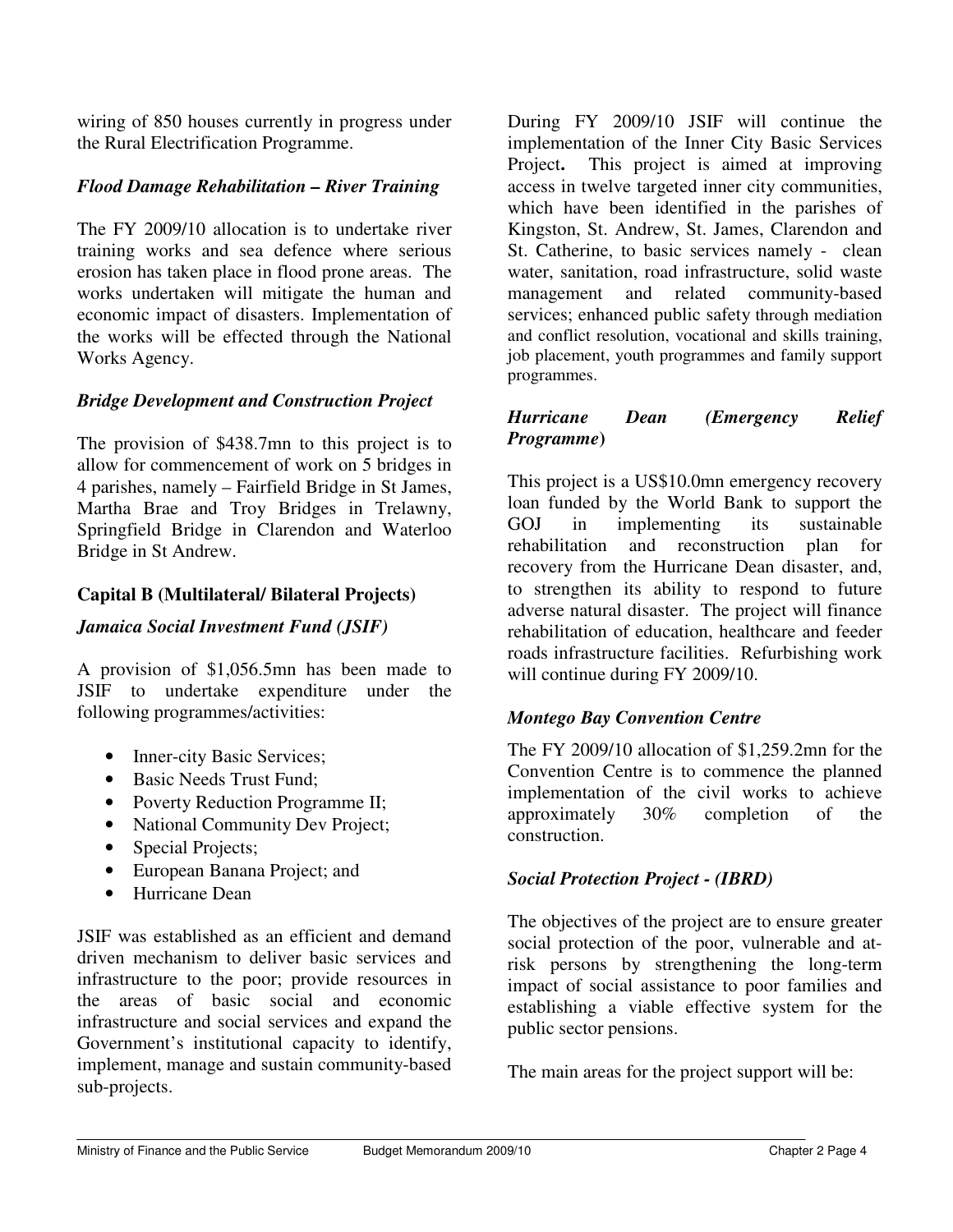wiring of 850 houses currently in progress under the Rural Electrification Programme.

### *Flood Damage Rehabilitation – River Training*

The FY 2009/10 allocation is to undertake river training works and sea defence where serious erosion has taken place in flood prone areas. The works undertaken will mitigate the human and economic impact of disasters. Implementation of the works will be effected through the National Works Agency.

### *Bridge Development and Construction Project*

The provision of $438.7mn to this project is to allow for commencement of work on 5 bridges in 4 parishes, namely – Fairfield Bridge in St James, Martha Brae and Troy Bridges in Trelawny, Springfield Bridge in Clarendon and Waterloo Bridge in St Andrew.

## Capital B (Multilateral/ Bilateral Projects)

### *Jamaica Social Investment Fund (JSIF)*

A provision of $1,056.5mn has been made to JSIF to undertake expenditure under the following programmes/activities:

- Inner-city Basic Services;
- Basic Needs Trust Fund;
- Poverty Reduction Programme II;
- National Community Dev Project;
- Special Projects;
- European Banana Project; and
- Hurricane Dean

JSIF was established as an efficient and demand driven mechanism to deliver basic services and infrastructure to the poor; provide resources in the areas of basic social and economic infrastructure and social services and expand the Government's institutional capacity to identify, implement, manage and sustain community-based sub-projects.

During FY 2009/10 JSIF will continue the implementation of the Inner City Basic Services Project**.** This project is aimed at improving access in twelve targeted inner city communities, which have been identified in the parishes of Kingston, St. Andrew, St. James, Clarendon and St. Catherine, to basic services namely - clean water, sanitation, road infrastructure, solid waste management and related community-based services; enhanced public safety through mediation and conflict resolution, vocational and skills training, job placement, youth programmes and family support programmes.

### *Hurricane Dean (Emergency Relief Programme)*

This project is a US$10.0mn emergency recovery loan funded by the World Bank to support the GOJ in implementing its sustainable rehabilitation and reconstruction plan for recovery from the Hurricane Dean disaster, and, to strengthen its ability to respond to future adverse natural disaster. The project will finance rehabilitation of education, healthcare and feeder roads infrastructure facilities. Refurbishing work will continue during FY 2009/10.

### *Montego Bay Convention Centre*

The FY 2009/10 allocation of $1,259.2mn for the Convention Centre is to commence the planned implementation of the civil works to achieve approximately 30% completion of the construction.

### *Social Protection Project - (IBRD)*

The objectives of the project are to ensure greater social protection of the poor, vulnerable and at-risk persons by strengthening the long-term impact of social assistance to poor families and establishing a viable effective system for the public sector pensions.

The main areas for the project support will be: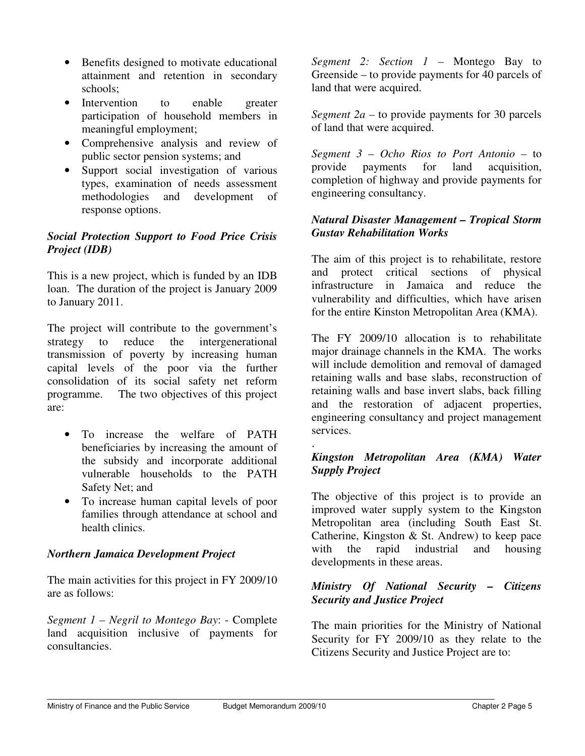- Benefits designed to motivate educational attainment and retention in secondary schools;
- Intervention to enable greater participation of household members in meaningful employment;
- Comprehensive analysis and review of public sector pension systems; and
- Support social investigation of various types, examination of needs assessment methodologies and development of response options.

***Social Protection Support to Food Price Crisis Project (IDB)***

This is a new project, which is funded by an IDB loan. The duration of the project is January 2009 to January 2011.

The project will contribute to the government's strategy to reduce the intergenerational transmission of poverty by increasing human capital levels of the poor via the further consolidation of its social safety net reform programme. The two objectives of this project are:

- To increase the welfare of PATH beneficiaries by increasing the amount of the subsidy and incorporate additional vulnerable households to the PATH Safety Net; and
- To increase human capital levels of poor families through attendance at school and health clinics.

***Northern Jamaica Development Project***

The main activities for this project in FY 2009/10 are as follows:

*Segment 1 – Negril to Montego Bay*: - Complete land acquisition inclusive of payments for consultancies.

*Segment 2: Section 1* – Montego Bay to Greenside – to provide payments for 40 parcels of land that were acquired.

*Segment 2a* – to provide payments for 30 parcels of land that were acquired.

*Segment 3 – Ocho Rios to Port Antonio* – to provide payments for land acquisition, completion of highway and provide payments for engineering consultancy.

***Natural Disaster Management – Tropical Storm Gustav Rehabilitation Works***

The aim of this project is to rehabilitate, restore and protect critical sections of physical infrastructure in Jamaica and reduce the vulnerability and difficulties, which have arisen for the entire Kinston Metropolitan Area (KMA).

The FY 2009/10 allocation is to rehabilitate major drainage channels in the KMA. The works will include demolition and removal of damaged retaining walls and base slabs, reconstruction of retaining walls and base invert slabs, back filling and the restoration of adjacent properties, engineering consultancy and project management services.

.

***Kingston Metropolitan Area (KMA) Water Supply Project***

The objective of this project is to provide an improved water supply system to the Kingston Metropolitan area (including South East St. Catherine, Kingston & St. Andrew) to keep pace with the rapid industrial and housing developments in these areas.

***Ministry Of National Security – Citizens Security and Justice Project***

The main priorities for the Ministry of National Security for FY 2009/10 as they relate to the Citizens Security and Justice Project are to: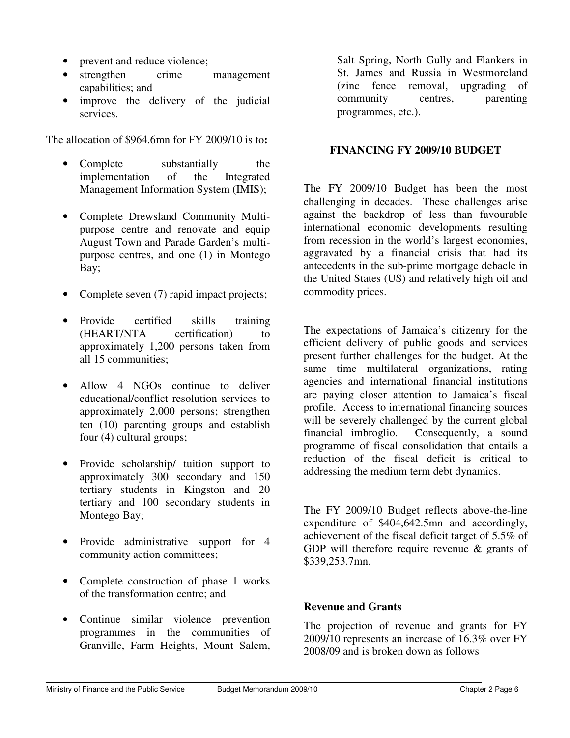- prevent and reduce violence;
- strengthen crime management capabilities; and
- improve the delivery of the judicial services.

The allocation of $964.6mn for FY 2009/10 is to**:**

- Complete substantially the implementation of the Integrated Management Information System (IMIS);
- Complete Drewsland Community Multi-purpose centre and renovate and equip August Town and Parade Garden's multi-purpose centres, and one (1) in Montego Bay;
- Complete seven (7) rapid impact projects;
- Provide certified skills training (HEART/NTA certification) to approximately 1,200 persons taken from all 15 communities;
- Allow 4 NGOs continue to deliver educational/conflict resolution services to approximately 2,000 persons; strengthen ten (10) parenting groups and establish four (4) cultural groups;
- Provide scholarship/ tuition support to approximately 300 secondary and 150 tertiary students in Kingston and 20 tertiary and 100 secondary students in Montego Bay;
- Provide administrative support for 4 community action committees;
- Complete construction of phase 1 works of the transformation centre; and
- Continue similar violence prevention programmes in the communities of Granville, Farm Heights, Mount Salem, Salt Spring, North Gully and Flankers in St. James and Russia in Westmoreland (zinc fence removal, upgrading of community centres, parenting programmes, etc.).

## FINANCING FY 2009/10 BUDGET

The FY 2009/10 Budget has been the most challenging in decades. These challenges arise against the backdrop of less than favourable international economic developments resulting from recession in the world's largest economies, aggravated by a financial crisis that had its antecedents in the sub-prime mortgage debacle in the United States (US) and relatively high oil and commodity prices.

The expectations of Jamaica's citizenry for the efficient delivery of public goods and services present further challenges for the budget. At the same time multilateral organizations, rating agencies and international financial institutions are paying closer attention to Jamaica's fiscal profile. Access to international financing sources will be severely challenged by the current global financial imbroglio. Consequently, a sound programme of fiscal consolidation that entails a reduction of the fiscal deficit is critical to addressing the medium term debt dynamics.

The FY 2009/10 Budget reflects above-the-line expenditure of $404,642.5mn and accordingly, achievement of the fiscal deficit target of 5.5% of GDP will therefore require revenue & grants of $339,253.7mn.

### Revenue and Grants

The projection of revenue and grants for FY 2009/10 represents an increase of 16.3% over FY 2008/09 and is broken down as follows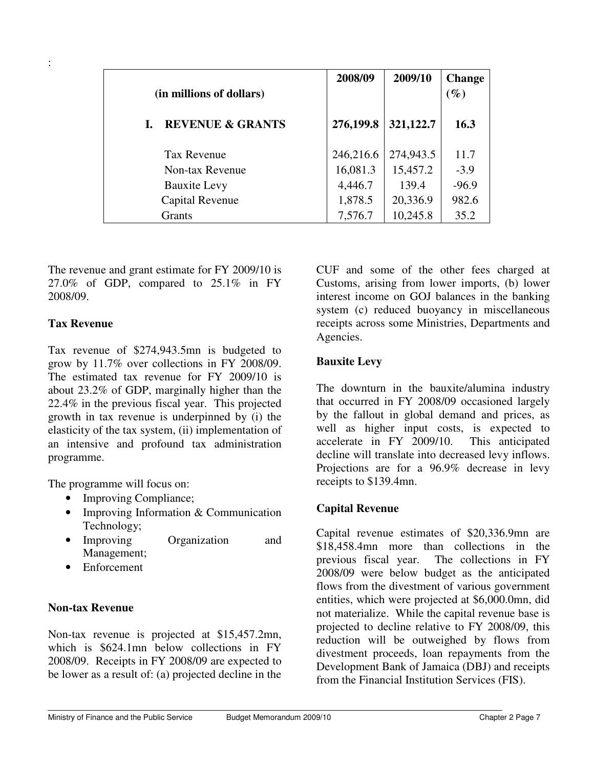:

| (in millions of dollars) | 2008/09 | 2009/10 | Change (%) |
|---|---|---|---|
| **I. REVENUE & GRANTS** | **276,199.8** | **321,122.7** | **16.3** |
| Tax Revenue | 246,216.6 | 274,943.5 | 11.7 |
| Non-tax Revenue | 16,081.3 | 15,457.2 | -3.9 |
| Bauxite Levy | 4,446.7 | 139.4 | -96.9 |
| Capital Revenue | 1,878.5 | 20,336.9 | 982.6 |
| Grants | 7,576.7 | 10,245.8 | 35.2 |

The revenue and grant estimate for FY 2009/10 is 27.0% of GDP, compared to 25.1% in FY 2008/09.

### Tax Revenue

Tax revenue of $274,943.5mn is budgeted to grow by 11.7% over collections in FY 2008/09. The estimated tax revenue for FY 2009/10 is about 23.2% of GDP, marginally higher than the 22.4% in the previous fiscal year. This projected growth in tax revenue is underpinned by (i) the elasticity of the tax system, (ii) implementation of an intensive and profound tax administration programme.

The programme will focus on:

- Improving Compliance;
- Improving Information & Communication Technology;
- Improving Organization and Management;
- Enforcement

### Non-tax Revenue

Non-tax revenue is projected at $15,457.2mn, which is $624.1mn below collections in FY 2008/09. Receipts in FY 2008/09 are expected to be lower as a result of: (a) projected decline in the CUF and some of the other fees charged at Customs, arising from lower imports, (b) lower interest income on GOJ balances in the banking system (c) reduced buoyancy in miscellaneous receipts across some Ministries, Departments and Agencies.

### Bauxite Levy

The downturn in the bauxite/alumina industry that occurred in FY 2008/09 occasioned largely by the fallout in global demand and prices, as well as higher input costs, is expected to accelerate in FY 2009/10. This anticipated decline will translate into decreased levy inflows. Projections are for a 96.9% decrease in levy receipts to $139.4mn.

### Capital Revenue

Capital revenue estimates of $20,336.9mn are $18,458.4mn more than collections in the previous fiscal year. The collections in FY 2008/09 were below budget as the anticipated flows from the divestment of various government entities, which were projected at $6,000.0mn, did not materialize. While the capital revenue base is projected to decline relative to FY 2008/09, this reduction will be outweighed by flows from divestment proceeds, loan repayments from the Development Bank of Jamaica (DBJ) and receipts from the Financial Institution Services (FIS).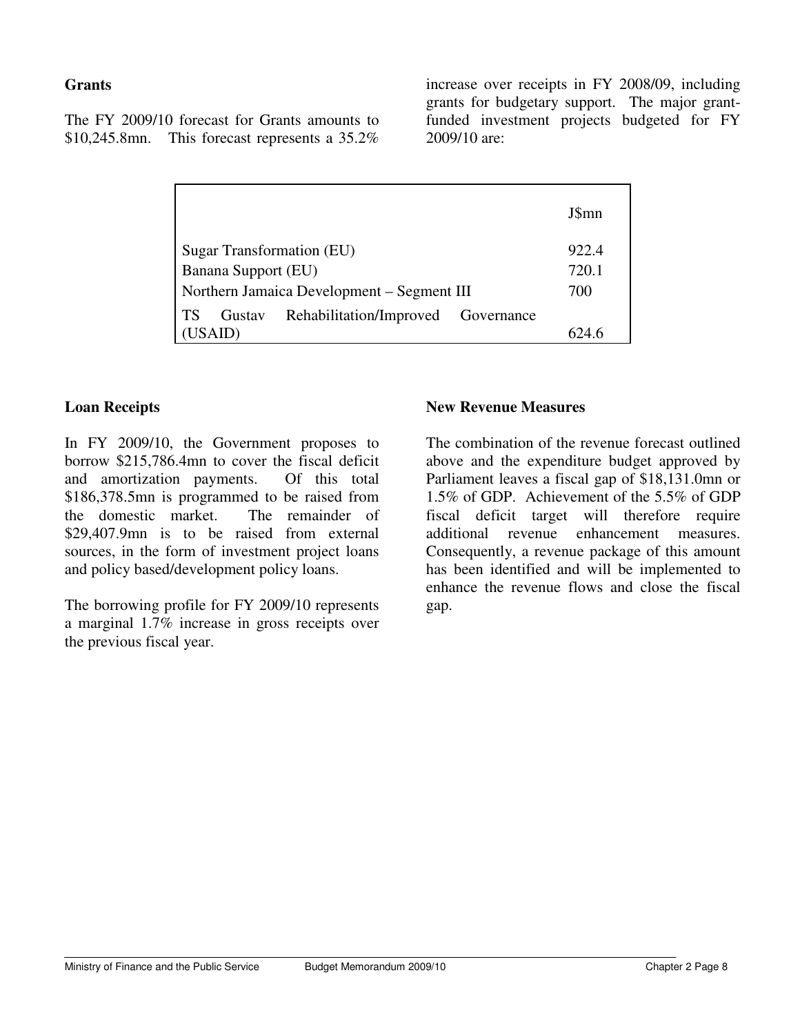**Grants**

The FY 2009/10 forecast for Grants amounts to $10,245.8mn. This forecast represents a 35.2% increase over receipts in FY 2008/09, including grants for budgetary support. The major grant-funded investment projects budgeted for FY 2009/10 are:

| | J$mn |
|---|---|
| Sugar Transformation (EU) | 922.4 |
| Banana Support (EU) | 720.1 |
| Northern Jamaica Development – Segment III | 700 |
| TS Gustav Rehabilitation/Improved Governance (USAID) | 624.6 |

**Loan Receipts**

In FY 2009/10, the Government proposes to borrow $215,786.4mn to cover the fiscal deficit and amortization payments. Of this total $186,378.5mn is programmed to be raised from the domestic market. The remainder of $29,407.9mn is to be raised from external sources, in the form of investment project loans and policy based/development policy loans.

The borrowing profile for FY 2009/10 represents a marginal 1.7% increase in gross receipts over the previous fiscal year.

**New Revenue Measures**

The combination of the revenue forecast outlined above and the expenditure budget approved by Parliament leaves a fiscal gap of $18,131.0mn or 1.5% of GDP. Achievement of the 5.5% of GDP fiscal deficit target will therefore require additional revenue enhancement measures. Consequently, a revenue package of this amount has been identified and will be implemented to enhance the revenue flows and close the fiscal gap.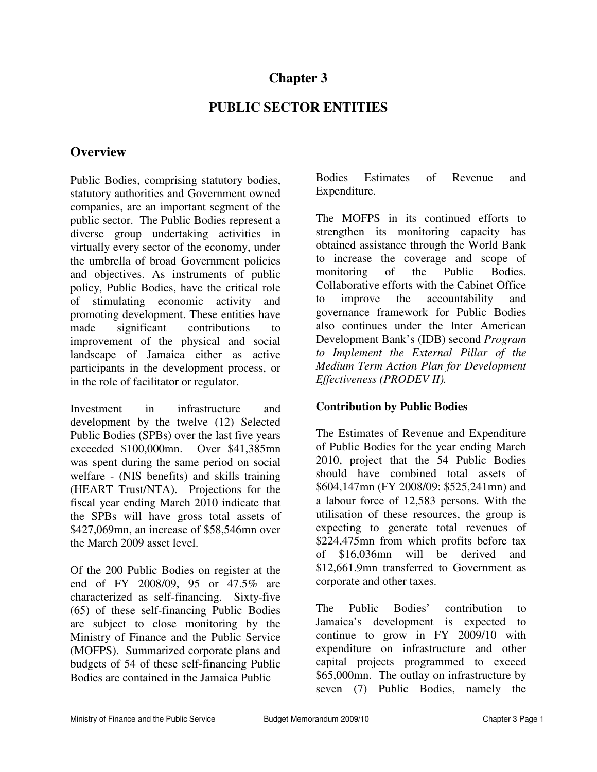# Chapter 3

# PUBLIC SECTOR ENTITIES

## Overview

Public Bodies, comprising statutory bodies, statutory authorities and Government owned companies, are an important segment of the public sector. The Public Bodies represent a diverse group undertaking activities in virtually every sector of the economy, under the umbrella of broad Government policies and objectives. As instruments of public policy, Public Bodies, have the critical role of stimulating economic activity and promoting development. These entities have made significant contributions to improvement of the physical and social landscape of Jamaica either as active participants in the development process, or in the role of facilitator or regulator.

Investment in infrastructure and development by the twelve (12) Selected Public Bodies (SPBs) over the last five years exceeded $100,000mn. Over $41,385mn was spent during the same period on social welfare - (NIS benefits) and skills training (HEART Trust/NTA). Projections for the fiscal year ending March 2010 indicate that the SPBs will have gross total assets of $427,069mn, an increase of $58,546mn over the March 2009 asset level.

Of the 200 Public Bodies on register at the end of FY 2008/09, 95 or 47.5% are characterized as self-financing. Sixty-five (65) of these self-financing Public Bodies are subject to close monitoring by the Ministry of Finance and the Public Service (MOFPS). Summarized corporate plans and budgets of 54 of these self-financing Public Bodies are contained in the Jamaica Public Bodies Estimates of Revenue and Expenditure.

The MOFPS in its continued efforts to strengthen its monitoring capacity has obtained assistance through the World Bank to increase the coverage and scope of monitoring of the Public Bodies. Collaborative efforts with the Cabinet Office to improve the accountability and governance framework for Public Bodies also continues under the Inter American Development Bank's (IDB) second *Program to Implement the External Pillar of the Medium Term Action Plan for Development Effectiveness (PRODEV II).*

**Contribution by Public Bodies**

The Estimates of Revenue and Expenditure of Public Bodies for the year ending March 2010, project that the 54 Public Bodies should have combined total assets of $604,147mn (FY 2008/09: $525,241mn) and a labour force of 12,583 persons. With the utilisation of these resources, the group is expecting to generate total revenues of $224,475mn from which profits before tax of $16,036mn will be derived and $12,661.9mn transferred to Government as corporate and other taxes.

The Public Bodies' contribution to Jamaica's development is expected to continue to grow in FY 2009/10 with expenditure on infrastructure and other capital projects programmed to exceed $65,000mn. The outlay on infrastructure by seven (7) Public Bodies, namely the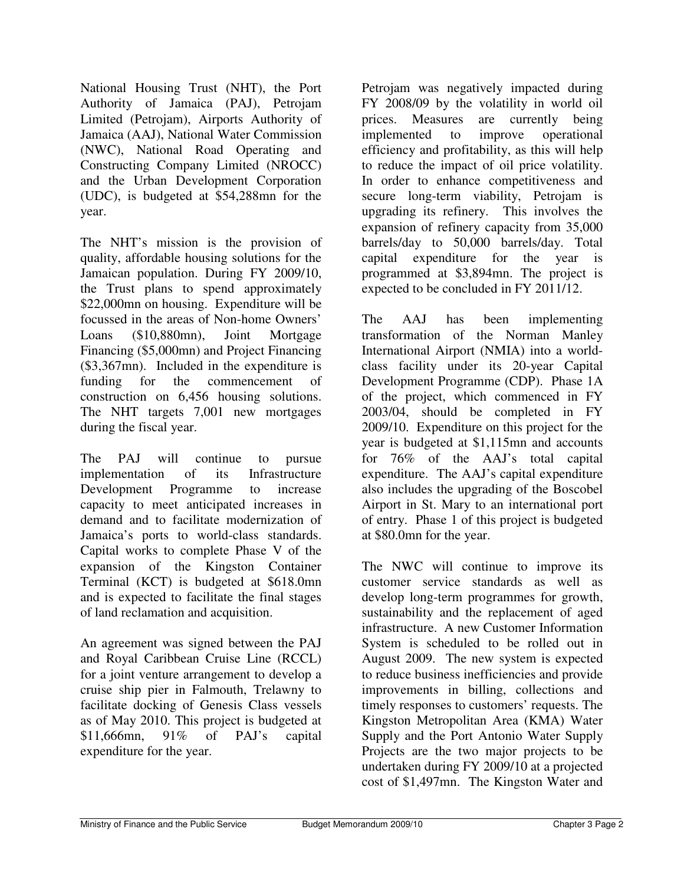National Housing Trust (NHT), the Port Authority of Jamaica (PAJ), Petrojam Limited (Petrojam), Airports Authority of Jamaica (AAJ), National Water Commission (NWC), National Road Operating and Constructing Company Limited (NROCC) and the Urban Development Corporation (UDC), is budgeted at $54,288mn for the year.

The NHT's mission is the provision of quality, affordable housing solutions for the Jamaican population. During FY 2009/10, the Trust plans to spend approximately $22,000mn on housing. Expenditure will be focussed in the areas of Non-home Owners' Loans ($10,880mn), Joint Mortgage Financing ($5,000mn) and Project Financing ($3,367mn). Included in the expenditure is funding for the commencement of construction on 6,456 housing solutions. The NHT targets 7,001 new mortgages during the fiscal year.

The PAJ will continue to pursue implementation of its Infrastructure Development Programme to increase capacity to meet anticipated increases in demand and to facilitate modernization of Jamaica's ports to world-class standards. Capital works to complete Phase V of the expansion of the Kingston Container Terminal (KCT) is budgeted at $618.0mn and is expected to facilitate the final stages of land reclamation and acquisition.

An agreement was signed between the PAJ and Royal Caribbean Cruise Line (RCCL) for a joint venture arrangement to develop a cruise ship pier in Falmouth, Trelawny to facilitate docking of Genesis Class vessels as of May 2010. This project is budgeted at $11,666mn, 91% of PAJ's capital expenditure for the year.

Petrojam was negatively impacted during FY 2008/09 by the volatility in world oil prices. Measures are currently being implemented to improve operational efficiency and profitability, as this will help to reduce the impact of oil price volatility. In order to enhance competitiveness and secure long-term viability, Petrojam is upgrading its refinery. This involves the expansion of refinery capacity from 35,000 barrels/day to 50,000 barrels/day. Total capital expenditure for the year is programmed at $3,894mn. The project is expected to be concluded in FY 2011/12.

The AAJ has been implementing transformation of the Norman Manley International Airport (NMIA) into a world-class facility under its 20-year Capital Development Programme (CDP). Phase 1A of the project, which commenced in FY 2003/04, should be completed in FY 2009/10. Expenditure on this project for the year is budgeted at $1,115mn and accounts for 76% of the AAJ's total capital expenditure. The AAJ's capital expenditure also includes the upgrading of the Boscobel Airport in St. Mary to an international port of entry. Phase 1 of this project is budgeted at $80.0mn for the year.

The NWC will continue to improve its customer service standards as well as develop long-term programmes for growth, sustainability and the replacement of aged infrastructure. A new Customer Information System is scheduled to be rolled out in August 2009. The new system is expected to reduce business inefficiencies and provide improvements in billing, collections and timely responses to customers' requests. The Kingston Metropolitan Area (KMA) Water Supply and the Port Antonio Water Supply Projects are the two major projects to be undertaken during FY 2009/10 at a projected cost of $1,497mn. The Kingston Water and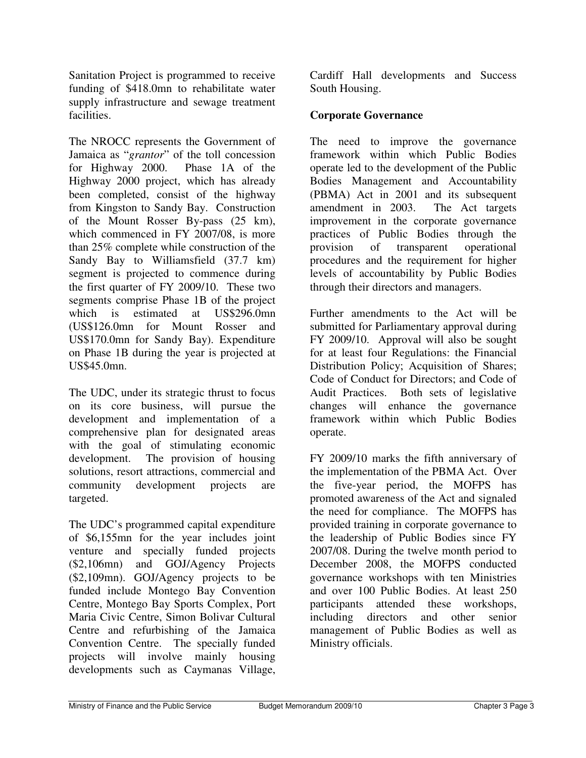Sanitation Project is programmed to receive funding of $418.0mn to rehabilitate water supply infrastructure and sewage treatment facilities.

The NROCC represents the Government of Jamaica as "*grantor*" of the toll concession for Highway 2000. Phase 1A of the Highway 2000 project, which has already been completed, consist of the highway from Kingston to Sandy Bay. Construction of the Mount Rosser By-pass (25 km), which commenced in FY 2007/08, is more than 25% complete while construction of the Sandy Bay to Williamsfield (37.7 km) segment is projected to commence during the first quarter of FY 2009/10. These two segments comprise Phase 1B of the project which is estimated at US$296.0mn (US$126.0mn for Mount Rosser and US$170.0mn for Sandy Bay). Expenditure on Phase 1B during the year is projected at US$45.0mn.

The UDC, under its strategic thrust to focus on its core business, will pursue the development and implementation of a comprehensive plan for designated areas with the goal of stimulating economic development. The provision of housing solutions, resort attractions, commercial and community development projects are targeted.

The UDC's programmed capital expenditure of $6,155mn for the year includes joint venture and specially funded projects ($2,106mn) and GOJ/Agency Projects ($2,109mn). GOJ/Agency projects to be funded include Montego Bay Convention Centre, Montego Bay Sports Complex, Port Maria Civic Centre, Simon Bolivar Cultural Centre and refurbishing of the Jamaica Convention Centre. The specially funded projects will involve mainly housing developments such as Caymanas Village, Cardiff Hall developments and Success South Housing.

**Corporate Governance**

The need to improve the governance framework within which Public Bodies operate led to the development of the Public Bodies Management and Accountability (PBMA) Act in 2001 and its subsequent amendment in 2003. The Act targets improvement in the corporate governance practices of Public Bodies through the provision of transparent operational procedures and the requirement for higher levels of accountability by Public Bodies through their directors and managers.

Further amendments to the Act will be submitted for Parliamentary approval during FY 2009/10. Approval will also be sought for at least four Regulations: the Financial Distribution Policy; Acquisition of Shares; Code of Conduct for Directors; and Code of Audit Practices. Both sets of legislative changes will enhance the governance framework within which Public Bodies operate.

FY 2009/10 marks the fifth anniversary of the implementation of the PBMA Act. Over the five-year period, the MOFPS has promoted awareness of the Act and signaled the need for compliance. The MOFPS has provided training in corporate governance to the leadership of Public Bodies since FY 2007/08. During the twelve month period to December 2008, the MOFPS conducted governance workshops with ten Ministries and over 100 Public Bodies. At least 250 participants attended these workshops, including directors and other senior management of Public Bodies as well as Ministry officials.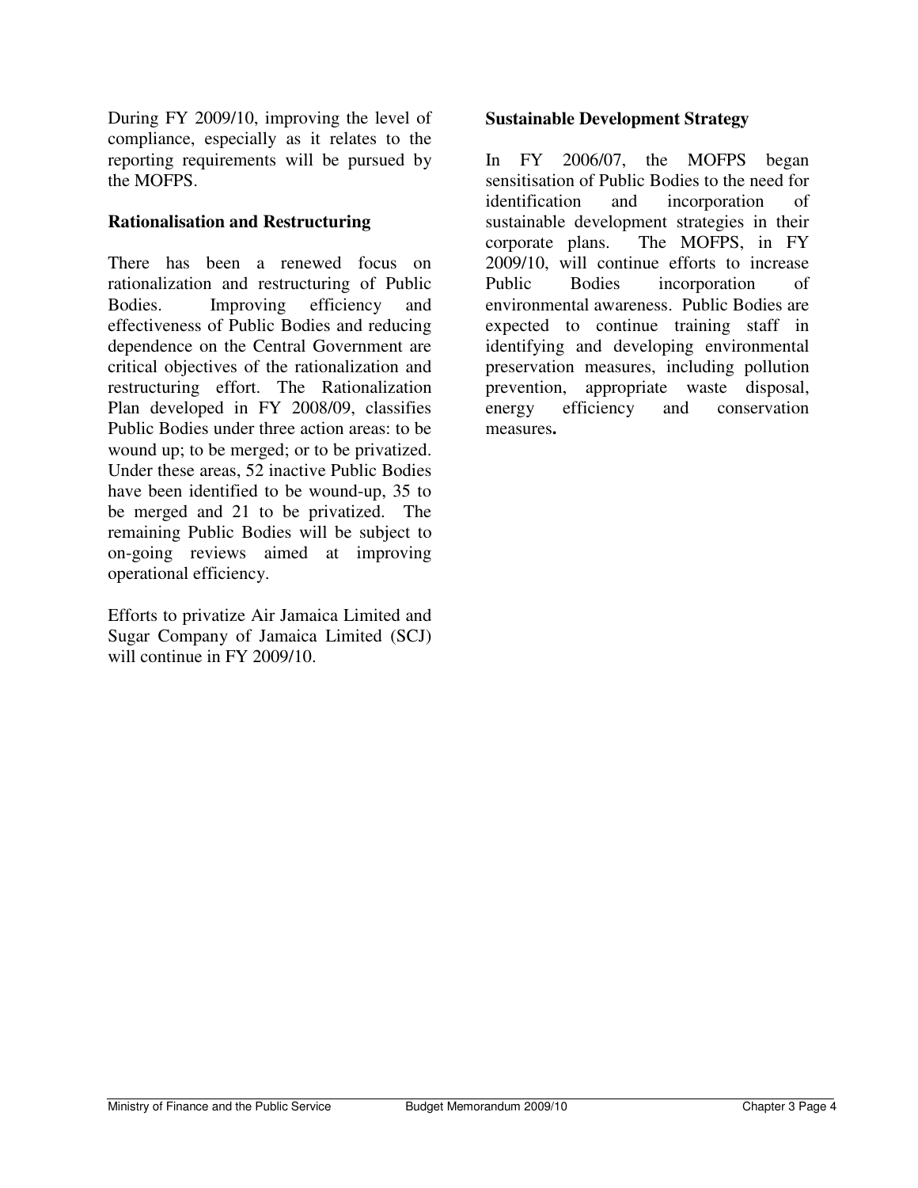During FY 2009/10, improving the level of compliance, especially as it relates to the reporting requirements will be pursued by the MOFPS.

**Rationalisation and Restructuring**

There has been a renewed focus on rationalization and restructuring of Public Bodies. Improving efficiency and effectiveness of Public Bodies and reducing dependence on the Central Government are critical objectives of the rationalization and restructuring effort. The Rationalization Plan developed in FY 2008/09, classifies Public Bodies under three action areas: to be wound up; to be merged; or to be privatized. Under these areas, 52 inactive Public Bodies have been identified to be wound-up, 35 to be merged and 21 to be privatized. The remaining Public Bodies will be subject to on-going reviews aimed at improving operational efficiency.

Efforts to privatize Air Jamaica Limited and Sugar Company of Jamaica Limited (SCJ) will continue in FY 2009/10.

**Sustainable Development Strategy**

In FY 2006/07, the MOFPS began sensitisation of Public Bodies to the need for identification and incorporation of sustainable development strategies in their corporate plans. The MOFPS, in FY 2009/10, will continue efforts to increase Public Bodies incorporation of environmental awareness. Public Bodies are expected to continue training staff in identifying and developing environmental preservation measures, including pollution prevention, appropriate waste disposal, energy efficiency and conservation measures**.**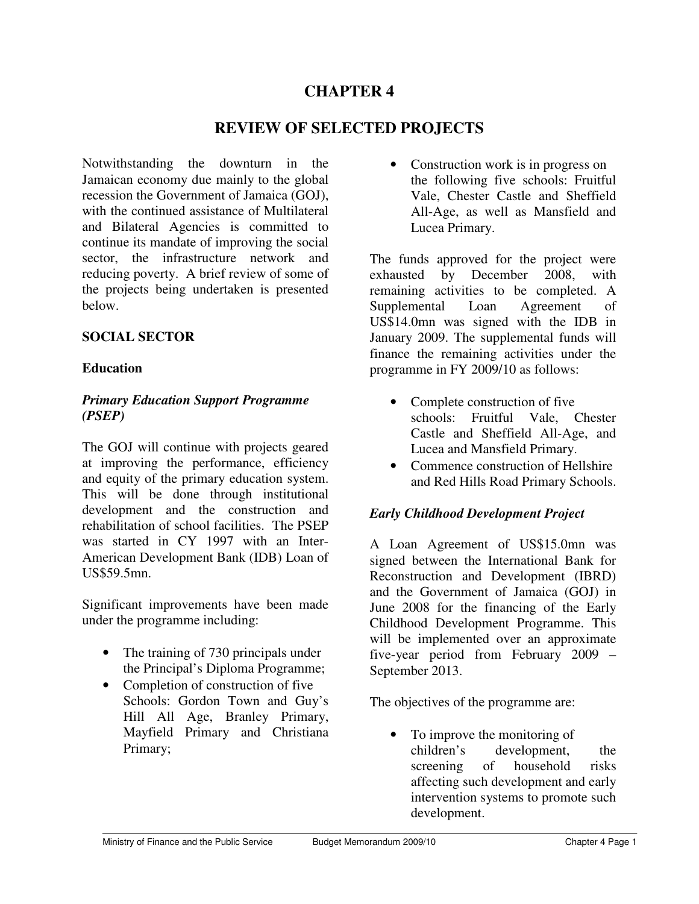# CHAPTER 4

# REVIEW OF SELECTED PROJECTS

Notwithstanding the downturn in the Jamaican economy due mainly to the global recession the Government of Jamaica (GOJ), with the continued assistance of Multilateral and Bilateral Agencies is committed to continue its mandate of improving the social sector, the infrastructure network and reducing poverty. A brief review of some of the projects being undertaken is presented below.

## SOCIAL SECTOR

### Education

#### *Primary Education Support Programme (PSEP)*

The GOJ will continue with projects geared at improving the performance, efficiency and equity of the primary education system. This will be done through institutional development and the construction and rehabilitation of school facilities. The PSEP was started in CY 1997 with an Inter-American Development Bank (IDB) Loan of US$59.5mn.

Significant improvements have been made under the programme including:

- The training of 730 principals under the Principal's Diploma Programme;
- Completion of construction of five Schools: Gordon Town and Guy's Hill All Age, Branley Primary, Mayfield Primary and Christiana Primary;
- Construction work is in progress on the following five schools: Fruitful Vale, Chester Castle and Sheffield All-Age, as well as Mansfield and Lucea Primary.

The funds approved for the project were exhausted by December 2008, with remaining activities to be completed. A Supplemental Loan Agreement of US$14.0mn was signed with the IDB in January 2009. The supplemental funds will finance the remaining activities under the programme in FY 2009/10 as follows:

- Complete construction of five schools: Fruitful Vale, Chester Castle and Sheffield All-Age, and Lucea and Mansfield Primary.
- Commence construction of Hellshire and Red Hills Road Primary Schools.

#### *Early Childhood Development Project*

A Loan Agreement of US$15.0mn was signed between the International Bank for Reconstruction and Development (IBRD) and the Government of Jamaica (GOJ) in June 2008 for the financing of the Early Childhood Development Programme. This will be implemented over an approximate five-year period from February 2009 – September 2013.

The objectives of the programme are:

- To improve the monitoring of children's development, the screening of household risks affecting such development and early intervention systems to promote such development.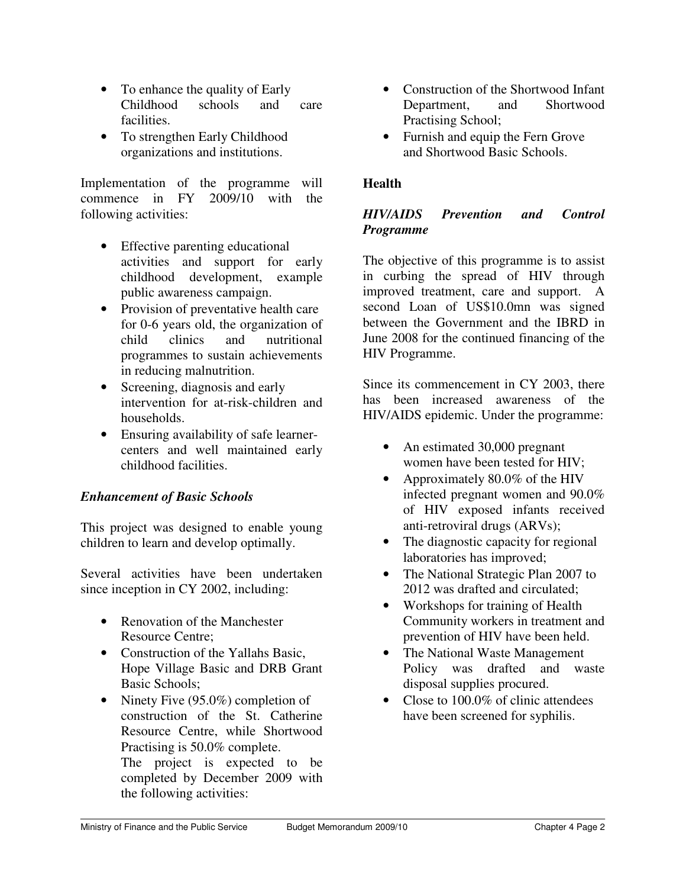- To enhance the quality of Early Childhood schools and care facilities.
- To strengthen Early Childhood organizations and institutions.

Implementation of the programme will commence in FY 2009/10 with the following activities:

- Effective parenting educational activities and support for early childhood development, example public awareness campaign.
- Provision of preventative health care for 0-6 years old, the organization of child clinics and nutritional programmes to sustain achievements in reducing malnutrition.
- Screening, diagnosis and early intervention for at-risk-children and households.
- Ensuring availability of safe learner-centers and well maintained early childhood facilities.

***Enhancement of Basic Schools***

This project was designed to enable young children to learn and develop optimally.

Several activities have been undertaken since inception in CY 2002, including:

- Renovation of the Manchester Resource Centre;
- Construction of the Yallahs Basic, Hope Village Basic and DRB Grant Basic Schools;
- Ninety Five (95.0%) completion of construction of the St. Catherine Resource Centre, while Shortwood Practising is 50.0% complete.
  The project is expected to be completed by December 2009 with the following activities:
- Construction of the Shortwood Infant Department, and Shortwood Practising School;
- Furnish and equip the Fern Grove and Shortwood Basic Schools.

**Health**

***HIV/AIDS Prevention and Control Programme***

The objective of this programme is to assist in curbing the spread of HIV through improved treatment, care and support. A second Loan of US$10.0mn was signed between the Government and the IBRD in June 2008 for the continued financing of the HIV Programme.

Since its commencement in CY 2003, there has been increased awareness of the HIV/AIDS epidemic. Under the programme:

- An estimated 30,000 pregnant women have been tested for HIV;
- Approximately 80.0% of the HIV infected pregnant women and 90.0% of HIV exposed infants received anti-retroviral drugs (ARVs);
- The diagnostic capacity for regional laboratories has improved;
- The National Strategic Plan 2007 to 2012 was drafted and circulated;
- Workshops for training of Health Community workers in treatment and prevention of HIV have been held.
- The National Waste Management Policy was drafted and waste disposal supplies procured.
- Close to 100.0% of clinic attendees have been screened for syphilis.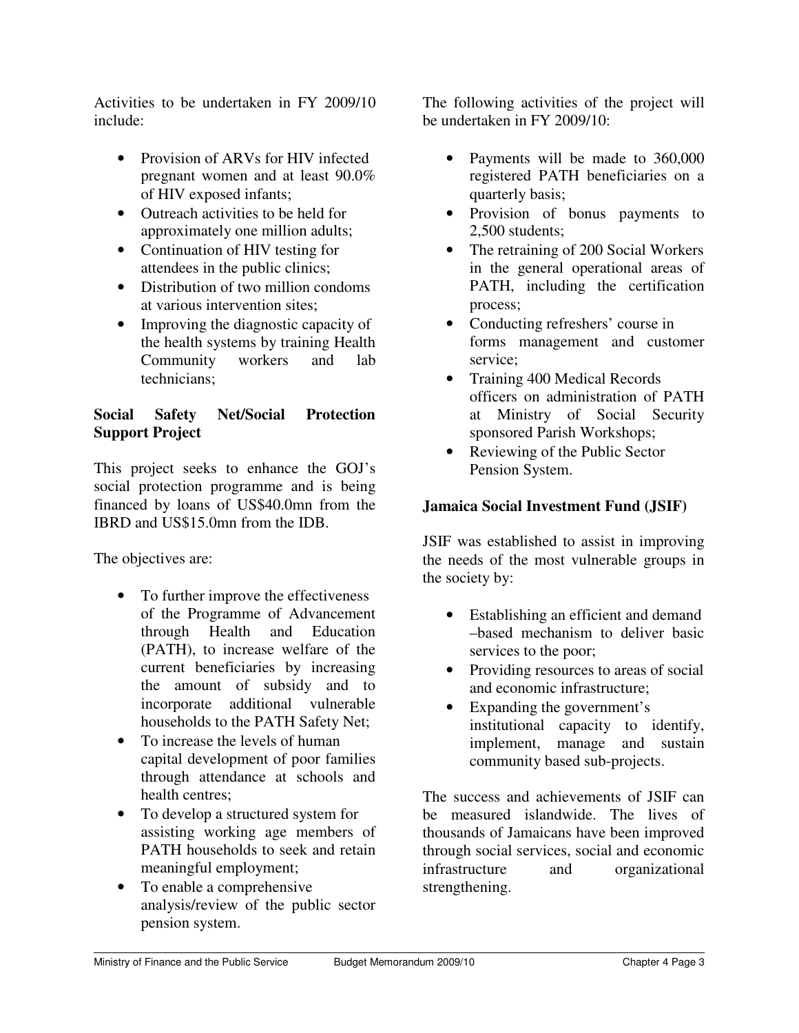Activities to be undertaken in FY 2009/10 include:

- Provision of ARVs for HIV infected pregnant women and at least 90.0% of HIV exposed infants;
- Outreach activities to be held for approximately one million adults;
- Continuation of HIV testing for attendees in the public clinics;
- Distribution of two million condoms at various intervention sites;
- Improving the diagnostic capacity of the health systems by training Health Community workers and lab technicians;

**Social Safety Net/Social Protection Support Project**

This project seeks to enhance the GOJ's social protection programme and is being financed by loans of US$40.0mn from the IBRD and US$15.0mn from the IDB.

The objectives are:

- To further improve the effectiveness of the Programme of Advancement through Health and Education (PATH), to increase welfare of the current beneficiaries by increasing the amount of subsidy and to incorporate additional vulnerable households to the PATH Safety Net;
- To increase the levels of human capital development of poor families through attendance at schools and health centres;
- To develop a structured system for assisting working age members of PATH households to seek and retain meaningful employment;
- To enable a comprehensive analysis/review of the public sector pension system.

The following activities of the project will be undertaken in FY 2009/10:

- Payments will be made to 360,000 registered PATH beneficiaries on a quarterly basis;
- Provision of bonus payments to 2,500 students;
- The retraining of 200 Social Workers in the general operational areas of PATH, including the certification process;
- Conducting refreshers' course in forms management and customer service;
- Training 400 Medical Records officers on administration of PATH at Ministry of Social Security sponsored Parish Workshops;
- Reviewing of the Public Sector Pension System.

**Jamaica Social Investment Fund (JSIF)**

JSIF was established to assist in improving the needs of the most vulnerable groups in the society by:

- Establishing an efficient and demand –based mechanism to deliver basic services to the poor;
- Providing resources to areas of social and economic infrastructure;
- Expanding the government's institutional capacity to identify, implement, manage and sustain community based sub-projects.

The success and achievements of JSIF can be measured islandwide. The lives of thousands of Jamaicans have been improved through social services, social and economic infrastructure and organizational strengthening.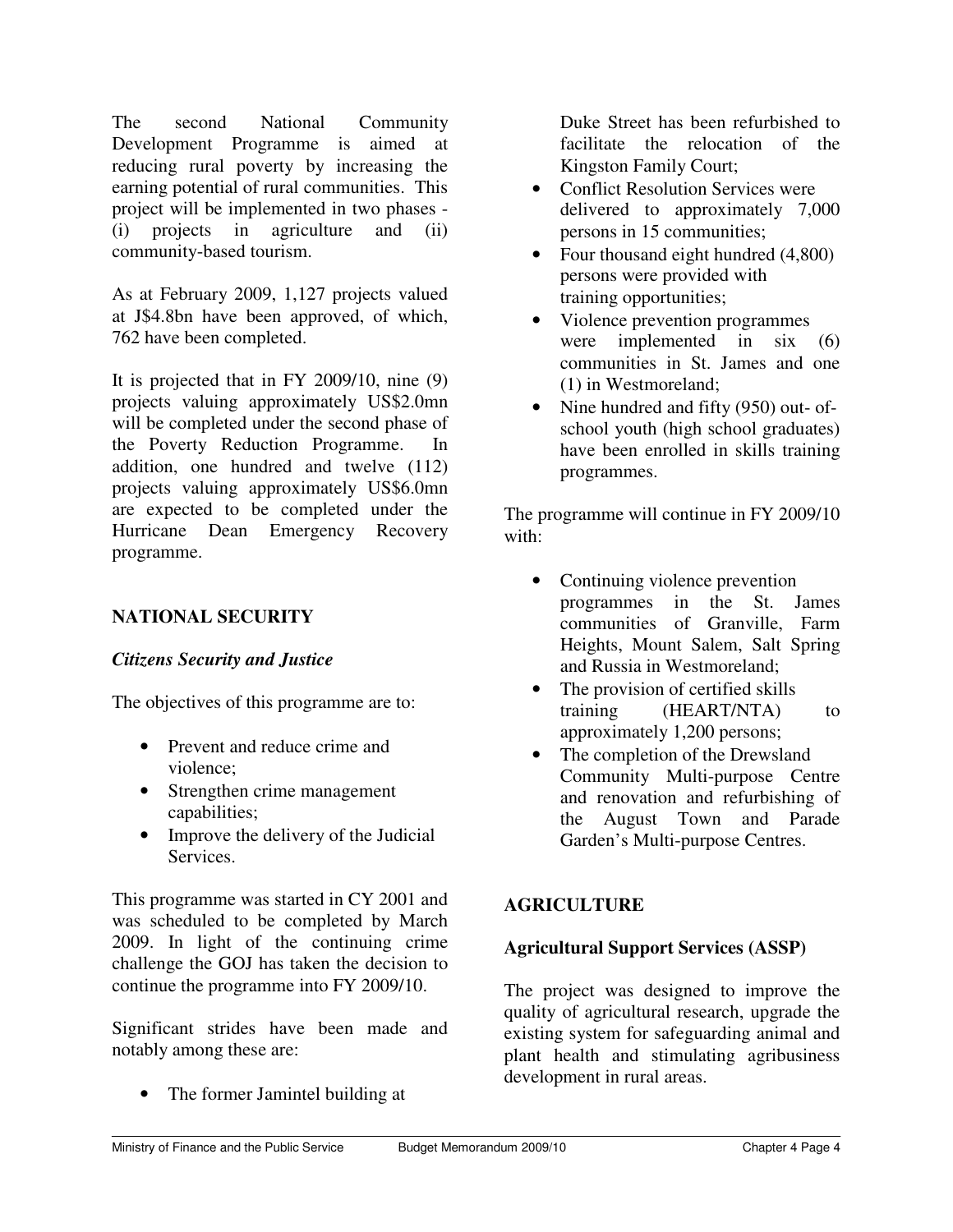The second National Community Development Programme is aimed at reducing rural poverty by increasing the earning potential of rural communities. This project will be implemented in two phases - (i) projects in agriculture and (ii) community-based tourism.

As at February 2009, 1,127 projects valued at J$4.8bn have been approved, of which, 762 have been completed.

It is projected that in FY 2009/10, nine (9) projects valuing approximately US$2.0mn will be completed under the second phase of the Poverty Reduction Programme. In addition, one hundred and twelve (112) projects valuing approximately US$6.0mn are expected to be completed under the Hurricane Dean Emergency Recovery programme.

## NATIONAL SECURITY

### *Citizens Security and Justice*

The objectives of this programme are to:

- Prevent and reduce crime and violence;
- Strengthen crime management capabilities;
- Improve the delivery of the Judicial Services.

This programme was started in CY 2001 and was scheduled to be completed by March 2009. In light of the continuing crime challenge the GOJ has taken the decision to continue the programme into FY 2009/10.

Significant strides have been made and notably among these are:

- The former Jamintel building at Duke Street has been refurbished to facilitate the relocation of the Kingston Family Court;
- Conflict Resolution Services were delivered to approximately 7,000 persons in 15 communities;
- Four thousand eight hundred (4,800) persons were provided with training opportunities;
- Violence prevention programmes were implemented in six (6) communities in St. James and one (1) in Westmoreland;
- Nine hundred and fifty (950) out- of-school youth (high school graduates) have been enrolled in skills training programmes.

The programme will continue in FY 2009/10 with:

- Continuing violence prevention programmes in the St. James communities of Granville, Farm Heights, Mount Salem, Salt Spring and Russia in Westmoreland;
- The provision of certified skills training (HEART/NTA) to approximately 1,200 persons;
- The completion of the Drewsland Community Multi-purpose Centre and renovation and refurbishing of the August Town and Parade Garden's Multi-purpose Centres.

## AGRICULTURE

### Agricultural Support Services (ASSP)

The project was designed to improve the quality of agricultural research, upgrade the existing system for safeguarding animal and plant health and stimulating agribusiness development in rural areas.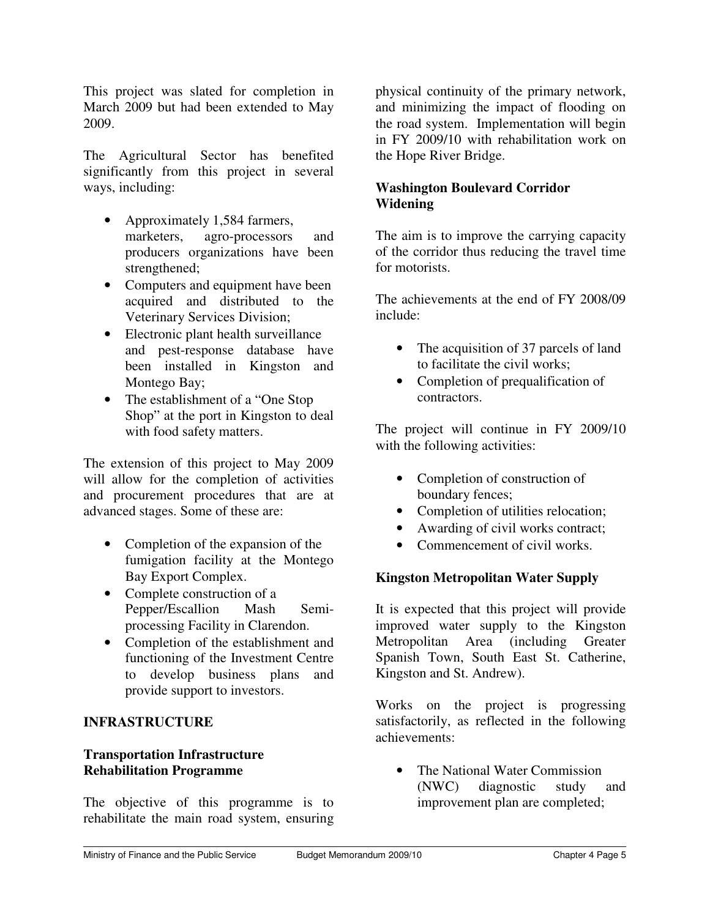This project was slated for completion in March 2009 but had been extended to May 2009.

The Agricultural Sector has benefited significantly from this project in several ways, including:

- Approximately 1,584 farmers, marketers, agro-processors and producers organizations have been strengthened;
- Computers and equipment have been acquired and distributed to the Veterinary Services Division;
- Electronic plant health surveillance and pest-response database have been installed in Kingston and Montego Bay;
- The establishment of a "One Stop Shop" at the port in Kingston to deal with food safety matters.

The extension of this project to May 2009 will allow for the completion of activities and procurement procedures that are at advanced stages. Some of these are:

- Completion of the expansion of the fumigation facility at the Montego Bay Export Complex.
- Complete construction of a Pepper/Escallion Mash Semi-processing Facility in Clarendon.
- Completion of the establishment and functioning of the Investment Centre to develop business plans and provide support to investors.

## INFRASTRUCTURE

### Transportation Infrastructure Rehabilitation Programme

The objective of this programme is to rehabilitate the main road system, ensuring physical continuity of the primary network, and minimizing the impact of flooding on the road system. Implementation will begin in FY 2009/10 with rehabilitation work on the Hope River Bridge.

### Washington Boulevard Corridor Widening

The aim is to improve the carrying capacity of the corridor thus reducing the travel time for motorists.

The achievements at the end of FY 2008/09 include:

- The acquisition of 37 parcels of land to facilitate the civil works;
- Completion of prequalification of contractors.

The project will continue in FY 2009/10 with the following activities:

- Completion of construction of boundary fences;
- Completion of utilities relocation;
- Awarding of civil works contract;
- Commencement of civil works.

### Kingston Metropolitan Water Supply

It is expected that this project will provide improved water supply to the Kingston Metropolitan Area (including Greater Spanish Town, South East St. Catherine, Kingston and St. Andrew).

Works on the project is progressing satisfactorily, as reflected in the following achievements:

- The National Water Commission (NWC) diagnostic study and improvement plan are completed;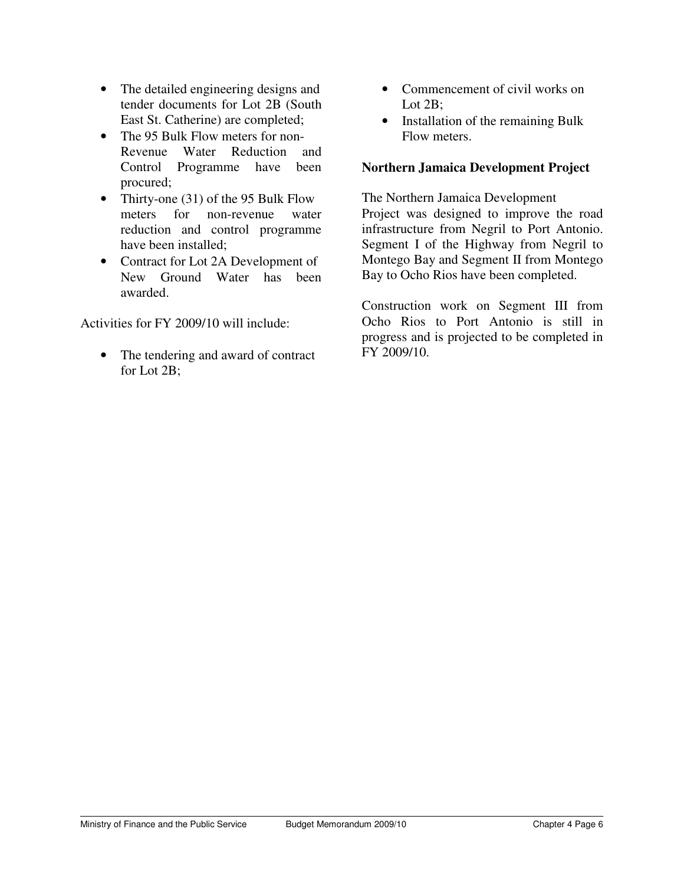- The detailed engineering designs and tender documents for Lot 2B (South East St. Catherine) are completed;
- The 95 Bulk Flow meters for non-Revenue Water Reduction and Control Programme have been procured;
- Thirty-one (31) of the 95 Bulk Flow meters for non-revenue water reduction and control programme have been installed;
- Contract for Lot 2A Development of New Ground Water has been awarded.

Activities for FY 2009/10 will include:

- The tendering and award of contract for Lot 2B;
- Commencement of civil works on Lot 2B;
- Installation of the remaining Bulk Flow meters.

**Northern Jamaica Development Project**

The Northern Jamaica Development Project was designed to improve the road infrastructure from Negril to Port Antonio. Segment I of the Highway from Negril to Montego Bay and Segment II from Montego Bay to Ocho Rios have been completed.

Construction work on Segment III from Ocho Rios to Port Antonio is still in progress and is projected to be completed in FY 2009/10.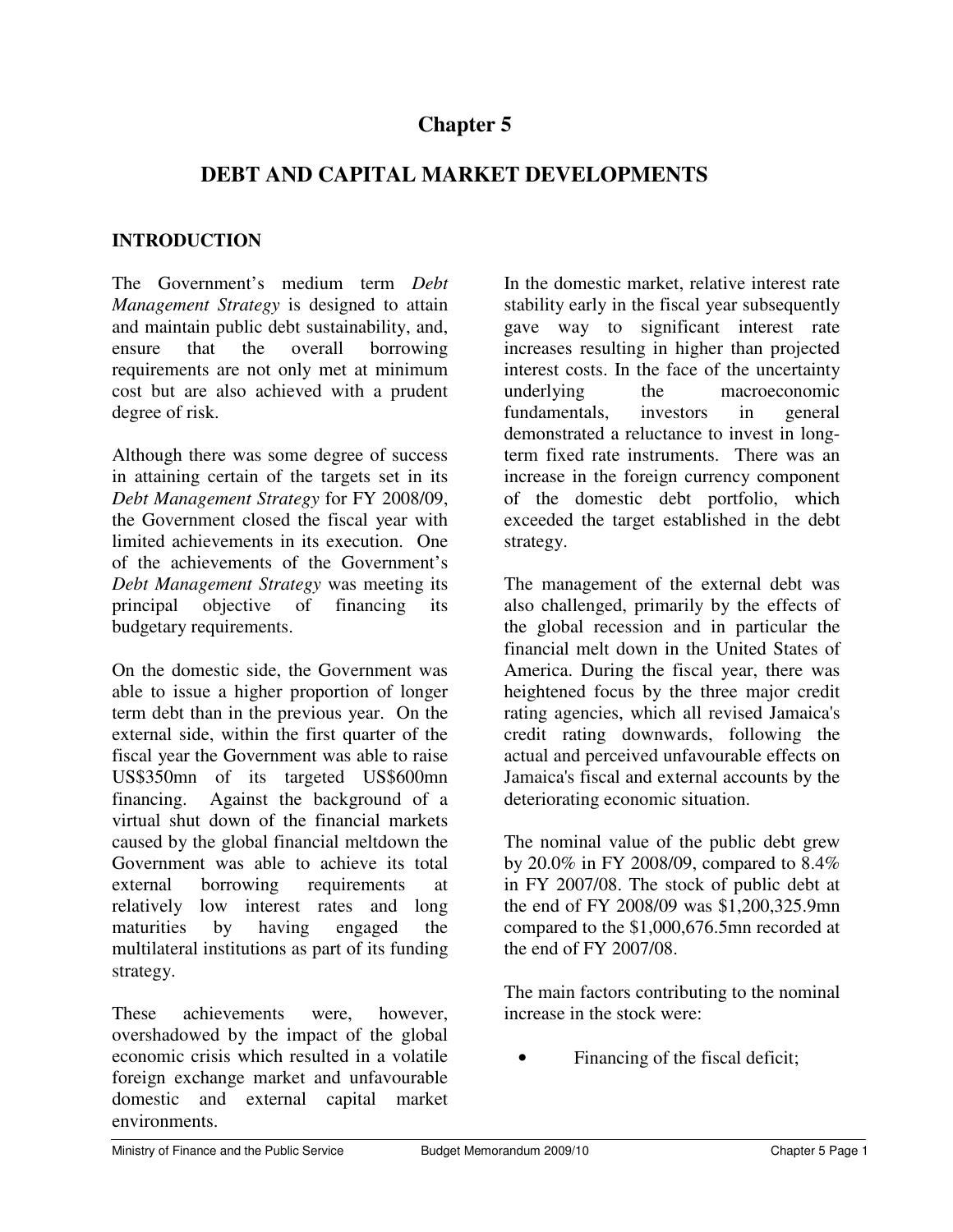# Chapter 5

# DEBT AND CAPITAL MARKET DEVELOPMENTS

## INTRODUCTION

The Government's medium term *Debt Management Strategy* is designed to attain and maintain public debt sustainability, and, ensure that the overall borrowing requirements are not only met at minimum cost but are also achieved with a prudent degree of risk.

Although there was some degree of success in attaining certain of the targets set in its *Debt Management Strategy* for FY 2008/09, the Government closed the fiscal year with limited achievements in its execution. One of the achievements of the Government's *Debt Management Strategy* was meeting its principal objective of financing its budgetary requirements.

On the domestic side, the Government was able to issue a higher proportion of longer term debt than in the previous year. On the external side, within the first quarter of the fiscal year the Government was able to raise US$350mn of its targeted US$600mn financing. Against the background of a virtual shut down of the financial markets caused by the global financial meltdown the Government was able to achieve its total external borrowing requirements at relatively low interest rates and long maturities by having engaged the multilateral institutions as part of its funding strategy.

These achievements were, however, overshadowed by the impact of the global economic crisis which resulted in a volatile foreign exchange market and unfavourable domestic and external capital market environments.

In the domestic market, relative interest rate stability early in the fiscal year subsequently gave way to significant interest rate increases resulting in higher than projected interest costs. In the face of the uncertainty underlying the macroeconomic fundamentals, investors in general demonstrated a reluctance to invest in long-term fixed rate instruments. There was an increase in the foreign currency component of the domestic debt portfolio, which exceeded the target established in the debt strategy.

The management of the external debt was also challenged, primarily by the effects of the global recession and in particular the financial melt down in the United States of America. During the fiscal year, there was heightened focus by the three major credit rating agencies, which all revised Jamaica's credit rating downwards, following the actual and perceived unfavourable effects on Jamaica's fiscal and external accounts by the deteriorating economic situation.

The nominal value of the public debt grew by 20.0% in FY 2008/09, compared to 8.4% in FY 2007/08. The stock of public debt at the end of FY 2008/09 was $1,200,325.9mn compared to the $1,000,676.5mn recorded at the end of FY 2007/08.

The main factors contributing to the nominal increase in the stock were:

- Financing of the fiscal deficit;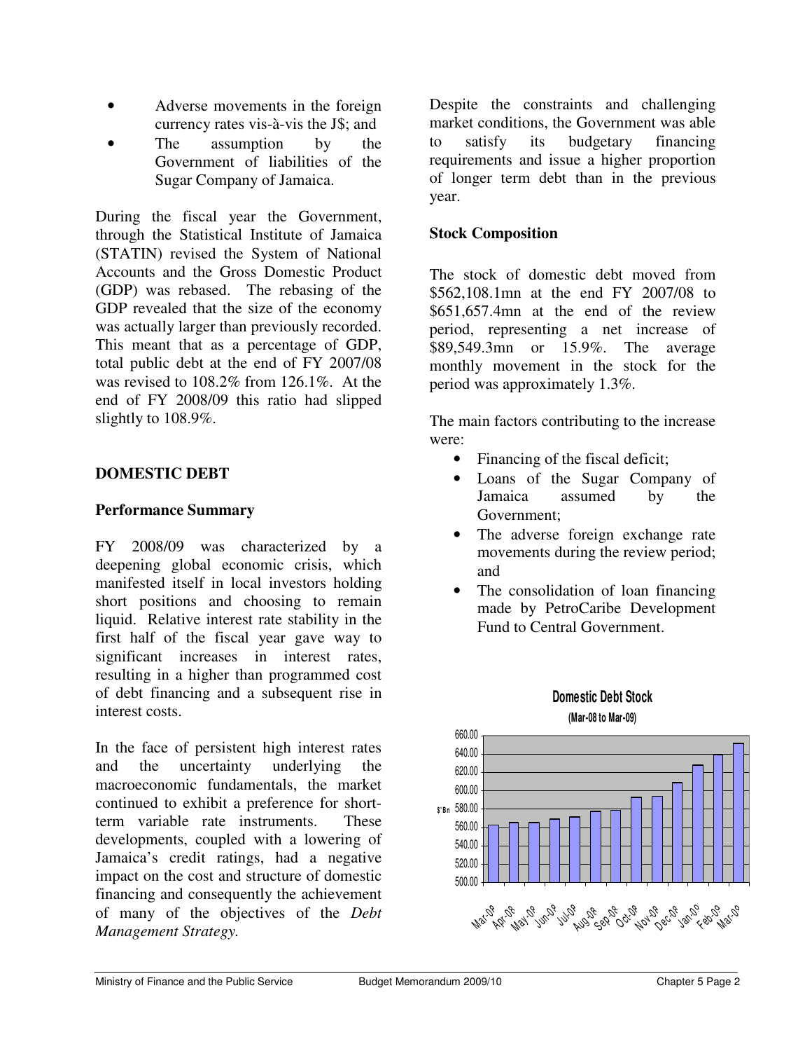- Adverse movements in the foreign currency rates vis-à-vis the J$; and
- The assumption by the Government of liabilities of the Sugar Company of Jamaica.

During the fiscal year the Government, through the Statistical Institute of Jamaica (STATIN) revised the System of National Accounts and the Gross Domestic Product (GDP) was rebased. The rebasing of the GDP revealed that the size of the economy was actually larger than previously recorded. This meant that as a percentage of GDP, total public debt at the end of FY 2007/08 was revised to 108.2% from 126.1%. At the end of FY 2008/09 this ratio had slipped slightly to 108.9%.

## DOMESTIC DEBT

### Performance Summary

FY 2008/09 was characterized by a deepening global economic crisis, which manifested itself in local investors holding short positions and choosing to remain liquid. Relative interest rate stability in the first half of the fiscal year gave way to significant increases in interest rates, resulting in a higher than programmed cost of debt financing and a subsequent rise in interest costs.

In the face of persistent high interest rates and the uncertainty underlying the macroeconomic fundamentals, the market continued to exhibit a preference for short-term variable rate instruments. These developments, coupled with a lowering of Jamaica's credit ratings, had a negative impact on the cost and structure of domestic financing and consequently the achievement of many of the objectives of the *Debt Management Strategy.*

Despite the constraints and challenging market conditions, the Government was able to satisfy its budgetary financing requirements and issue a higher proportion of longer term debt than in the previous year.

### Stock Composition

The stock of domestic debt moved from \$562,108.1mn at the end FY 2007/08 to \$651,657.4mn at the end of the review period, representing a net increase of \$89,549.3mn or 15.9%. The average monthly movement in the stock for the period was approximately 1.3%.

The main factors contributing to the increase were:

- Financing of the fiscal deficit;
- Loans of the Sugar Company of Jamaica assumed by the Government;
- The adverse foreign exchange rate movements during the review period; and
- The consolidation of loan financing made by PetroCaribe Development Fund to Central Government.

**Domestic Debt Stock**
**(Mar-08 to Mar-09)**

$'Bn axis: 500.00 to 660.00; months: Mar-08, Apr-08, May-08, Jun-08, Jul-08, Aug-08, Sep-08, Oct-08, Nov-08, Dec-08, Jan-09, Feb-09, Mar-09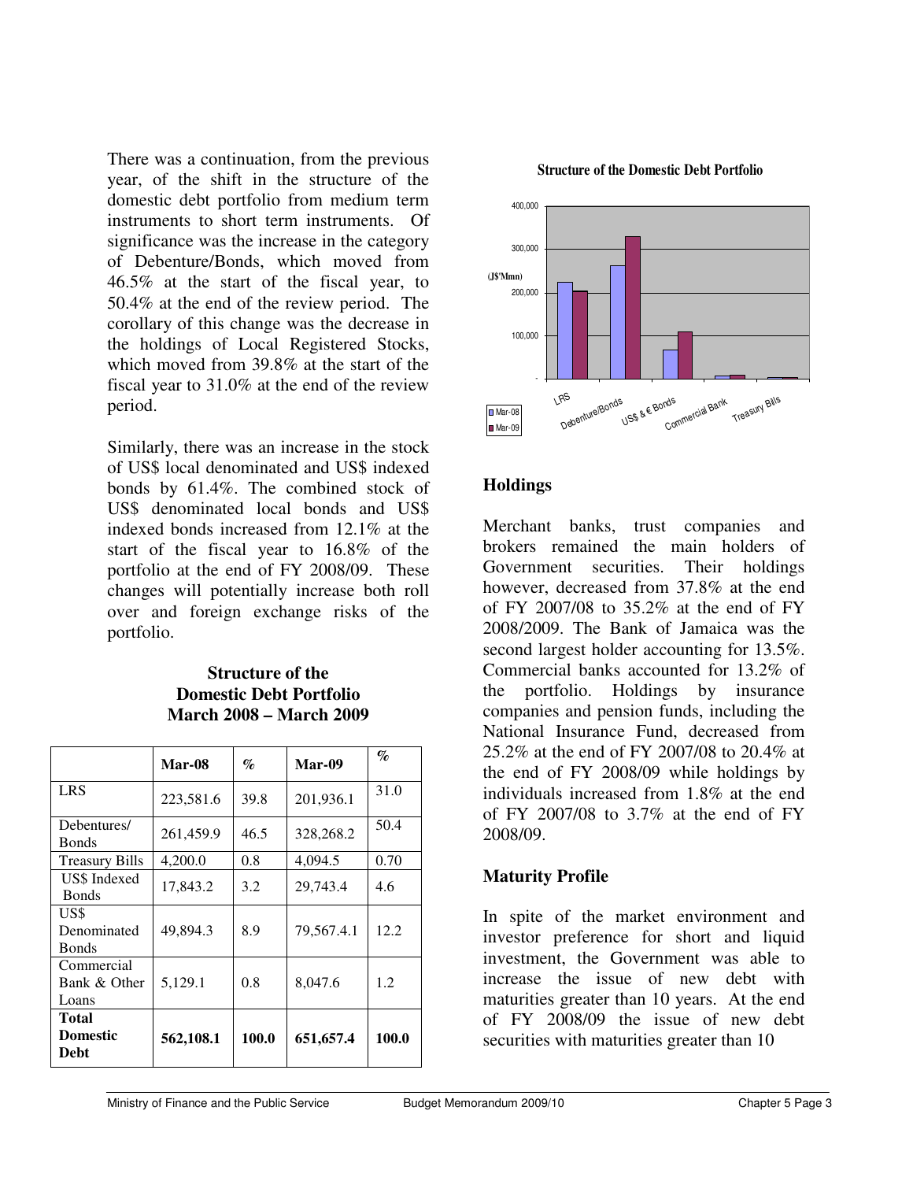There was a continuation, from the previous year, of the shift in the structure of the domestic debt portfolio from medium term instruments to short term instruments. Of significance was the increase in the category of Debenture/Bonds, which moved from 46.5% at the start of the fiscal year, to 50.4% at the end of the review period. The corollary of this change was the decrease in the holdings of Local Registered Stocks, which moved from 39.8% at the start of the fiscal year to 31.0% at the end of the review period.

Similarly, there was an increase in the stock of US$ local denominated and US$ indexed bonds by 61.4%. The combined stock of US$ denominated local bonds and US$ indexed bonds increased from 12.1% at the start of the fiscal year to 16.8% of the portfolio at the end of FY 2008/09. These changes will potentially increase both roll over and foreign exchange risks of the portfolio.

**Structure of the Domestic Debt Portfolio March 2008 – March 2009**

| | Mar-08 | % | Mar-09 | % |
|---|---|---|---|---|
| LRS | 223,581.6 | 39.8 | 201,936.1 | 31.0 |
| Debentures/ Bonds | 261,459.9 | 46.5 | 328,268.2 | 50.4 |
| Treasury Bills | 4,200.0 | 0.8 | 4,094.5 | 0.70 |
| US$ Indexed Bonds | 17,843.2 | 3.2 | 29,743.4 | 4.6 |
| US$ Denominated Bonds | 49,894.3 | 8.9 | 79,567.4.1 | 12.2 |
| Commercial Bank & Other Loans | 5,129.1 | 0.8 | 8,047.6 | 1.2 |
| **Total Domestic Debt** | **562,108.1** | **100.0** | **651,657.4** | **100.0** |

**Structure of the Domestic Debt Portfolio**

| (J$'Mmn) | LRS | Debenture/Bonds | US$ & € Bonds | Commercial Bank | Treasury Bills |
|---|---|---|---|---|---|
| Mar-08 | | | | | |
| Mar-09 | | | | | |

## Holdings

Merchant banks, trust companies and brokers remained the main holders of Government securities. Their holdings however, decreased from 37.8% at the end of FY 2007/08 to 35.2% at the end of FY 2008/2009. The Bank of Jamaica was the second largest holder accounting for 13.5%. Commercial banks accounted for 13.2% of the portfolio. Holdings by insurance companies and pension funds, including the National Insurance Fund, decreased from 25.2% at the end of FY 2007/08 to 20.4% at the end of FY 2008/09 while holdings by individuals increased from 1.8% at the end of FY 2007/08 to 3.7% at the end of FY 2008/09.

## Maturity Profile

In spite of the market environment and investor preference for short and liquid investment, the Government was able to increase the issue of new debt with maturities greater than 10 years. At the end of FY 2008/09 the issue of new debt securities with maturities greater than 10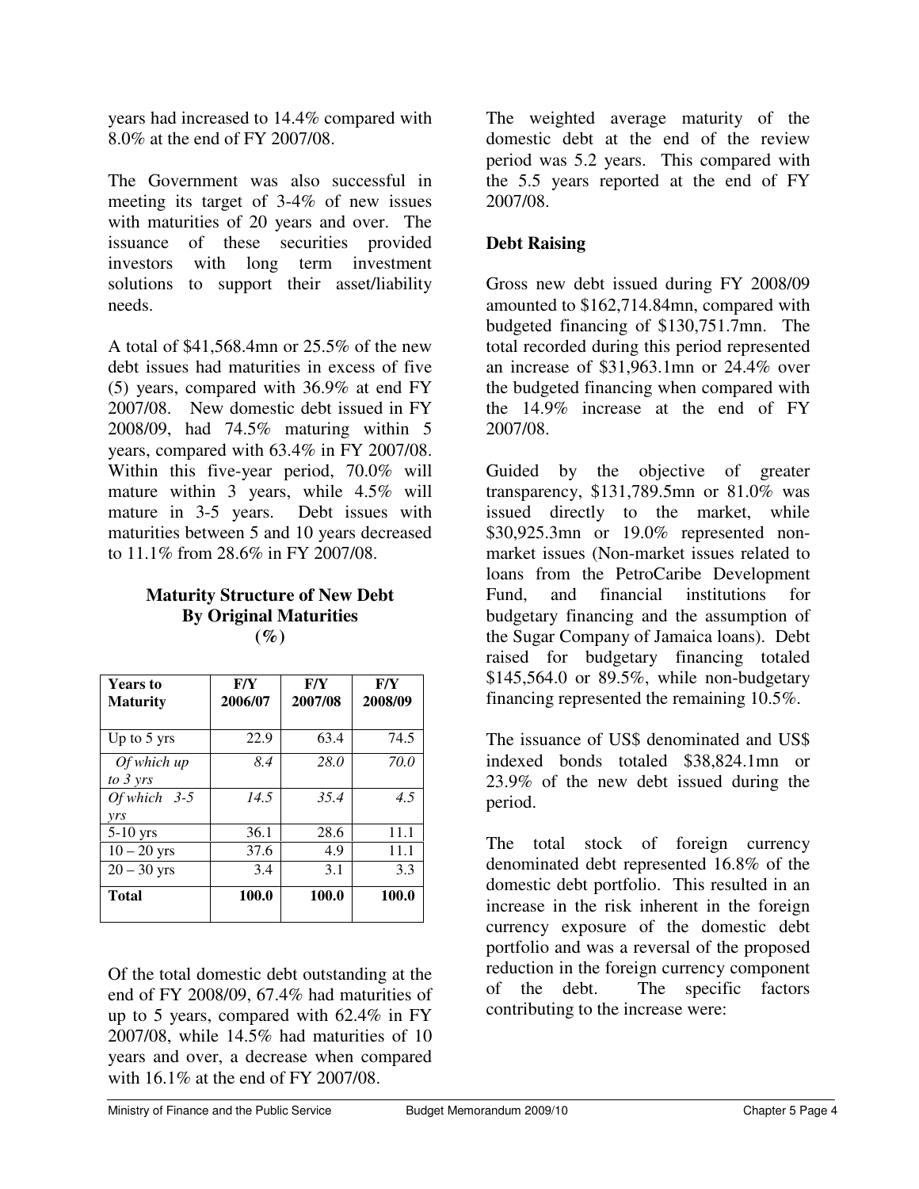years had increased to 14.4% compared with 8.0% at the end of FY 2007/08.

The Government was also successful in meeting its target of 3-4% of new issues with maturities of 20 years and over. The issuance of these securities provided investors with long term investment solutions to support their asset/liability needs.

A total of $41,568.4mn or 25.5% of the new debt issues had maturities in excess of five (5) years, compared with 36.9% at end FY 2007/08. New domestic debt issued in FY 2008/09, had 74.5% maturing within 5 years, compared with 63.4% in FY 2007/08. Within this five-year period, 70.0% will mature within 3 years, while 4.5% will mature in 3-5 years. Debt issues with maturities between 5 and 10 years decreased to 11.1% from 28.6% in FY 2007/08.

**Maturity Structure of New Debt By Original Maturities (%)**

| Years to Maturity | F/Y 2006/07 | F/Y 2007/08 | F/Y 2008/09 |
|---|---|---|---|
| Up to 5 yrs | 22.9 | 63.4 | 74.5 |
| *Of which up to 3 yrs* | *8.4* | *28.0* | *70.0* |
| *Of which 3-5 yrs* | *14.5* | *35.4* | *4.5* |
| 5-10 yrs | 36.1 | 28.6 | 11.1 |
| 10 – 20 yrs | 37.6 | 4.9 | 11.1 |
| 20 – 30 yrs | 3.4 | 3.1 | 3.3 |
| **Total** | **100.0** | **100.0** | **100.0** |

Of the total domestic debt outstanding at the end of FY 2008/09, 67.4% had maturities of up to 5 years, compared with 62.4% in FY 2007/08, while 14.5% had maturities of 10 years and over, a decrease when compared with 16.1% at the end of FY 2007/08.

The weighted average maturity of the domestic debt at the end of the review period was 5.2 years. This compared with the 5.5 years reported at the end of FY 2007/08.

**Debt Raising**

Gross new debt issued during FY 2008/09 amounted to $162,714.84mn, compared with budgeted financing of $130,751.7mn. The total recorded during this period represented an increase of $31,963.1mn or 24.4% over the budgeted financing when compared with the 14.9% increase at the end of FY 2007/08.

Guided by the objective of greater transparency, $131,789.5mn or 81.0% was issued directly to the market, while $30,925.3mn or 19.0% represented non-market issues (Non-market issues related to loans from the PetroCaribe Development Fund, and financial institutions for budgetary financing and the assumption of the Sugar Company of Jamaica loans). Debt raised for budgetary financing totaled $145,564.0 or 89.5%, while non-budgetary financing represented the remaining 10.5%.

The issuance of US$ denominated and US$ indexed bonds totaled $38,824.1mn or 23.9% of the new debt issued during the period.

The total stock of foreign currency denominated debt represented 16.8% of the domestic debt portfolio. This resulted in an increase in the risk inherent in the foreign currency exposure of the domestic debt portfolio and was a reversal of the proposed reduction in the foreign currency component of the debt. The specific factors contributing to the increase were: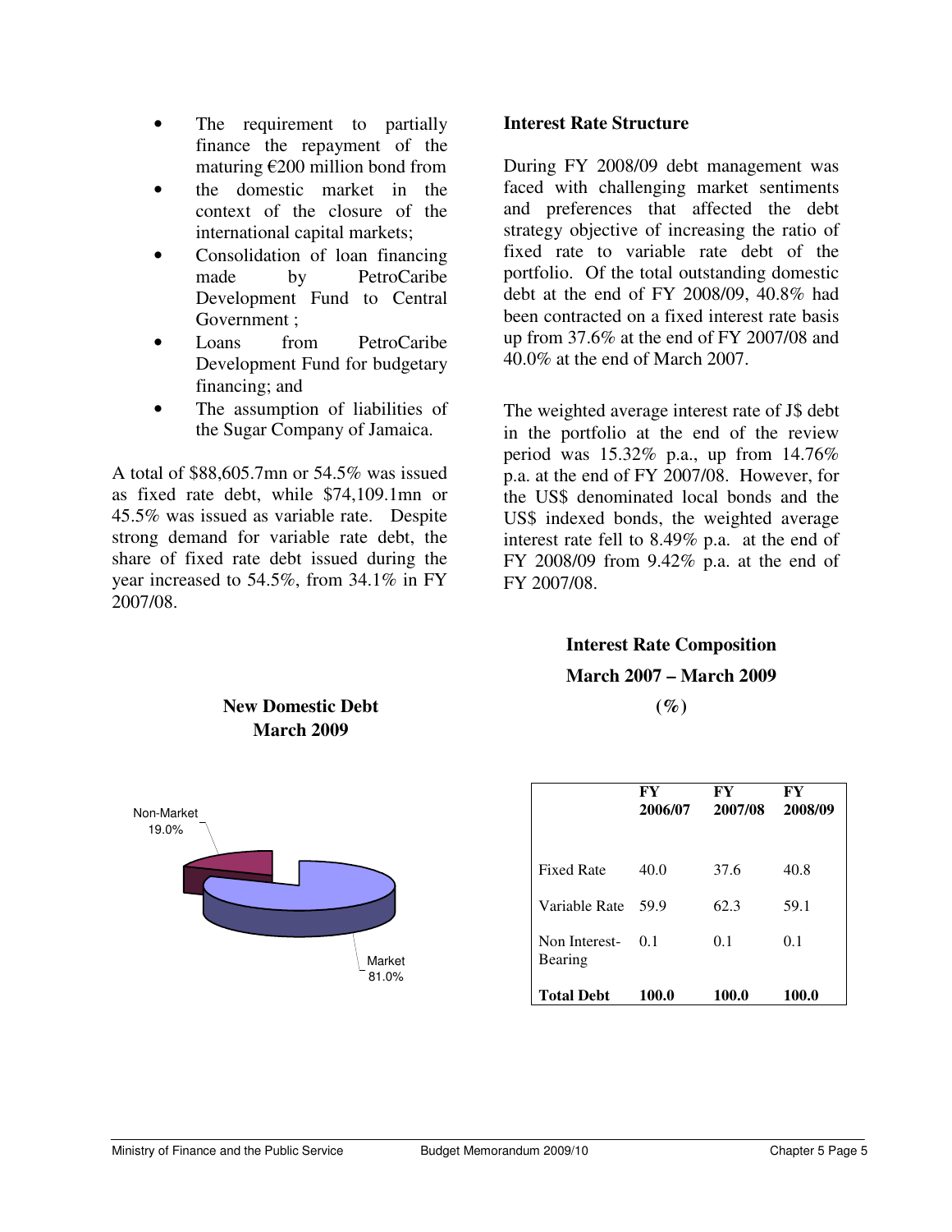- The requirement to partially finance the repayment of the maturing €200 million bond from
- the domestic market in the context of the closure of the international capital markets;
- Consolidation of loan financing made by PetroCaribe Development Fund to Central Government ;
- Loans from PetroCaribe Development Fund for budgetary financing; and
- The assumption of liabilities of the Sugar Company of Jamaica.

A total of $88,605.7mn or 54.5% was issued as fixed rate debt, while $74,109.1mn or 45.5% was issued as variable rate. Despite strong demand for variable rate debt, the share of fixed rate debt issued during the year increased to 54.5%, from 34.1% in FY 2007/08.

**New Domestic Debt**
**March 2009**

Non-Market 19.0%

Market 81.0%

**Interest Rate Structure**

During FY 2008/09 debt management was faced with challenging market sentiments and preferences that affected the debt strategy objective of increasing the ratio of fixed rate to variable rate debt of the portfolio. Of the total outstanding domestic debt at the end of FY 2008/09, 40.8% had been contracted on a fixed interest rate basis up from 37.6% at the end of FY 2007/08 and 40.0% at the end of March 2007.

The weighted average interest rate of J$ debt in the portfolio at the end of the review period was 15.32% p.a., up from 14.76% p.a. at the end of FY 2007/08. However, for the US$ denominated local bonds and the US$ indexed bonds, the weighted average interest rate fell to 8.49% p.a. at the end of FY 2008/09 from 9.42% p.a. at the end of FY 2007/08.

**Interest Rate Composition**
**March 2007 – March 2009**
**(%)**

| | FY 2006/07 | FY 2007/08 | FY 2008/09 |
|---|---|---|---|
| Fixed Rate | 40.0 | 37.6 | 40.8 |
| Variable Rate | 59.9 | 62.3 | 59.1 |
| Non Interest-Bearing | 0.1 | 0.1 | 0.1 |
| **Total Debt** | **100.0** | **100.0** | **100.0** |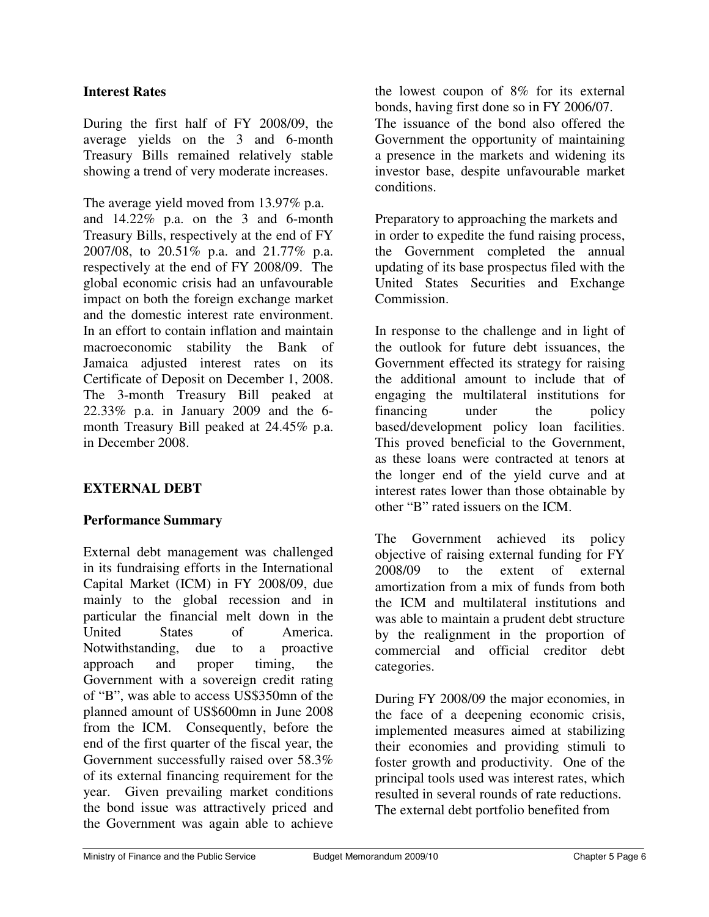### Interest Rates

During the first half of FY 2008/09, the average yields on the 3 and 6-month Treasury Bills remained relatively stable showing a trend of very moderate increases.

The average yield moved from 13.97% p.a. and 14.22% p.a. on the 3 and 6-month Treasury Bills, respectively at the end of FY 2007/08, to 20.51% p.a. and 21.77% p.a. respectively at the end of FY 2008/09. The global economic crisis had an unfavourable impact on both the foreign exchange market and the domestic interest rate environment. In an effort to contain inflation and maintain macroeconomic stability the Bank of Jamaica adjusted interest rates on its Certificate of Deposit on December 1, 2008. The 3-month Treasury Bill peaked at 22.33% p.a. in January 2009 and the 6-month Treasury Bill peaked at 24.45% p.a. in December 2008.

## EXTERNAL DEBT

### Performance Summary

External debt management was challenged in its fundraising efforts in the International Capital Market (ICM) in FY 2008/09, due mainly to the global recession and in particular the financial melt down in the United States of America. Notwithstanding, due to a proactive approach and proper timing, the Government with a sovereign credit rating of "B", was able to access US$350mn of the planned amount of US$600mn in June 2008 from the ICM. Consequently, before the end of the first quarter of the fiscal year, the Government successfully raised over 58.3% of its external financing requirement for the year. Given prevailing market conditions the bond issue was attractively priced and the Government was again able to achieve the lowest coupon of 8% for its external bonds, having first done so in FY 2006/07. The issuance of the bond also offered the Government the opportunity of maintaining a presence in the markets and widening its investor base, despite unfavourable market conditions.

Preparatory to approaching the markets and in order to expedite the fund raising process, the Government completed the annual updating of its base prospectus filed with the United States Securities and Exchange Commission.

In response to the challenge and in light of the outlook for future debt issuances, the Government effected its strategy for raising the additional amount to include that of engaging the multilateral institutions for financing under the policy based/development policy loan facilities. This proved beneficial to the Government, as these loans were contracted at tenors at the longer end of the yield curve and at interest rates lower than those obtainable by other "B" rated issuers on the ICM.

The Government achieved its policy objective of raising external funding for FY 2008/09 to the extent of external amortization from a mix of funds from both the ICM and multilateral institutions and was able to maintain a prudent debt structure by the realignment in the proportion of commercial and official creditor debt categories.

During FY 2008/09 the major economies, in the face of a deepening economic crisis, implemented measures aimed at stabilizing their economies and providing stimuli to foster growth and productivity. One of the principal tools used was interest rates, which resulted in several rounds of rate reductions. The external debt portfolio benefited from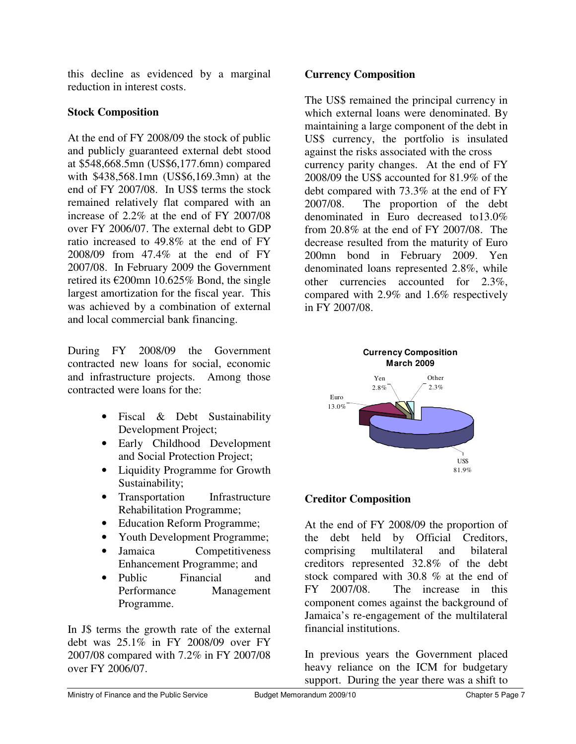this decline as evidenced by a marginal reduction in interest costs.

### Stock Composition

At the end of FY 2008/09 the stock of public and publicly guaranteed external debt stood at $548,668.5mn (US$6,177.6mn) compared with $438,568.1mn (US$6,169.3mn) at the end of FY 2007/08. In US$ terms the stock remained relatively flat compared with an increase of 2.2% at the end of FY 2007/08 over FY 2006/07. The external debt to GDP ratio increased to 49.8% at the end of FY 2008/09 from 47.4% at the end of FY 2007/08. In February 2009 the Government retired its €200mn 10.625% Bond, the single largest amortization for the fiscal year. This was achieved by a combination of external and local commercial bank financing.

During FY 2008/09 the Government contracted new loans for social, economic and infrastructure projects. Among those contracted were loans for the:

- Fiscal & Debt Sustainability Development Project;
- Early Childhood Development and Social Protection Project;
- Liquidity Programme for Growth Sustainability;
- Transportation Infrastructure Rehabilitation Programme;
- Education Reform Programme;
- Youth Development Programme;
- Jamaica Competitiveness Enhancement Programme; and
- Public Financial and Performance Management Programme.

In J$ terms the growth rate of the external debt was 25.1% in FY 2008/09 over FY 2007/08 compared with 7.2% in FY 2007/08 over FY 2006/07.

### Currency Composition

The US$ remained the principal currency in which external loans were denominated. By maintaining a large component of the debt in US$ currency, the portfolio is insulated against the risks associated with the cross currency parity changes. At the end of FY 2008/09 the US$ accounted for 81.9% of the debt compared with 73.3% at the end of FY 2007/08. The proportion of the debt denominated in Euro decreased to13.0% from 20.8% at the end of FY 2007/08. The decrease resulted from the maturity of Euro 200mn bond in February 2009. Yen denominated loans represented 2.8%, while other currencies accounted for 2.3%, compared with 2.9% and 1.6% respectively in FY 2007/08.

**Currency Composition March 2009**

| Currency | Share |
|---|---|
| US$ | 81.9% |
| Euro | 13.0% |
| Yen | 2.8% |
| Other | 2.3% |

### Creditor Composition

At the end of FY 2008/09 the proportion of the debt held by Official Creditors, comprising multilateral and bilateral creditors represented 32.8% of the debt stock compared with 30.8 % at the end of FY 2007/08. The increase in this component comes against the background of Jamaica's re-engagement of the multilateral financial institutions.

In previous years the Government placed heavy reliance on the ICM for budgetary support. During the year there was a shift to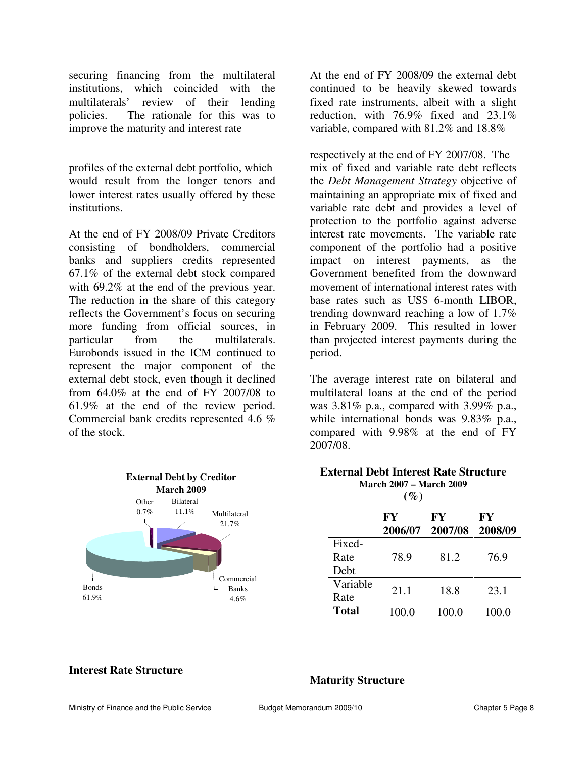securing financing from the multilateral institutions, which coincided with the multilaterals' review of their lending policies. The rationale for this was to improve the maturity and interest rate profiles of the external debt portfolio, which would result from the longer tenors and lower interest rates usually offered by these institutions.

At the end of FY 2008/09 Private Creditors consisting of bondholders, commercial banks and suppliers credits represented 67.1% of the external debt stock compared with 69.2% at the end of the previous year. The reduction in the share of this category reflects the Government's focus on securing more funding from official sources, in particular from the multilaterals. Eurobonds issued in the ICM continued to represent the major component of the external debt stock, even though it declined from 64.0% at the end of FY 2007/08 to 61.9% at the end of the review period. Commercial bank credits represented 4.6 % of the stock.

**External Debt by Creditor**
**March 2009**

Other 0.7%
Bilateral 11.1%
Multilateral 21.7%
Commercial Banks 4.6%
Bonds 61.9%

## Interest Rate Structure

At the end of FY 2008/09 the external debt continued to be heavily skewed towards fixed rate instruments, albeit with a slight reduction, with 76.9% fixed and 23.1% variable, compared with 81.2% and 18.8% respectively at the end of FY 2007/08. The mix of fixed and variable rate debt reflects the *Debt Management Strategy* objective of maintaining an appropriate mix of fixed and variable rate debt and provides a level of protection to the portfolio against adverse interest rate movements. The variable rate component of the portfolio had a positive impact on interest payments, as the Government benefited from the downward movement of international interest rates with base rates such as US$ 6-month LIBOR, trending downward reaching a low of 1.7% in February 2009. This resulted in lower than projected interest payments during the period.

The average interest rate on bilateral and multilateral loans at the end of the period was 3.81% p.a., compared with 3.99% p.a., while international bonds was 9.83% p.a., compared with 9.98% at the end of FY 2007/08.

**External Debt Interest Rate Structure**
**March 2007 – March 2009**
**(%)**

| | FY 2006/07 | FY 2007/08 | FY 2008/09 |
|---|---|---|---|
| Fixed-Rate Debt | 78.9 | 81.2 | 76.9 |
| Variable Rate | 21.1 | 18.8 | 23.1 |
| **Total** | 100.0 | 100.0 | 100.0 |

## Maturity Structure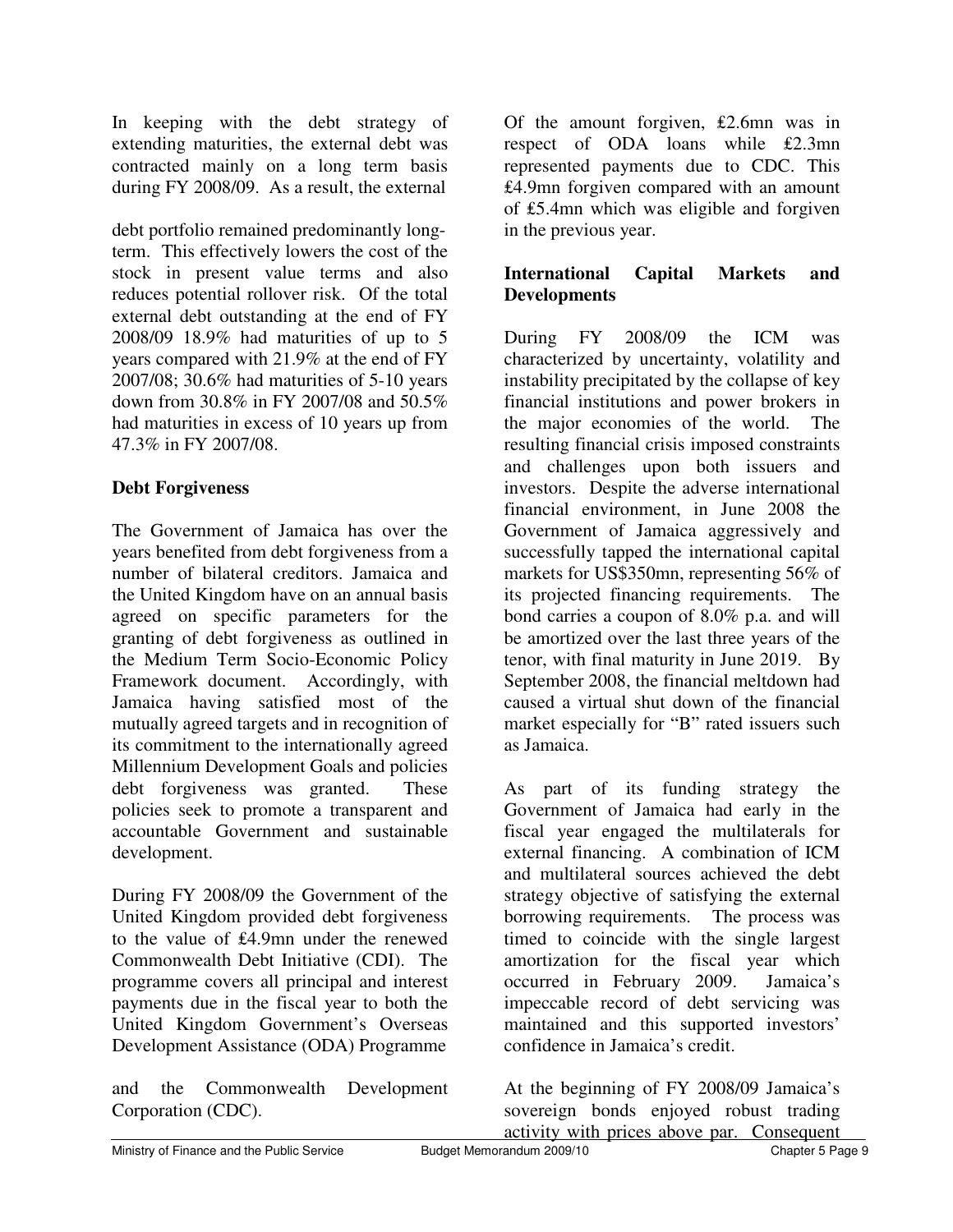In keeping with the debt strategy of extending maturities, the external debt was contracted mainly on a long term basis during FY 2008/09. As a result, the external debt portfolio remained predominantly long-term. This effectively lowers the cost of the stock in present value terms and also reduces potential rollover risk. Of the total external debt outstanding at the end of FY 2008/09 18.9% had maturities of up to 5 years compared with 21.9% at the end of FY 2007/08; 30.6% had maturities of 5-10 years down from 30.8% in FY 2007/08 and 50.5% had maturities in excess of 10 years up from 47.3% in FY 2007/08.

**Debt Forgiveness**

The Government of Jamaica has over the years benefited from debt forgiveness from a number of bilateral creditors. Jamaica and the United Kingdom have on an annual basis agreed on specific parameters for the granting of debt forgiveness as outlined in the Medium Term Socio-Economic Policy Framework document. Accordingly, with Jamaica having satisfied most of the mutually agreed targets and in recognition of its commitment to the internationally agreed Millennium Development Goals and policies debt forgiveness was granted. These policies seek to promote a transparent and accountable Government and sustainable development.

During FY 2008/09 the Government of the United Kingdom provided debt forgiveness to the value of ₤4.9mn under the renewed Commonwealth Debt Initiative (CDI). The programme covers all principal and interest payments due in the fiscal year to both the United Kingdom Government's Overseas Development Assistance (ODA) Programme and the Commonwealth Development Corporation (CDC).

Of the amount forgiven, ₤2.6mn was in respect of ODA loans while ₤2.3mn represented payments due to CDC. This ₤4.9mn forgiven compared with an amount of ₤5.4mn which was eligible and forgiven in the previous year.

**International Capital Markets and Developments**

During FY 2008/09 the ICM was characterized by uncertainty, volatility and instability precipitated by the collapse of key financial institutions and power brokers in the major economies of the world. The resulting financial crisis imposed constraints and challenges upon both issuers and investors. Despite the adverse international financial environment, in June 2008 the Government of Jamaica aggressively and successfully tapped the international capital markets for US$350mn, representing 56% of its projected financing requirements. The bond carries a coupon of 8.0% p.a. and will be amortized over the last three years of the tenor, with final maturity in June 2019. By September 2008, the financial meltdown had caused a virtual shut down of the financial market especially for "B" rated issuers such as Jamaica.

As part of its funding strategy the Government of Jamaica had early in the fiscal year engaged the multilaterals for external financing. A combination of ICM and multilateral sources achieved the debt strategy objective of satisfying the external borrowing requirements. The process was timed to coincide with the single largest amortization for the fiscal year which occurred in February 2009. Jamaica's impeccable record of debt servicing was maintained and this supported investors' confidence in Jamaica's credit.

At the beginning of FY 2008/09 Jamaica's sovereign bonds enjoyed robust trading activity with prices above par. Consequent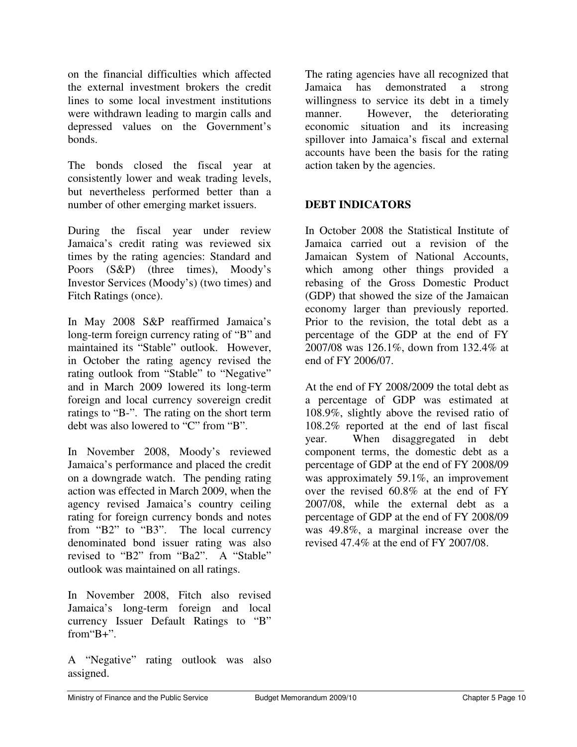on the financial difficulties which affected the external investment brokers the credit lines to some local investment institutions were withdrawn leading to margin calls and depressed values on the Government's bonds.

The bonds closed the fiscal year at consistently lower and weak trading levels, but nevertheless performed better than a number of other emerging market issuers.

During the fiscal year under review Jamaica's credit rating was reviewed six times by the rating agencies: Standard and Poors (S&P) (three times), Moody's Investor Services (Moody's) (two times) and Fitch Ratings (once).

In May 2008 S&P reaffirmed Jamaica's long-term foreign currency rating of "B" and maintained its "Stable" outlook. However, in October the rating agency revised the rating outlook from "Stable" to "Negative" and in March 2009 lowered its long-term foreign and local currency sovereign credit ratings to "B-". The rating on the short term debt was also lowered to "C" from "B".

In November 2008, Moody's reviewed Jamaica's performance and placed the credit on a downgrade watch. The pending rating action was effected in March 2009, when the agency revised Jamaica's country ceiling rating for foreign currency bonds and notes from "B2" to "B3". The local currency denominated bond issuer rating was also revised to "B2" from "Ba2". A "Stable" outlook was maintained on all ratings.

In November 2008, Fitch also revised Jamaica's long-term foreign and local currency Issuer Default Ratings to "B" from"B+".

A "Negative" rating outlook was also assigned.

The rating agencies have all recognized that Jamaica has demonstrated a strong willingness to service its debt in a timely manner. However, the deteriorating economic situation and its increasing spillover into Jamaica's fiscal and external accounts have been the basis for the rating action taken by the agencies.

## DEBT INDICATORS

In October 2008 the Statistical Institute of Jamaica carried out a revision of the Jamaican System of National Accounts, which among other things provided a rebasing of the Gross Domestic Product (GDP) that showed the size of the Jamaican economy larger than previously reported. Prior to the revision, the total debt as a percentage of the GDP at the end of FY 2007/08 was 126.1%, down from 132.4% at end of FY 2006/07.

At the end of FY 2008/2009 the total debt as a percentage of GDP was estimated at 108.9%, slightly above the revised ratio of 108.2% reported at the end of last fiscal year. When disaggregated in debt component terms, the domestic debt as a percentage of GDP at the end of FY 2008/09 was approximately 59.1%, an improvement over the revised 60.8% at the end of FY 2007/08, while the external debt as a percentage of GDP at the end of FY 2008/09 was 49.8%, a marginal increase over the revised 47.4% at the end of FY 2007/08.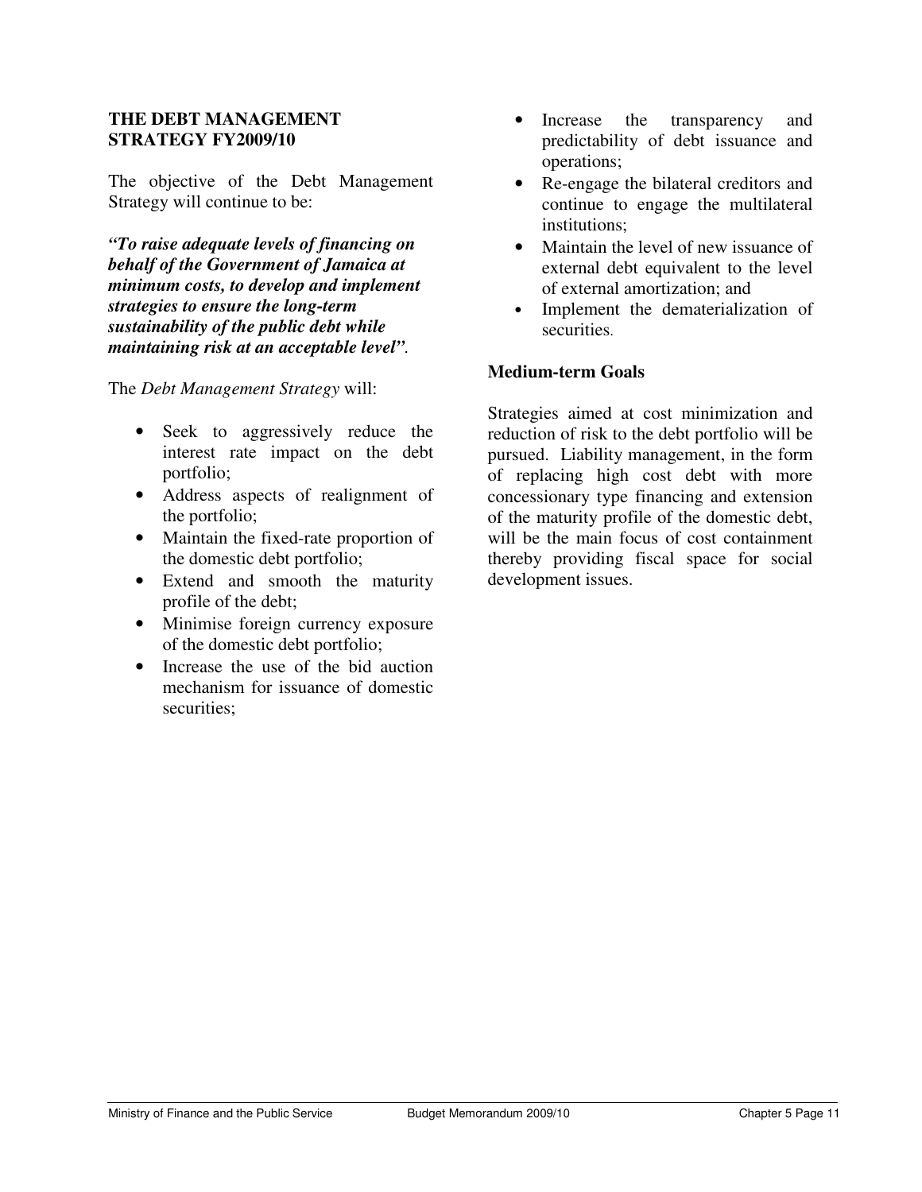## THE DEBT MANAGEMENT STRATEGY FY2009/10

The objective of the Debt Management Strategy will continue to be:

***"To raise adequate levels of financing on behalf of the Government of Jamaica at minimum costs, to develop and implement strategies to ensure the long-term sustainability of the public debt while maintaining risk at an acceptable level"***.

The *Debt Management Strategy* will:

- Seek to aggressively reduce the interest rate impact on the debt portfolio;
- Address aspects of realignment of the portfolio;
- Maintain the fixed-rate proportion of the domestic debt portfolio;
- Extend and smooth the maturity profile of the debt;
- Minimise foreign currency exposure of the domestic debt portfolio;
- Increase the use of the bid auction mechanism for issuance of domestic securities;
- Increase the transparency and predictability of debt issuance and operations;
- Re-engage the bilateral creditors and continue to engage the multilateral institutions;
- Maintain the level of new issuance of external debt equivalent to the level of external amortization; and
- Implement the dematerialization of securities.

### Medium-term Goals

Strategies aimed at cost minimization and reduction of risk to the debt portfolio will be pursued. Liability management, in the form of replacing high cost debt with more concessionary type financing and extension of the maturity profile of the domestic debt, will be the main focus of cost containment thereby providing fiscal space for social development issues.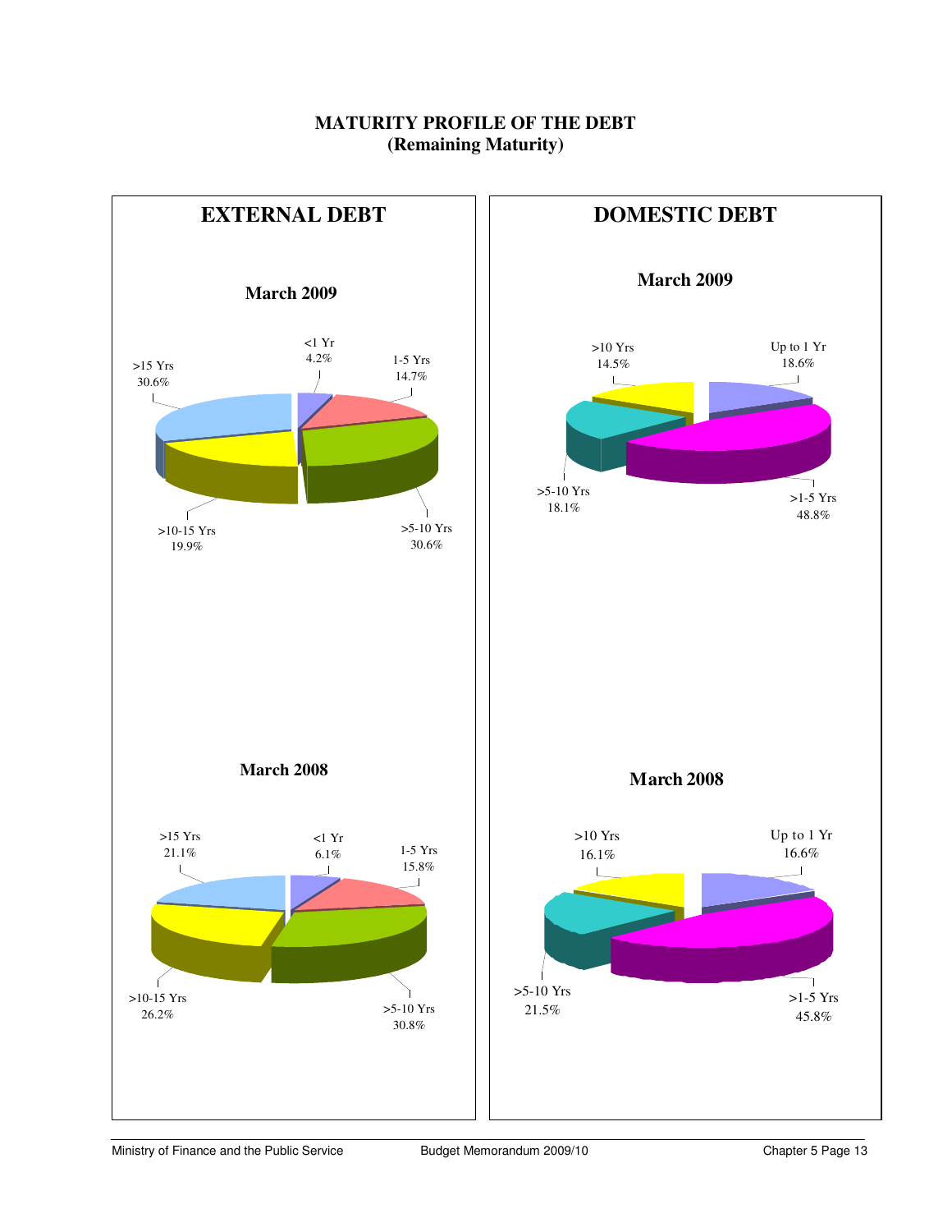# MATURITY PROFILE OF THE DEBT
## (Remaining Maturity)

## EXTERNAL DEBT

### March 2009

| Maturity | Share |
|---|---|
| <1 Yr | 4.2% |
| 1-5 Yrs | 14.7% |
| >5-10 Yrs | 30.6% |
| >10-15 Yrs | 19.9% |
| >15 Yrs | 30.6% |

### March 2008

| Maturity | Share |
|---|---|
| <1 Yr | 6.1% |
| 1-5 Yrs | 15.8% |
| >5-10 Yrs | 30.8% |
| >10-15 Yrs | 26.2% |
| >15 Yrs | 21.1% |

## DOMESTIC DEBT

### March 2009

| Maturity | Share |
|---|---|
| Up to 1 Yr | 18.6% |
| >1-5 Yrs | 48.8% |
| >5-10 Yrs | 18.1% |
| >10 Yrs | 14.5% |

### March 2008

| Maturity | Share |
|---|---|
| Up to 1 Yr | 16.6% |
| >1-5 Yrs | 45.8% |
| >5-10 Yrs | 21.5% |
| >10 Yrs | 16.1% |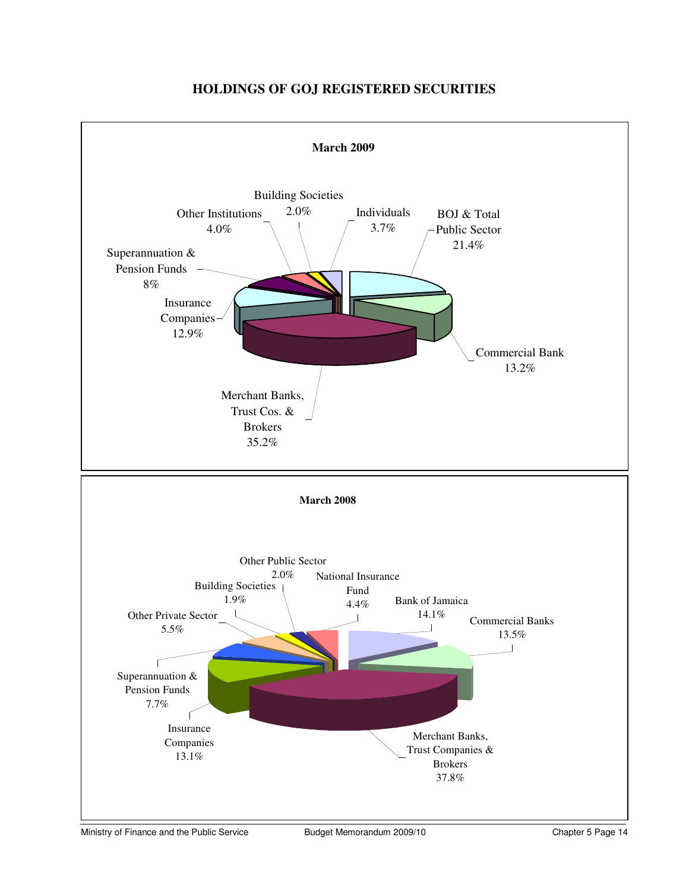# HOLDINGS OF GOJ REGISTERED SECURITIES

**March 2009**

| Holder | Share |
|---|---|
| BOJ & Total Public Sector | 21.4% |
| Commercial Bank | 13.2% |
| Merchant Banks, Trust Cos. & Brokers | 35.2% |
| Insurance Companies | 12.9% |
| Superannuation & Pension Funds | 8% |
| Other Institutions | 4.0% |
| Building Societies | 2.0% |
| Individuals | 3.7% |

**March 2008**

| Holder | Share |
|---|---|
| Bank of Jamaica | 14.1% |
| Commercial Banks | 13.5% |
| Merchant Banks, Trust Companies & Brokers | 37.8% |
| Insurance Companies | 13.1% |
| Superannuation & Pension Funds | 7.7% |
| Other Private Sector | 5.5% |
| Building Societies | 1.9% |
| Other Public Sector | 2.0% |
| National Insurance Fund | 4.4% |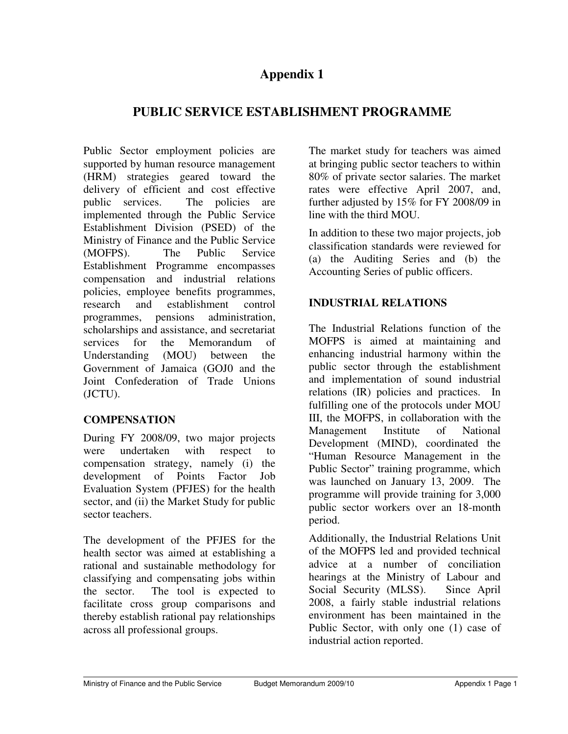# Appendix 1

## PUBLIC SERVICE ESTABLISHMENT PROGRAMME

Public Sector employment policies are supported by human resource management (HRM) strategies geared toward the delivery of efficient and cost effective public services. The policies are implemented through the Public Service Establishment Division (PSED) of the Ministry of Finance and the Public Service (MOFPS). The Public Service Establishment Programme encompasses compensation and industrial relations policies, employee benefits programmes, research and establishment control programmes, pensions administration, scholarships and assistance, and secretariat services for the Memorandum of Understanding (MOU) between the Government of Jamaica (GOJ0 and the Joint Confederation of Trade Unions (JCTU).

### COMPENSATION

During FY 2008/09, two major projects were undertaken with respect to compensation strategy, namely (i) the development of Points Factor Job Evaluation System (PFJES) for the health sector, and (ii) the Market Study for public sector teachers.

The development of the PFJES for the health sector was aimed at establishing a rational and sustainable methodology for classifying and compensating jobs within the sector. The tool is expected to facilitate cross group comparisons and thereby establish rational pay relationships across all professional groups.

The market study for teachers was aimed at bringing public sector teachers to within 80% of private sector salaries. The market rates were effective April 2007, and, further adjusted by 15% for FY 2008/09 in line with the third MOU.

In addition to these two major projects, job classification standards were reviewed for (a) the Auditing Series and (b) the Accounting Series of public officers.

### INDUSTRIAL RELATIONS

The Industrial Relations function of the MOFPS is aimed at maintaining and enhancing industrial harmony within the public sector through the establishment and implementation of sound industrial relations (IR) policies and practices. In fulfilling one of the protocols under MOU III, the MOFPS, in collaboration with the Management Institute of National Development (MIND), coordinated the "Human Resource Management in the Public Sector" training programme, which was launched on January 13, 2009. The programme will provide training for 3,000 public sector workers over an 18-month period.

Additionally, the Industrial Relations Unit of the MOFPS led and provided technical advice at a number of conciliation hearings at the Ministry of Labour and Social Security (MLSS). Since April 2008, a fairly stable industrial relations environment has been maintained in the Public Sector, with only one (1) case of industrial action reported.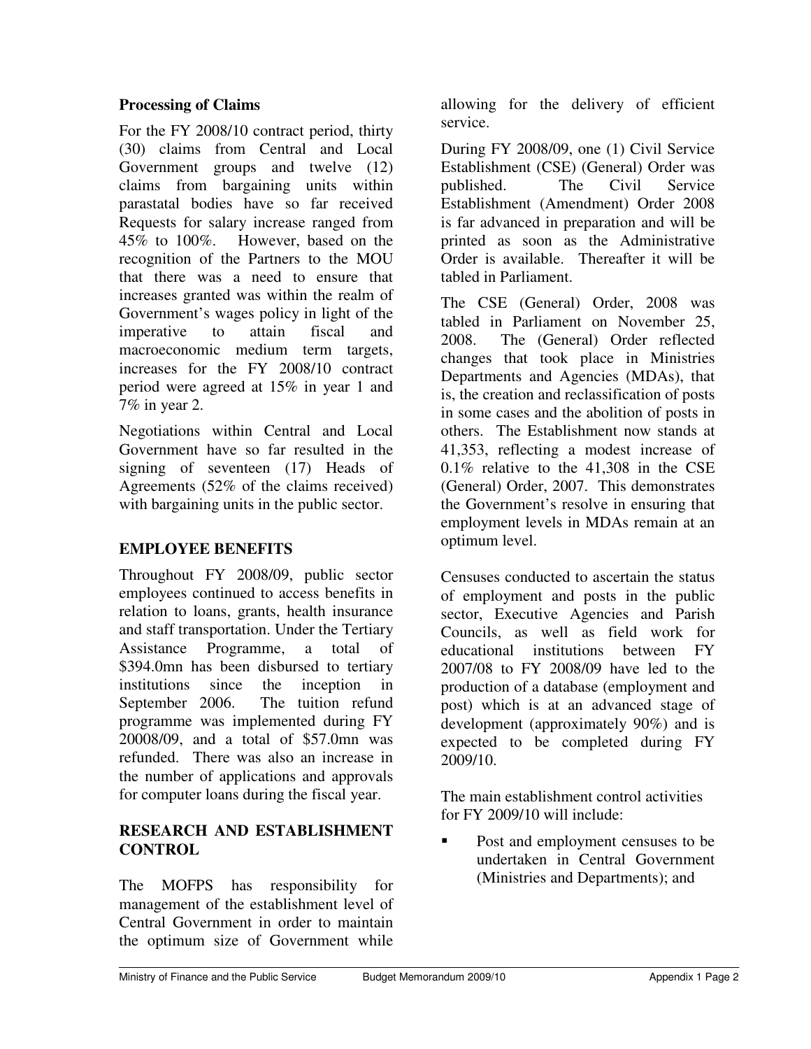**Processing of Claims**

For the FY 2008/10 contract period, thirty (30) claims from Central and Local Government groups and twelve (12) claims from bargaining units within parastatal bodies have so far received Requests for salary increase ranged from 45% to 100%. However, based on the recognition of the Partners to the MOU that there was a need to ensure that increases granted was within the realm of Government's wages policy in light of the imperative to attain fiscal and macroeconomic medium term targets, increases for the FY 2008/10 contract period were agreed at 15% in year 1 and 7% in year 2.

Negotiations within Central and Local Government have so far resulted in the signing of seventeen (17) Heads of Agreements (52% of the claims received) with bargaining units in the public sector.

## EMPLOYEE BENEFITS

Throughout FY 2008/09, public sector employees continued to access benefits in relation to loans, grants, health insurance and staff transportation. Under the Tertiary Assistance Programme, a total of $394.0mn has been disbursed to tertiary institutions since the inception in September 2006. The tuition refund programme was implemented during FY 20008/09, and a total of $57.0mn was refunded. There was also an increase in the number of applications and approvals for computer loans during the fiscal year.

## RESEARCH AND ESTABLISHMENT CONTROL

The MOFPS has responsibility for management of the establishment level of Central Government in order to maintain the optimum size of Government while allowing for the delivery of efficient service.

During FY 2008/09, one (1) Civil Service Establishment (CSE) (General) Order was published. The Civil Service Establishment (Amendment) Order 2008 is far advanced in preparation and will be printed as soon as the Administrative Order is available. Thereafter it will be tabled in Parliament.

The CSE (General) Order, 2008 was tabled in Parliament on November 25, 2008. The (General) Order reflected changes that took place in Ministries Departments and Agencies (MDAs), that is, the creation and reclassification of posts in some cases and the abolition of posts in others. The Establishment now stands at 41,353, reflecting a modest increase of 0.1% relative to the 41,308 in the CSE (General) Order, 2007. This demonstrates the Government's resolve in ensuring that employment levels in MDAs remain at an optimum level.

Censuses conducted to ascertain the status of employment and posts in the public sector, Executive Agencies and Parish Councils, as well as field work for educational institutions between FY 2007/08 to FY 2008/09 have led to the production of a database (employment and post) which is at an advanced stage of development (approximately 90%) and is expected to be completed during FY 2009/10.

The main establishment control activities for FY 2009/10 will include:

- Post and employment censuses to be undertaken in Central Government (Ministries and Departments); and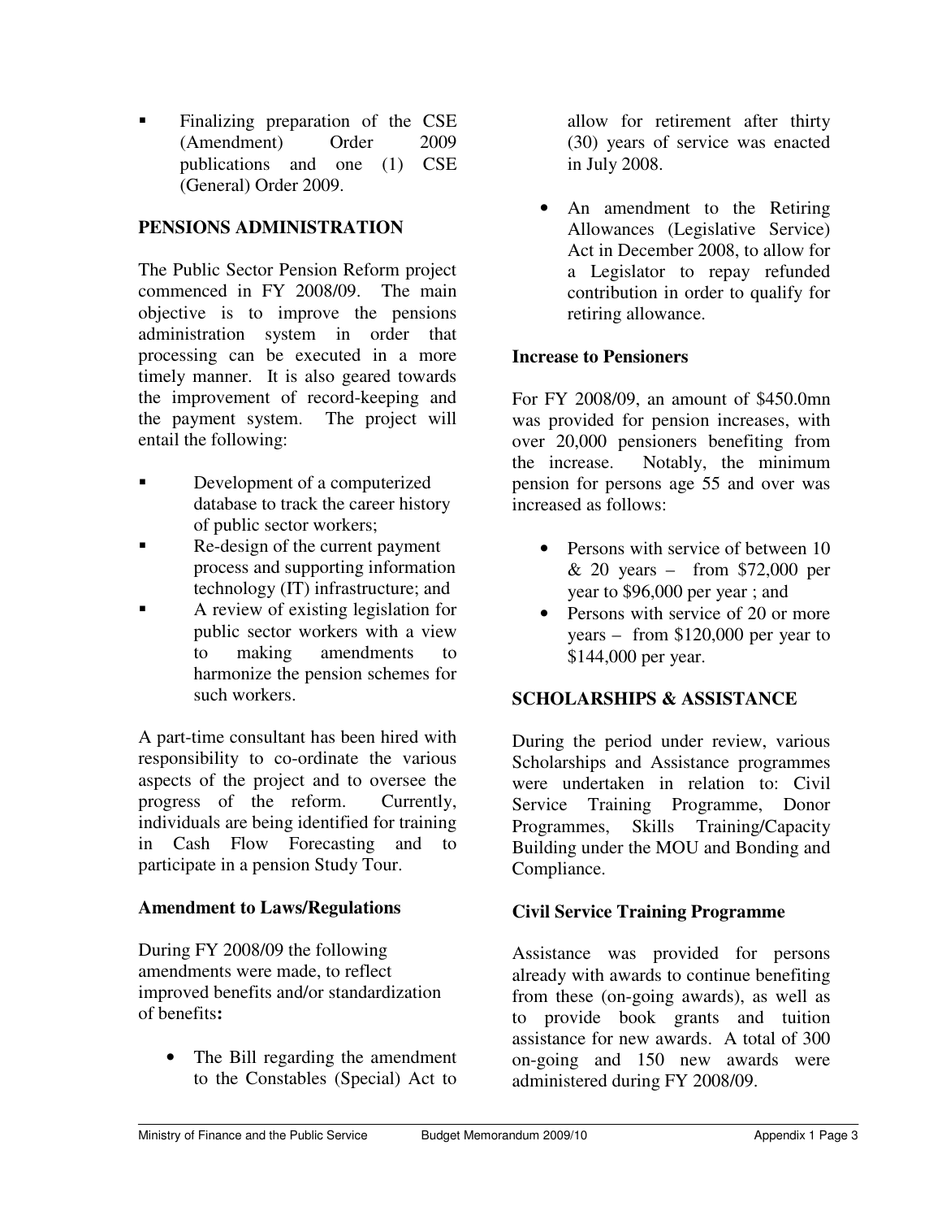- Finalizing preparation of the CSE (Amendment) Order 2009 publications and one (1) CSE (General) Order 2009.

## PENSIONS ADMINISTRATION

The Public Sector Pension Reform project commenced in FY 2008/09. The main objective is to improve the pensions administration system in order that processing can be executed in a more timely manner. It is also geared towards the improvement of record-keeping and the payment system. The project will entail the following:

- Development of a computerized database to track the career history of public sector workers;
- Re-design of the current payment process and supporting information technology (IT) infrastructure; and
- A review of existing legislation for public sector workers with a view to making amendments to harmonize the pension schemes for such workers.

A part-time consultant has been hired with responsibility to co-ordinate the various aspects of the project and to oversee the progress of the reform. Currently, individuals are being identified for training in Cash Flow Forecasting and to participate in a pension Study Tour.

### Amendment to Laws/Regulations

During FY 2008/09 the following amendments were made, to reflect improved benefits and/or standardization of benefits**:**

- The Bill regarding the amendment to the Constables (Special) Act to allow for retirement after thirty (30) years of service was enacted in July 2008.
- An amendment to the Retiring Allowances (Legislative Service) Act in December 2008, to allow for a Legislator to repay refunded contribution in order to qualify for retiring allowance.

### Increase to Pensioners

For FY 2008/09, an amount of $450.0mn was provided for pension increases, with over 20,000 pensioners benefiting from the increase. Notably, the minimum pension for persons age 55 and over was increased as follows:

- Persons with service of between 10 & 20 years – from $72,000 per year to $96,000 per year ; and
- Persons with service of 20 or more years – from $120,000 per year to $144,000 per year.

## SCHOLARSHIPS & ASSISTANCE

During the period under review, various Scholarships and Assistance programmes were undertaken in relation to: Civil Service Training Programme, Donor Programmes, Skills Training/Capacity Building under the MOU and Bonding and Compliance.

### Civil Service Training Programme

Assistance was provided for persons already with awards to continue benefiting from these (on-going awards), as well as to provide book grants and tuition assistance for new awards. A total of 300 on-going and 150 new awards were administered during FY 2008/09.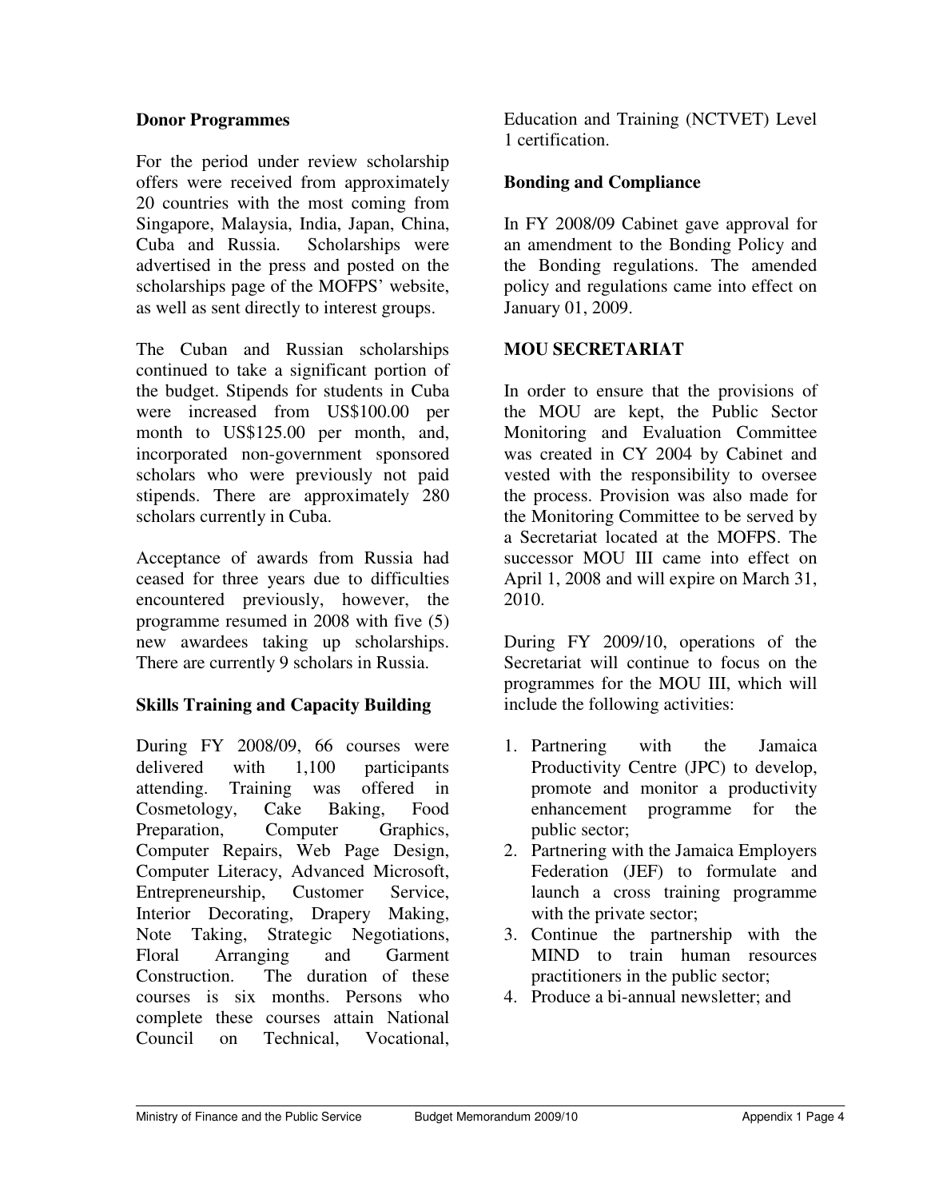### Donor Programmes

For the period under review scholarship offers were received from approximately 20 countries with the most coming from Singapore, Malaysia, India, Japan, China, Cuba and Russia. Scholarships were advertised in the press and posted on the scholarships page of the MOFPS' website, as well as sent directly to interest groups.

The Cuban and Russian scholarships continued to take a significant portion of the budget. Stipends for students in Cuba were increased from US$100.00 per month to US$125.00 per month, and, incorporated non-government sponsored scholars who were previously not paid stipends. There are approximately 280 scholars currently in Cuba.

Acceptance of awards from Russia had ceased for three years due to difficulties encountered previously, however, the programme resumed in 2008 with five (5) new awardees taking up scholarships. There are currently 9 scholars in Russia.

### Skills Training and Capacity Building

During FY 2008/09, 66 courses were delivered with 1,100 participants attending. Training was offered in Cosmetology, Cake Baking, Food Preparation, Computer Graphics, Computer Repairs, Web Page Design, Computer Literacy, Advanced Microsoft, Entrepreneurship, Customer Service, Interior Decorating, Drapery Making, Note Taking, Strategic Negotiations, Floral Arranging and Garment Construction. The duration of these courses is six months. Persons who complete these courses attain National Council on Technical, Vocational, Education and Training (NCTVET) Level 1 certification.

### Bonding and Compliance

In FY 2008/09 Cabinet gave approval for an amendment to the Bonding Policy and the Bonding regulations. The amended policy and regulations came into effect on January 01, 2009.

### MOU SECRETARIAT

In order to ensure that the provisions of the MOU are kept, the Public Sector Monitoring and Evaluation Committee was created in CY 2004 by Cabinet and vested with the responsibility to oversee the process. Provision was also made for the Monitoring Committee to be served by a Secretariat located at the MOFPS. The successor MOU III came into effect on April 1, 2008 and will expire on March 31, 2010.

During FY 2009/10, operations of the Secretariat will continue to focus on the programmes for the MOU III, which will include the following activities:

1. Partnering with the Jamaica Productivity Centre (JPC) to develop, promote and monitor a productivity enhancement programme for the public sector;
2. Partnering with the Jamaica Employers Federation (JEF) to formulate and launch a cross training programme with the private sector;
3. Continue the partnership with the MIND to train human resources practitioners in the public sector;
4. Produce a bi-annual newsletter; and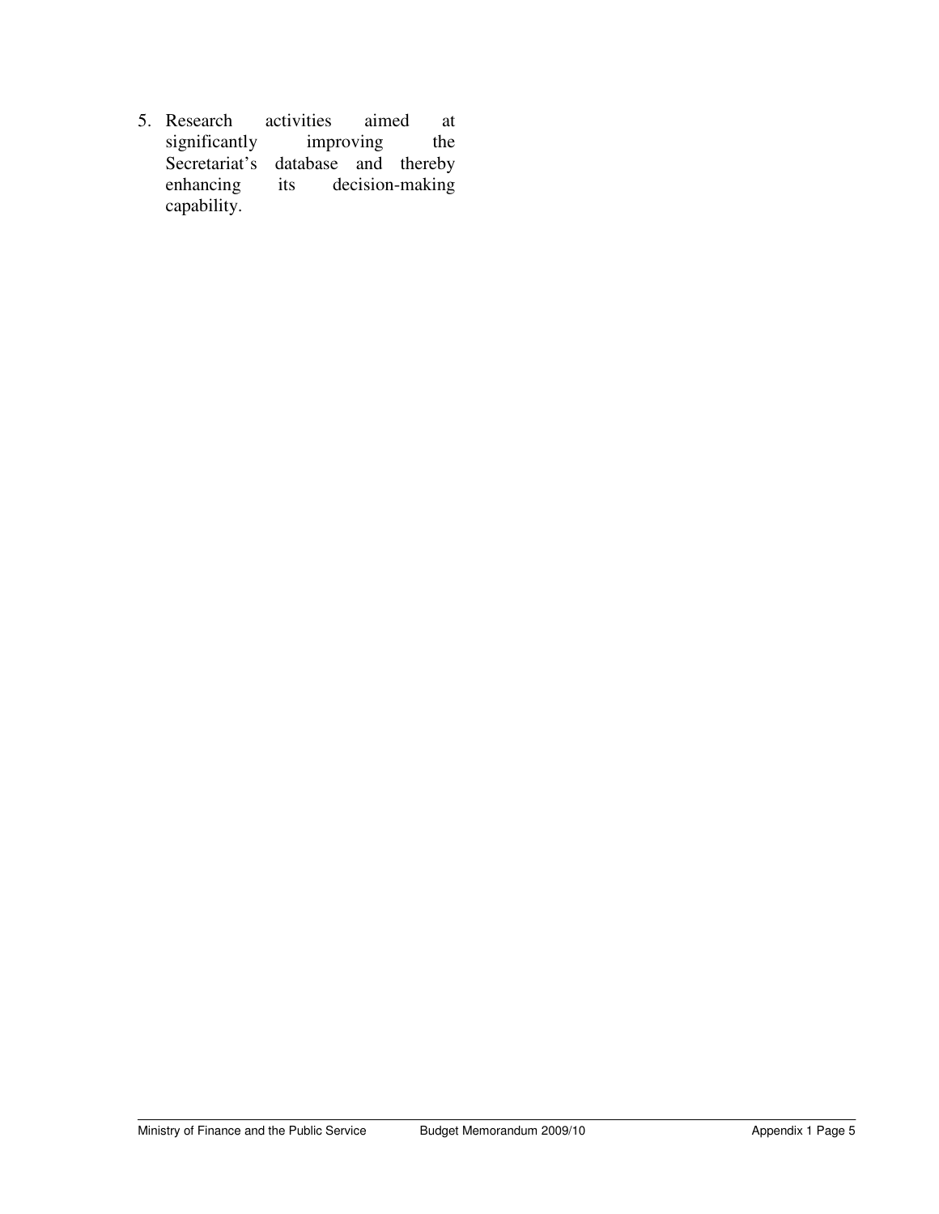5. Research activities aimed at significantly improving the Secretariat's database and thereby enhancing its decision-making capability.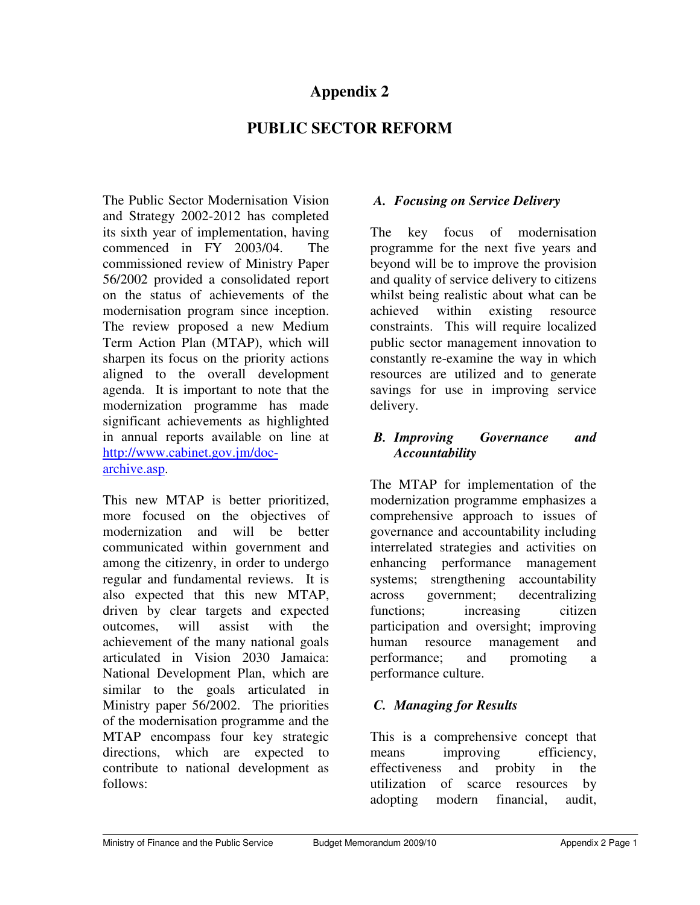# Appendix 2

## PUBLIC SECTOR REFORM

The Public Sector Modernisation Vision and Strategy 2002-2012 has completed its sixth year of implementation, having commenced in FY 2003/04. The commissioned review of Ministry Paper 56/2002 provided a consolidated report on the status of achievements of the modernisation program since inception. The review proposed a new Medium Term Action Plan (MTAP), which will sharpen its focus on the priority actions aligned to the overall development agenda. It is important to note that the modernization programme has made significant achievements as highlighted in annual reports available on line at [http://www.cabinet.gov.jm/doc-archive.asp](http://www.cabinet.gov.jm/doc-archive.asp).

This new MTAP is better prioritized, more focused on the objectives of modernization and will be better communicated within government and among the citizenry, in order to undergo regular and fundamental reviews. It is also expected that this new MTAP, driven by clear targets and expected outcomes, will assist with the achievement of the many national goals articulated in Vision 2030 Jamaica: National Development Plan, which are similar to the goals articulated in Ministry paper 56/2002. The priorities of the modernisation programme and the MTAP encompass four key strategic directions, which are expected to contribute to national development as follows:

### *A. Focusing on Service Delivery*

The key focus of modernisation programme for the next five years and beyond will be to improve the provision and quality of service delivery to citizens whilst being realistic about what can be achieved within existing resource constraints. This will require localized public sector management innovation to constantly re-examine the way in which resources are utilized and to generate savings for use in improving service delivery.

### *B. Improving Governance and Accountability*

The MTAP for implementation of the modernization programme emphasizes a comprehensive approach to issues of governance and accountability including interrelated strategies and activities on enhancing performance management systems; strengthening accountability across government; decentralizing functions; increasing citizen participation and oversight; improving human resource management and performance; and promoting a performance culture.

### *C. Managing for Results*

This is a comprehensive concept that means improving efficiency, effectiveness and probity in the utilization of scarce resources by adopting modern financial, audit,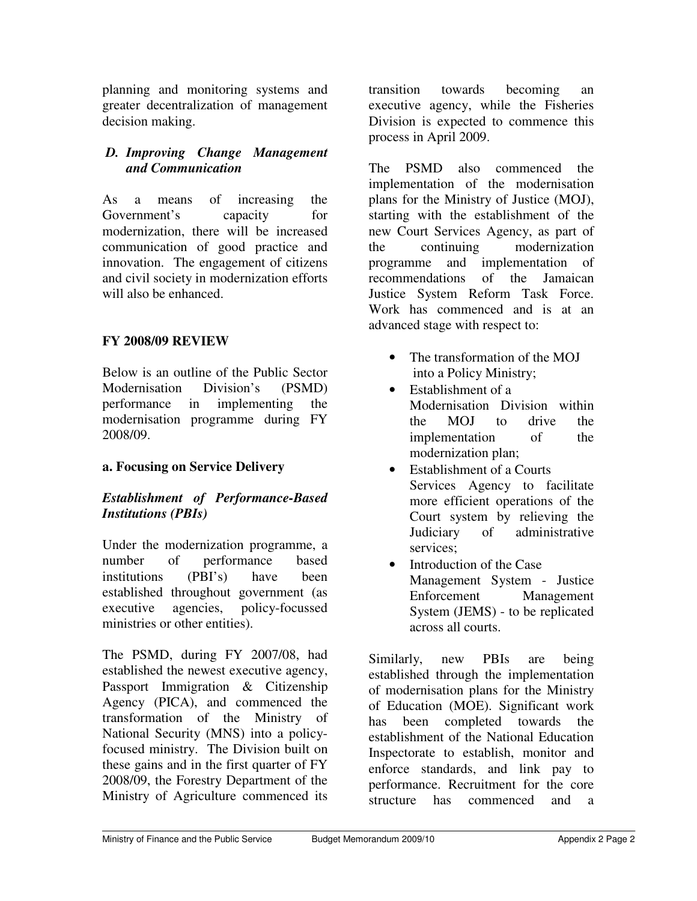planning and monitoring systems and greater decentralization of management decision making.

### D. *Improving Change Management and Communication*

As a means of increasing the Government's capacity for modernization, there will be increased communication of good practice and innovation. The engagement of citizens and civil society in modernization efforts will also be enhanced.

## FY 2008/09 REVIEW

Below is an outline of the Public Sector Modernisation Division's (PSMD) performance in implementing the modernisation programme during FY 2008/09.

### a. Focusing on Service Delivery

#### *Establishment of Performance-Based Institutions (PBIs)*

Under the modernization programme, a number of performance based institutions (PBI's) have been established throughout government (as executive agencies, policy-focussed ministries or other entities).

The PSMD, during FY 2007/08, had established the newest executive agency, Passport Immigration & Citizenship Agency (PICA), and commenced the transformation of the Ministry of National Security (MNS) into a policy-focused ministry. The Division built on these gains and in the first quarter of FY 2008/09, the Forestry Department of the Ministry of Agriculture commenced its transition towards becoming an executive agency, while the Fisheries Division is expected to commence this process in April 2009.

The PSMD also commenced the implementation of the modernisation plans for the Ministry of Justice (MOJ), starting with the establishment of the new Court Services Agency, as part of the continuing modernization programme and implementation of recommendations of the Jamaican Justice System Reform Task Force. Work has commenced and is at an advanced stage with respect to:

- The transformation of the MOJ into a Policy Ministry;
- Establishment of a Modernisation Division within the MOJ to drive the implementation of the modernization plan;
- Establishment of a Courts Services Agency to facilitate more efficient operations of the Court system by relieving the Judiciary of administrative services;
- Introduction of the Case Management System - Justice Enforcement Management System (JEMS) - to be replicated across all courts.

Similarly, new PBIs are being established through the implementation of modernisation plans for the Ministry of Education (MOE). Significant work has been completed towards the establishment of the National Education Inspectorate to establish, monitor and enforce standards, and link pay to performance. Recruitment for the core structure has commenced and a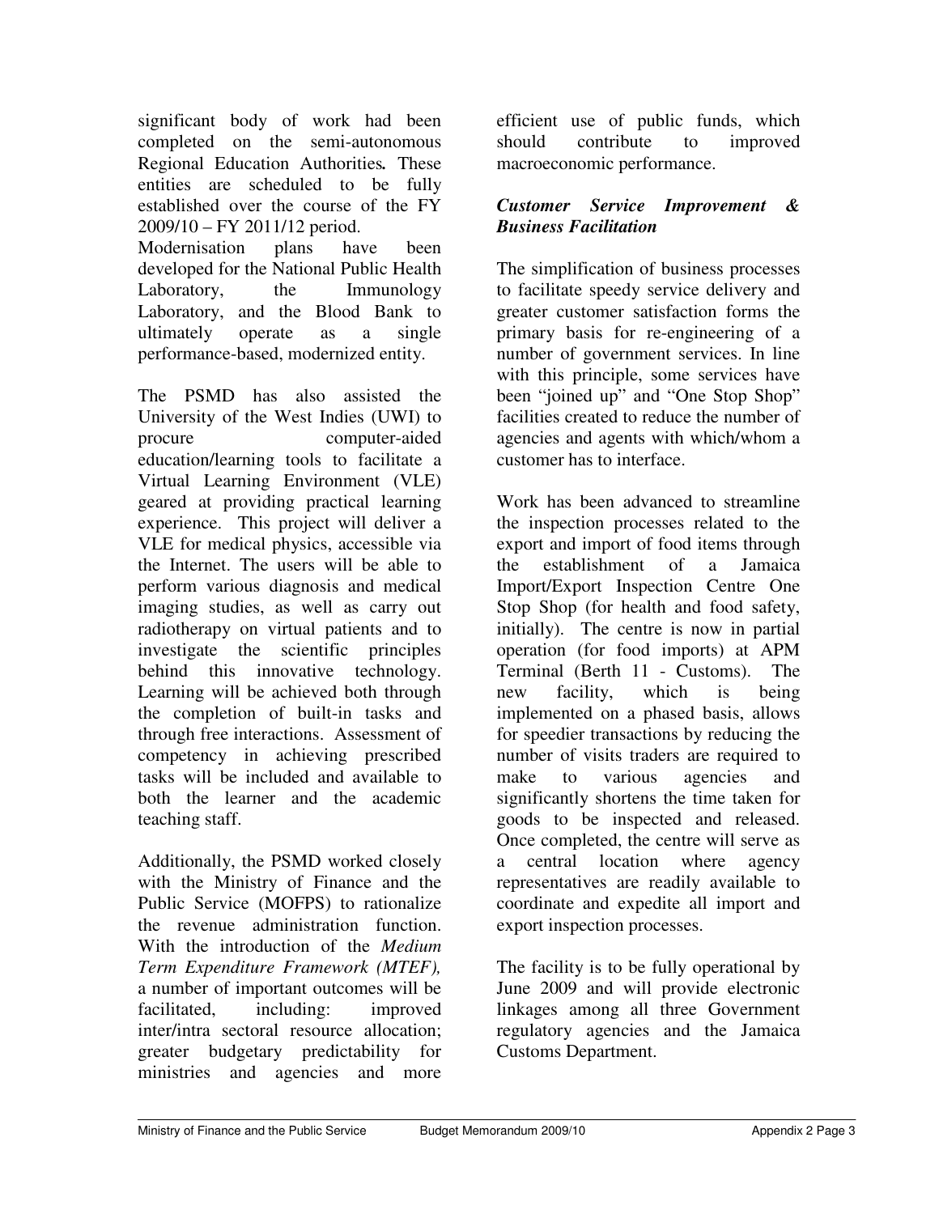significant body of work had been completed on the semi-autonomous Regional Education Authorities**.** These entities are scheduled to be fully established over the course of the FY 2009/10 – FY 2011/12 period.

Modernisation plans have been developed for the National Public Health Laboratory, the Immunology Laboratory, and the Blood Bank to ultimately operate as a single performance-based, modernized entity.

The PSMD has also assisted the University of the West Indies (UWI) to procure computer-aided education/learning tools to facilitate a Virtual Learning Environment (VLE) geared at providing practical learning experience. This project will deliver a VLE for medical physics, accessible via the Internet. The users will be able to perform various diagnosis and medical imaging studies, as well as carry out radiotherapy on virtual patients and to investigate the scientific principles behind this innovative technology. Learning will be achieved both through the completion of built-in tasks and through free interactions. Assessment of competency in achieving prescribed tasks will be included and available to both the learner and the academic teaching staff.

Additionally, the PSMD worked closely with the Ministry of Finance and the Public Service (MOFPS) to rationalize the revenue administration function. With the introduction of the *Medium Term Expenditure Framework (MTEF),* a number of important outcomes will be facilitated, including: improved inter/intra sectoral resource allocation; greater budgetary predictability for ministries and agencies and more efficient use of public funds, which should contribute to improved macroeconomic performance.

***Customer Service Improvement & Business Facilitation***

The simplification of business processes to facilitate speedy service delivery and greater customer satisfaction forms the primary basis for re-engineering of a number of government services. In line with this principle, some services have been "joined up" and "One Stop Shop" facilities created to reduce the number of agencies and agents with which/whom a customer has to interface.

Work has been advanced to streamline the inspection processes related to the export and import of food items through the establishment of a Jamaica Import/Export Inspection Centre One Stop Shop (for health and food safety, initially). The centre is now in partial operation (for food imports) at APM Terminal (Berth 11 - Customs). The new facility, which is being implemented on a phased basis, allows for speedier transactions by reducing the number of visits traders are required to make to various agencies and significantly shortens the time taken for goods to be inspected and released. Once completed, the centre will serve as a central location where agency representatives are readily available to coordinate and expedite all import and export inspection processes.

The facility is to be fully operational by June 2009 and will provide electronic linkages among all three Government regulatory agencies and the Jamaica Customs Department.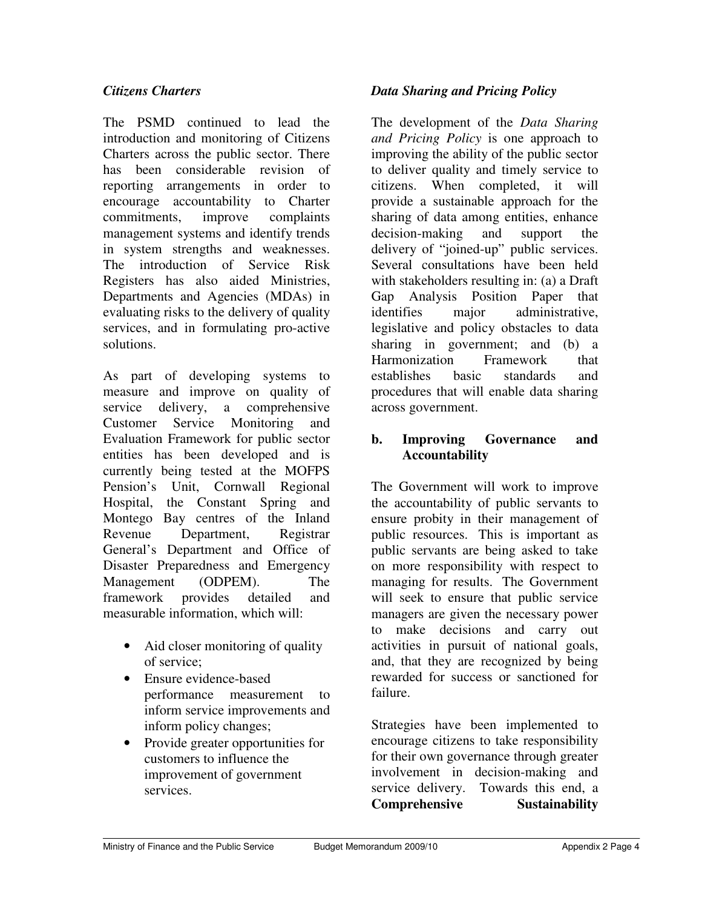*Citizens Charters*

The PSMD continued to lead the introduction and monitoring of Citizens Charters across the public sector. There has been considerable revision of reporting arrangements in order to encourage accountability to Charter commitments, improve complaints management systems and identify trends in system strengths and weaknesses. The introduction of Service Risk Registers has also aided Ministries, Departments and Agencies (MDAs) in evaluating risks to the delivery of quality services, and in formulating pro-active solutions.

As part of developing systems to measure and improve on quality of service delivery, a comprehensive Customer Service Monitoring and Evaluation Framework for public sector entities has been developed and is currently being tested at the MOFPS Pension's Unit, Cornwall Regional Hospital, the Constant Spring and Montego Bay centres of the Inland Revenue Department, Registrar General's Department and Office of Disaster Preparedness and Emergency Management (ODPEM). The framework provides detailed and measurable information, which will:

- Aid closer monitoring of quality of service;
- Ensure evidence-based performance measurement to inform service improvements and inform policy changes;
- Provide greater opportunities for customers to influence the improvement of government services.

*Data Sharing and Pricing Policy*

The development of the *Data Sharing and Pricing Policy* is one approach to improving the ability of the public sector to deliver quality and timely service to citizens. When completed, it will provide a sustainable approach for the sharing of data among entities, enhance decision-making and support the delivery of "joined-up" public services. Several consultations have been held with stakeholders resulting in: (a) a Draft Gap Analysis Position Paper that identifies major administrative, legislative and policy obstacles to data sharing in government; and (b) a Harmonization Framework that establishes basic standards and procedures that will enable data sharing across government.

**b. Improving Governance and Accountability**

The Government will work to improve the accountability of public servants to ensure probity in their management of public resources. This is important as public servants are being asked to take on more responsibility with respect to managing for results. The Government will seek to ensure that public service managers are given the necessary power to make decisions and carry out activities in pursuit of national goals, and, that they are recognized by being rewarded for success or sanctioned for failure.

Strategies have been implemented to encourage citizens to take responsibility for their own governance through greater involvement in decision-making and service delivery. Towards this end, a **Comprehensive Sustainability**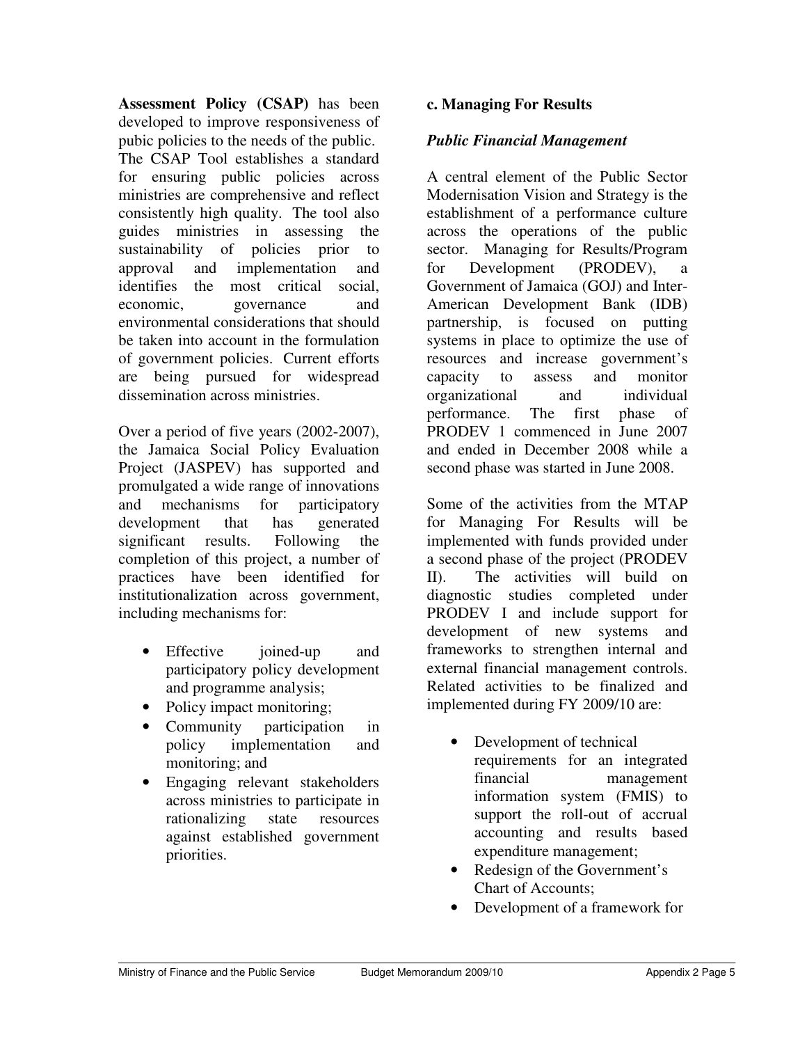**Assessment Policy (CSAP)** has been developed to improve responsiveness of pubic policies to the needs of the public. The CSAP Tool establishes a standard for ensuring public policies across ministries are comprehensive and reflect consistently high quality. The tool also guides ministries in assessing the sustainability of policies prior to approval and implementation and identifies the most critical social, economic, governance and environmental considerations that should be taken into account in the formulation of government policies. Current efforts are being pursued for widespread dissemination across ministries.

Over a period of five years (2002-2007), the Jamaica Social Policy Evaluation Project (JASPEV) has supported and promulgated a wide range of innovations and mechanisms for participatory development that has generated significant results. Following the completion of this project, a number of practices have been identified for institutionalization across government, including mechanisms for:

- Effective joined-up and participatory policy development and programme analysis;
- Policy impact monitoring;
- Community participation in policy implementation and monitoring; and
- Engaging relevant stakeholders across ministries to participate in rationalizing state resources against established government priorities.

**c. Managing For Results**

***Public Financial Management***

A central element of the Public Sector Modernisation Vision and Strategy is the establishment of a performance culture across the operations of the public sector. Managing for Results/Program for Development (PRODEV), a Government of Jamaica (GOJ) and Inter-American Development Bank (IDB) partnership, is focused on putting systems in place to optimize the use of resources and increase government's capacity to assess and monitor organizational and individual performance. The first phase of PRODEV 1 commenced in June 2007 and ended in December 2008 while a second phase was started in June 2008.

Some of the activities from the MTAP for Managing For Results will be implemented with funds provided under a second phase of the project (PRODEV II). The activities will build on diagnostic studies completed under PRODEV I and include support for development of new systems and frameworks to strengthen internal and external financial management controls. Related activities to be finalized and implemented during FY 2009/10 are:

- Development of technical requirements for an integrated financial management information system (FMIS) to support the roll-out of accrual accounting and results based expenditure management;
- Redesign of the Government's Chart of Accounts;
- Development of a framework for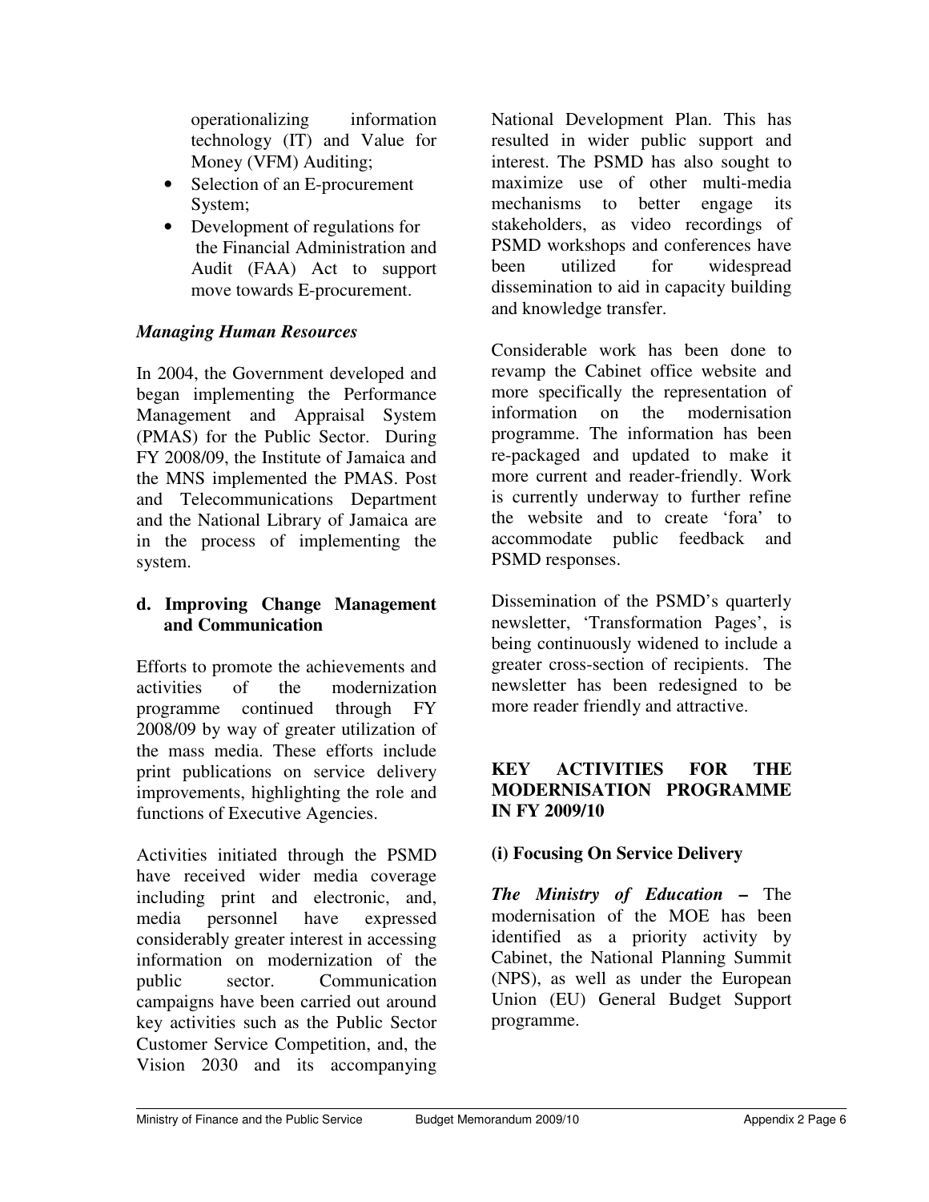operationalizing information technology (IT) and Value for Money (VFM) Auditing;

- Selection of an E-procurement System;
- Development of regulations for the Financial Administration and Audit (FAA) Act to support move towards E-procurement.

### *Managing Human Resources*

In 2004, the Government developed and began implementing the Performance Management and Appraisal System (PMAS) for the Public Sector. During FY 2008/09, the Institute of Jamaica and the MNS implemented the PMAS. Post and Telecommunications Department and the National Library of Jamaica are in the process of implementing the system.

### d. Improving Change Management and Communication

Efforts to promote the achievements and activities of the modernization programme continued through FY 2008/09 by way of greater utilization of the mass media. These efforts include print publications on service delivery improvements, highlighting the role and functions of Executive Agencies.

Activities initiated through the PSMD have received wider media coverage including print and electronic, and, media personnel have expressed considerably greater interest in accessing information on modernization of the public sector. Communication campaigns have been carried out around key activities such as the Public Sector Customer Service Competition, and, the Vision 2030 and its accompanying National Development Plan. This has resulted in wider public support and interest. The PSMD has also sought to maximize use of other multi-media mechanisms to better engage its stakeholders, as video recordings of PSMD workshops and conferences have been utilized for widespread dissemination to aid in capacity building and knowledge transfer.

Considerable work has been done to revamp the Cabinet office website and more specifically the representation of information on the modernisation programme. The information has been re-packaged and updated to make it more current and reader-friendly. Work is currently underway to further refine the website and to create 'fora' to accommodate public feedback and PSMD responses.

Dissemination of the PSMD's quarterly newsletter, 'Transformation Pages', is being continuously widened to include a greater cross-section of recipients. The newsletter has been redesigned to be more reader friendly and attractive.

## KEY ACTIVITIES FOR THE MODERNISATION PROGRAMME IN FY 2009/10

### (i) Focusing On Service Delivery

***The Ministry of Education –*** The modernisation of the MOE has been identified as a priority activity by Cabinet, the National Planning Summit (NPS), as well as under the European Union (EU) General Budget Support programme.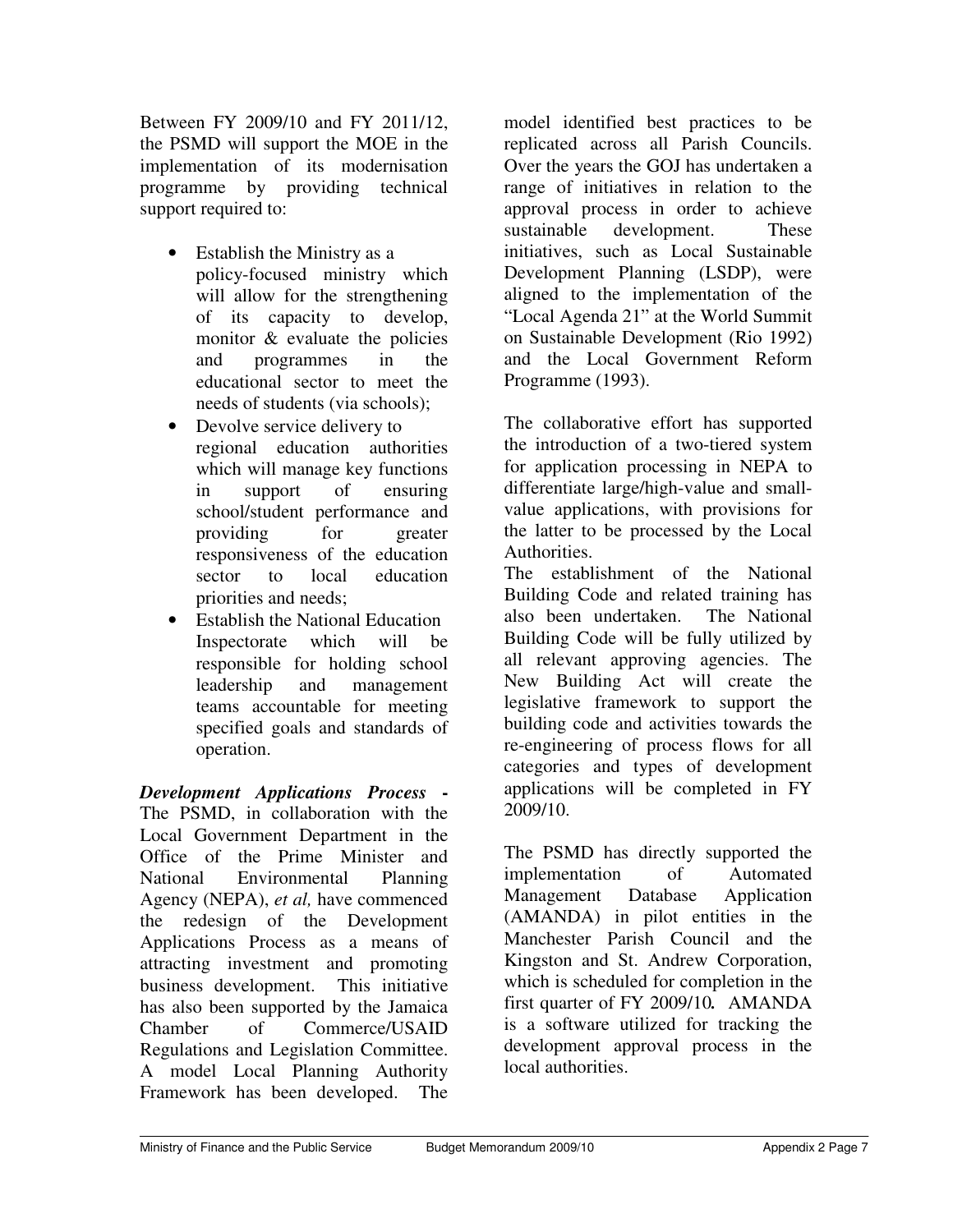Between FY 2009/10 and FY 2011/12, the PSMD will support the MOE in the implementation of its modernisation programme by providing technical support required to:

- Establish the Ministry as a policy-focused ministry which will allow for the strengthening of its capacity to develop, monitor & evaluate the policies and programmes in the educational sector to meet the needs of students (via schools);
- Devolve service delivery to regional education authorities which will manage key functions in support of ensuring school/student performance and providing for greater responsiveness of the education sector to local education priorities and needs;
- Establish the National Education Inspectorate which will be responsible for holding school leadership and management teams accountable for meeting specified goals and standards of operation.

***Development Applications Process* -** The PSMD, in collaboration with the Local Government Department in the Office of the Prime Minister and National Environmental Planning Agency (NEPA), *et al,* have commenced the redesign of the Development Applications Process as a means of attracting investment and promoting business development. This initiative has also been supported by the Jamaica Chamber of Commerce/USAID Regulations and Legislation Committee. A model Local Planning Authority Framework has been developed. The model identified best practices to be replicated across all Parish Councils. Over the years the GOJ has undertaken a range of initiatives in relation to the approval process in order to achieve sustainable development. These initiatives, such as Local Sustainable Development Planning (LSDP), were aligned to the implementation of the "Local Agenda 21" at the World Summit on Sustainable Development (Rio 1992) and the Local Government Reform Programme (1993).

The collaborative effort has supported the introduction of a two-tiered system for application processing in NEPA to differentiate large/high-value and small-value applications, with provisions for the latter to be processed by the Local Authorities.

The establishment of the National Building Code and related training has also been undertaken. The National Building Code will be fully utilized by all relevant approving agencies. The New Building Act will create the legislative framework to support the building code and activities towards the re-engineering of process flows for all categories and types of development applications will be completed in FY 2009/10.

The PSMD has directly supported the implementation of Automated Management Database Application (AMANDA) in pilot entities in the Manchester Parish Council and the Kingston and St. Andrew Corporation, which is scheduled for completion in the first quarter of FY 2009/10**.** AMANDA is a software utilized for tracking the development approval process in the local authorities.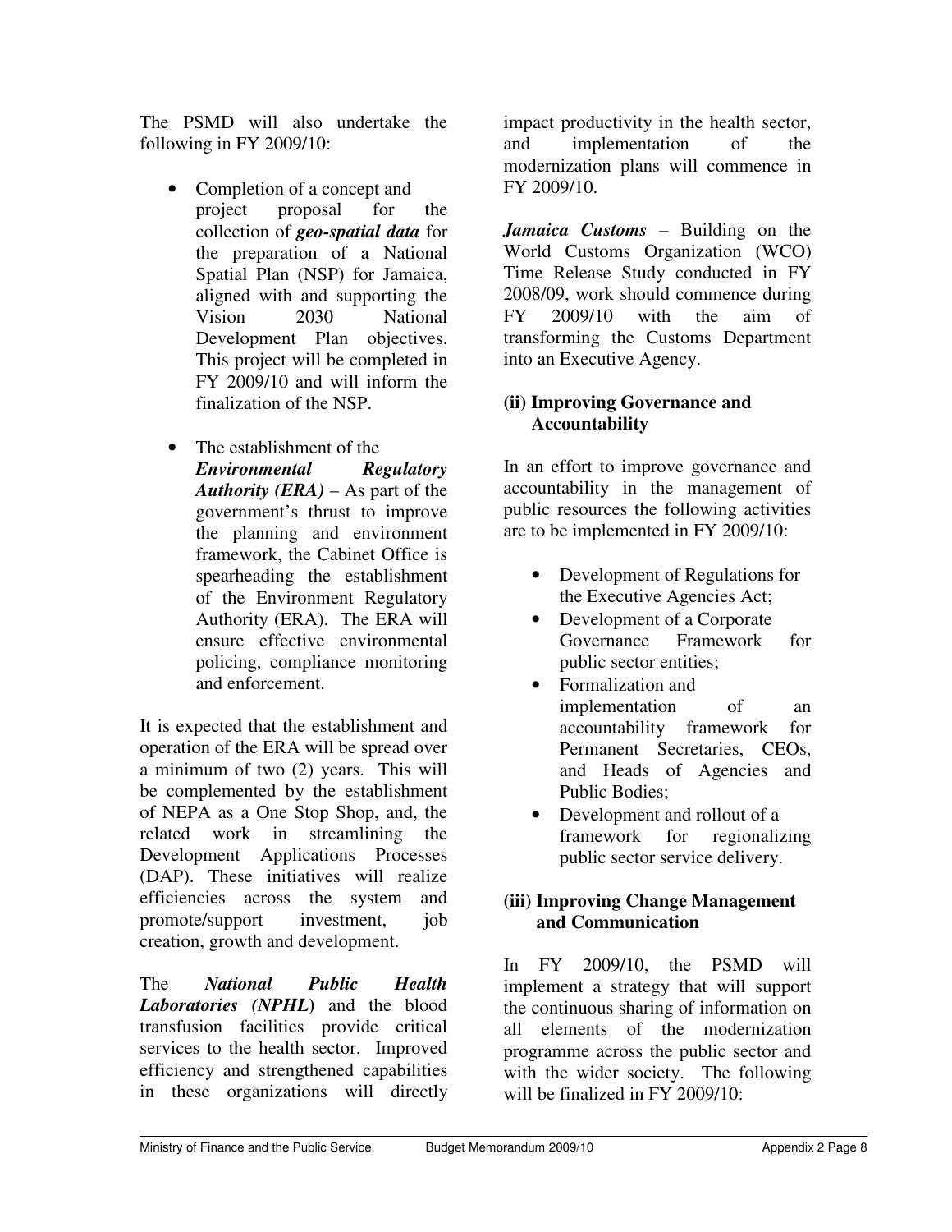The PSMD will also undertake the following in FY 2009/10:

- Completion of a concept and project proposal for the collection of ***geo-spatial data*** for the preparation of a National Spatial Plan (NSP) for Jamaica, aligned with and supporting the Vision 2030 National Development Plan objectives. This project will be completed in FY 2009/10 and will inform the finalization of the NSP.

- The establishment of the ***Environmental Regulatory Authority (ERA)*** – As part of the government's thrust to improve the planning and environment framework, the Cabinet Office is spearheading the establishment of the Environment Regulatory Authority (ERA). The ERA will ensure effective environmental policing, compliance monitoring and enforcement.

It is expected that the establishment and operation of the ERA will be spread over a minimum of two (2) years. This will be complemented by the establishment of NEPA as a One Stop Shop, and, the related work in streamlining the Development Applications Processes (DAP). These initiatives will realize efficiencies across the system and promote/support investment, job creation, growth and development.

The ***National Public Health Laboratories (NPHL)*** and the blood transfusion facilities provide critical services to the health sector. Improved efficiency and strengthened capabilities in these organizations will directly impact productivity in the health sector, and implementation of the modernization plans will commence in FY 2009/10.

***Jamaica Customs*** – Building on the World Customs Organization (WCO) Time Release Study conducted in FY 2008/09, work should commence during FY 2009/10 with the aim of transforming the Customs Department into an Executive Agency.

**(ii) Improving Governance and Accountability**

In an effort to improve governance and accountability in the management of public resources the following activities are to be implemented in FY 2009/10:

- Development of Regulations for the Executive Agencies Act;
- Development of a Corporate Governance Framework for public sector entities;
- Formalization and implementation of an accountability framework for Permanent Secretaries, CEOs, and Heads of Agencies and Public Bodies;
- Development and rollout of a framework for regionalizing public sector service delivery.

**(iii) Improving Change Management and Communication**

In FY 2009/10, the PSMD will implement a strategy that will support the continuous sharing of information on all elements of the modernization programme across the public sector and with the wider society. The following will be finalized in FY 2009/10: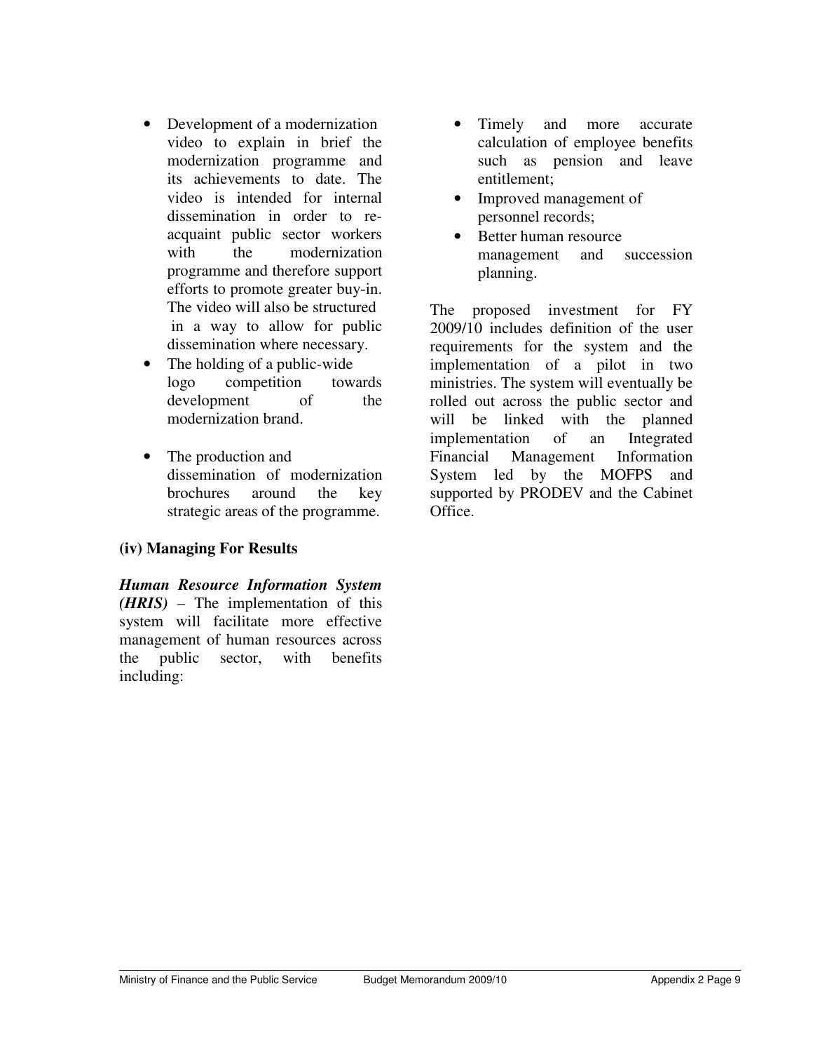- Development of a modernization video to explain in brief the modernization programme and its achievements to date. The video is intended for internal dissemination in order to re-acquaint public sector workers with the modernization programme and therefore support efforts to promote greater buy-in. The video will also be structured in a way to allow for public dissemination where necessary.
- The holding of a public-wide logo competition towards development of the modernization brand.
- The production and dissemination of modernization brochures around the key strategic areas of the programme.

**(iv) Managing For Results**

***Human Resource Information System (HRIS)*** – The implementation of this system will facilitate more effective management of human resources across the public sector, with benefits including:

- Timely and more accurate calculation of employee benefits such as pension and leave entitlement;
- Improved management of personnel records;
- Better human resource management and succession planning.

The proposed investment for FY 2009/10 includes definition of the user requirements for the system and the implementation of a pilot in two ministries. The system will eventually be rolled out across the public sector and will be linked with the planned implementation of an Integrated Financial Management Information System led by the MOFPS and supported by PRODEV and the Cabinet Office.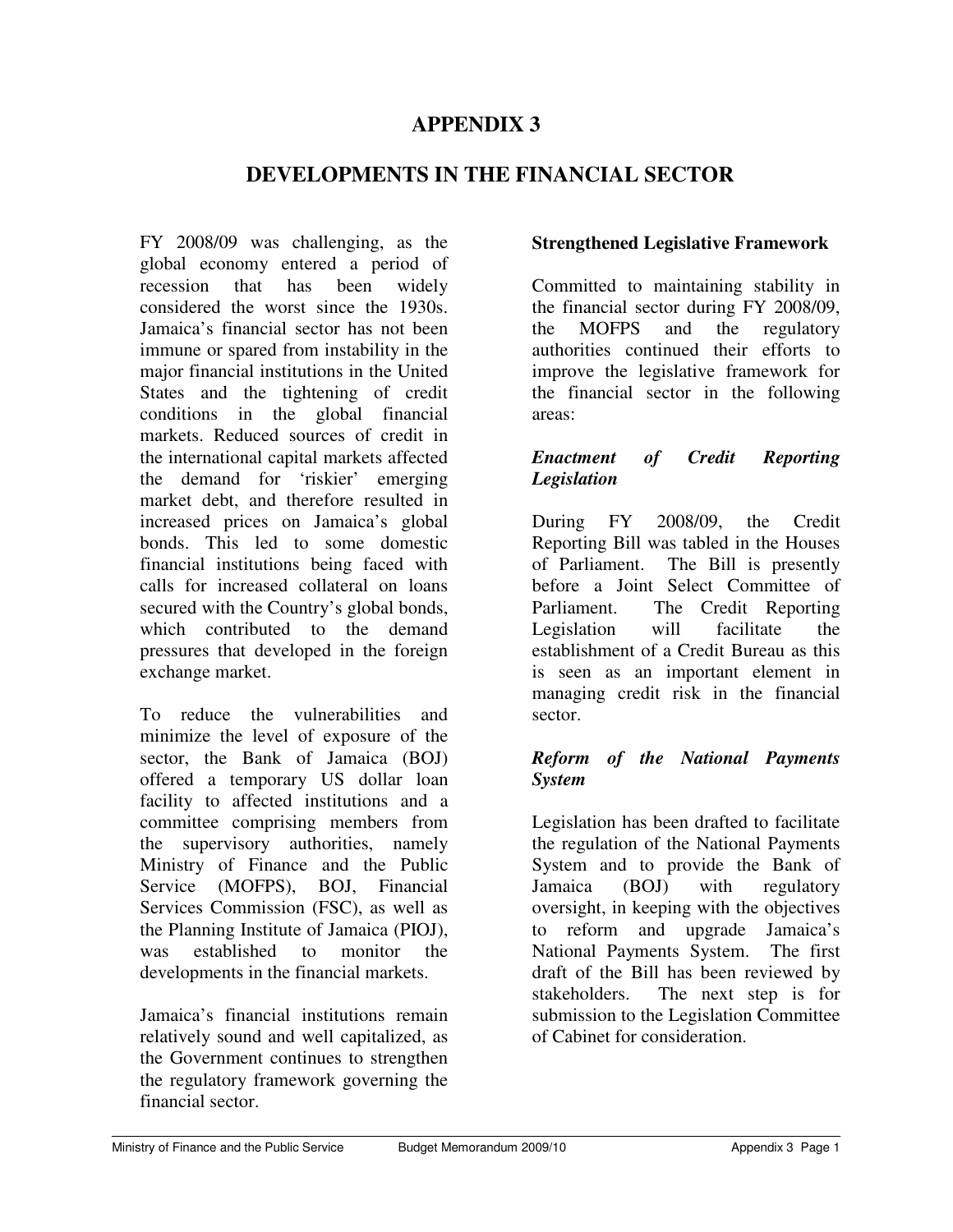# APPENDIX 3

# DEVELOPMENTS IN THE FINANCIAL SECTOR

FY 2008/09 was challenging, as the global economy entered a period of recession that has been widely considered the worst since the 1930s. Jamaica's financial sector has not been immune or spared from instability in the major financial institutions in the United States and the tightening of credit conditions in the global financial markets. Reduced sources of credit in the international capital markets affected the demand for 'riskier' emerging market debt, and therefore resulted in increased prices on Jamaica's global bonds. This led to some domestic financial institutions being faced with calls for increased collateral on loans secured with the Country's global bonds, which contributed to the demand pressures that developed in the foreign exchange market.

To reduce the vulnerabilities and minimize the level of exposure of the sector, the Bank of Jamaica (BOJ) offered a temporary US dollar loan facility to affected institutions and a committee comprising members from the supervisory authorities, namely Ministry of Finance and the Public Service (MOFPS), BOJ, Financial Services Commission (FSC), as well as the Planning Institute of Jamaica (PIOJ), was established to monitor the developments in the financial markets.

Jamaica's financial institutions remain relatively sound and well capitalized, as the Government continues to strengthen the regulatory framework governing the financial sector.

**Strengthened Legislative Framework**

Committed to maintaining stability in the financial sector during FY 2008/09, the MOFPS and the regulatory authorities continued their efforts to improve the legislative framework for the financial sector in the following areas:

***Enactment of Credit Reporting Legislation***

During FY 2008/09, the Credit Reporting Bill was tabled in the Houses of Parliament. The Bill is presently before a Joint Select Committee of Parliament. The Credit Reporting Legislation will facilitate the establishment of a Credit Bureau as this is seen as an important element in managing credit risk in the financial sector.

***Reform of the National Payments System***

Legislation has been drafted to facilitate the regulation of the National Payments System and to provide the Bank of Jamaica (BOJ) with regulatory oversight, in keeping with the objectives to reform and upgrade Jamaica's National Payments System. The first draft of the Bill has been reviewed by stakeholders. The next step is for submission to the Legislation Committee of Cabinet for consideration.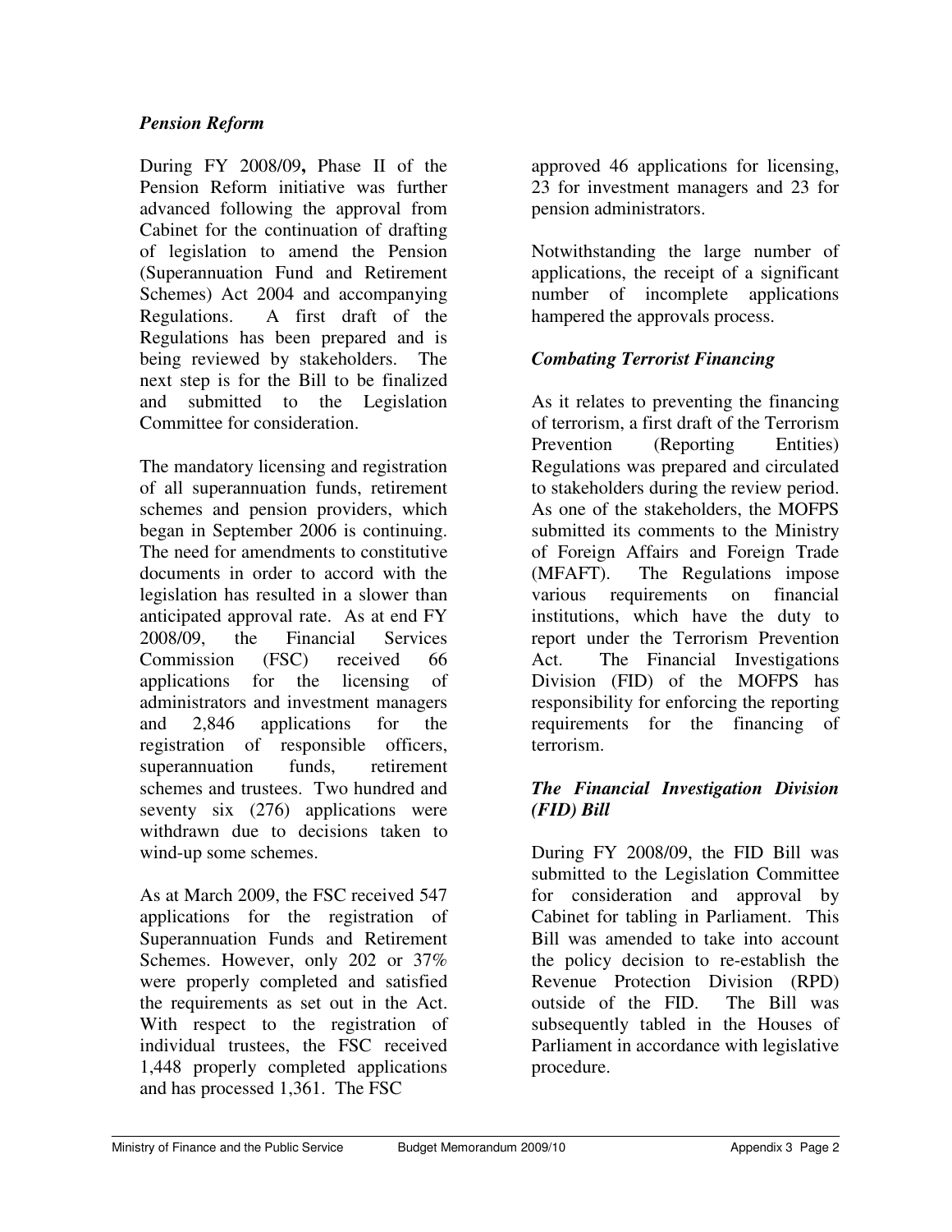### *Pension Reform*

During FY 2008/09**,** Phase II of the Pension Reform initiative was further advanced following the approval from Cabinet for the continuation of drafting of legislation to amend the Pension (Superannuation Fund and Retirement Schemes) Act 2004 and accompanying Regulations. A first draft of the Regulations has been prepared and is being reviewed by stakeholders. The next step is for the Bill to be finalized and submitted to the Legislation Committee for consideration.

The mandatory licensing and registration of all superannuation funds, retirement schemes and pension providers, which began in September 2006 is continuing. The need for amendments to constitutive documents in order to accord with the legislation has resulted in a slower than anticipated approval rate. As at end FY 2008/09, the Financial Services Commission (FSC) received 66 applications for the licensing of administrators and investment managers and 2,846 applications for the registration of responsible officers, superannuation funds, retirement schemes and trustees. Two hundred and seventy six (276) applications were withdrawn due to decisions taken to wind-up some schemes.

As at March 2009, the FSC received 547 applications for the registration of Superannuation Funds and Retirement Schemes. However, only 202 or 37% were properly completed and satisfied the requirements as set out in the Act. With respect to the registration of individual trustees, the FSC received 1,448 properly completed applications and has processed 1,361. The FSC approved 46 applications for licensing, 23 for investment managers and 23 for pension administrators.

Notwithstanding the large number of applications, the receipt of a significant number of incomplete applications hampered the approvals process.

### *Combating Terrorist Financing*

As it relates to preventing the financing of terrorism, a first draft of the Terrorism Prevention (Reporting Entities) Regulations was prepared and circulated to stakeholders during the review period. As one of the stakeholders, the MOFPS submitted its comments to the Ministry of Foreign Affairs and Foreign Trade (MFAFT). The Regulations impose various requirements on financial institutions, which have the duty to report under the Terrorism Prevention Act. The Financial Investigations Division (FID) of the MOFPS has responsibility for enforcing the reporting requirements for the financing of terrorism.

### *The Financial Investigation Division (FID) Bill*

During FY 2008/09, the FID Bill was submitted to the Legislation Committee for consideration and approval by Cabinet for tabling in Parliament. This Bill was amended to take into account the policy decision to re-establish the Revenue Protection Division (RPD) outside of the FID. The Bill was subsequently tabled in the Houses of Parliament in accordance with legislative procedure.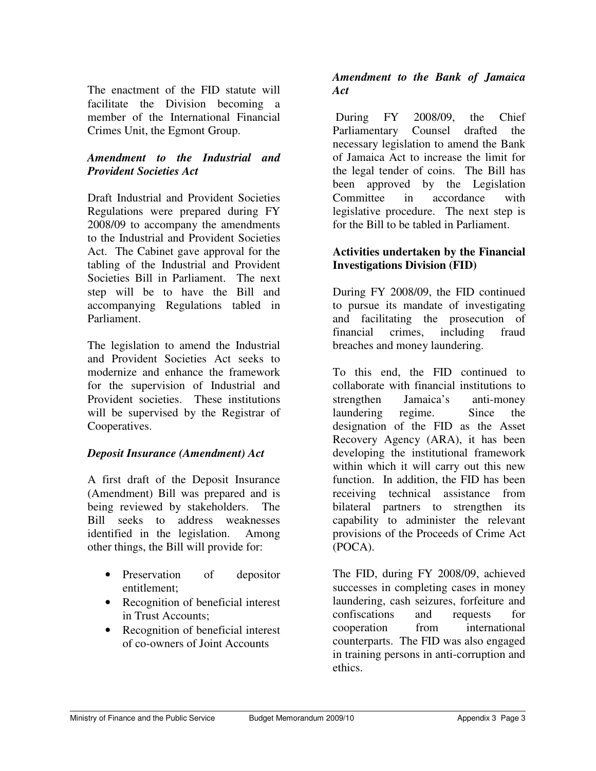The enactment of the FID statute will facilitate the Division becoming a member of the International Financial Crimes Unit, the Egmont Group.

***Amendment to the Industrial and Provident Societies Act***

Draft Industrial and Provident Societies Regulations were prepared during FY 2008/09 to accompany the amendments to the Industrial and Provident Societies Act. The Cabinet gave approval for the tabling of the Industrial and Provident Societies Bill in Parliament. The next step will be to have the Bill and accompanying Regulations tabled in Parliament.

The legislation to amend the Industrial and Provident Societies Act seeks to modernize and enhance the framework for the supervision of Industrial and Provident societies. These institutions will be supervised by the Registrar of Cooperatives.

***Deposit Insurance (Amendment) Act***

A first draft of the Deposit Insurance (Amendment) Bill was prepared and is being reviewed by stakeholders. The Bill seeks to address weaknesses identified in the legislation. Among other things, the Bill will provide for:

- Preservation of depositor entitlement;
- Recognition of beneficial interest in Trust Accounts;
- Recognition of beneficial interest of co-owners of Joint Accounts

***Amendment to the Bank of Jamaica Act***

During FY 2008/09, the Chief Parliamentary Counsel drafted the necessary legislation to amend the Bank of Jamaica Act to increase the limit for the legal tender of coins. The Bill has been approved by the Legislation Committee in accordance with legislative procedure. The next step is for the Bill to be tabled in Parliament.

**Activities undertaken by the Financial Investigations Division (FID)**

During FY 2008/09, the FID continued to pursue its mandate of investigating and facilitating the prosecution of financial crimes, including fraud breaches and money laundering.

To this end, the FID continued to collaborate with financial institutions to strengthen Jamaica's anti-money laundering regime. Since the designation of the FID as the Asset Recovery Agency (ARA), it has been developing the institutional framework within which it will carry out this new function. In addition, the FID has been receiving technical assistance from bilateral partners to strengthen its capability to administer the relevant provisions of the Proceeds of Crime Act (POCA).

The FID, during FY 2008/09, achieved successes in completing cases in money laundering, cash seizures, forfeiture and confiscations and requests for cooperation from international counterparts. The FID was also engaged in training persons in anti-corruption and ethics.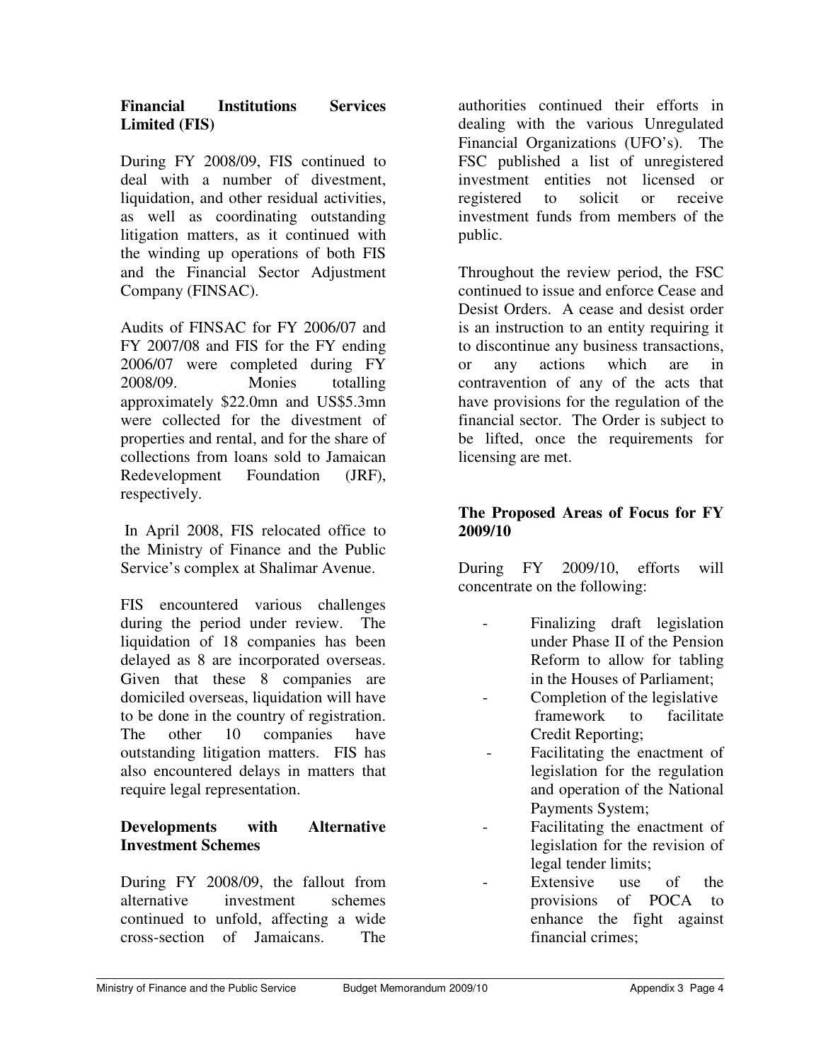**Financial Institutions Services Limited (FIS)**

During FY 2008/09, FIS continued to deal with a number of divestment, liquidation, and other residual activities, as well as coordinating outstanding litigation matters, as it continued with the winding up operations of both FIS and the Financial Sector Adjustment Company (FINSAC).

Audits of FINSAC for FY 2006/07 and FY 2007/08 and FIS for the FY ending 2006/07 were completed during FY 2008/09. Monies totalling approximately $22.0mn and US$5.3mn were collected for the divestment of properties and rental, and for the share of collections from loans sold to Jamaican Redevelopment Foundation (JRF), respectively.

In April 2008, FIS relocated office to the Ministry of Finance and the Public Service's complex at Shalimar Avenue.

FIS encountered various challenges during the period under review. The liquidation of 18 companies has been delayed as 8 are incorporated overseas. Given that these 8 companies are domiciled overseas, liquidation will have to be done in the country of registration. The other 10 companies have outstanding litigation matters. FIS has also encountered delays in matters that require legal representation.

**Developments with Alternative Investment Schemes**

During FY 2008/09, the fallout from alternative investment schemes continued to unfold, affecting a wide cross-section of Jamaicans. The authorities continued their efforts in dealing with the various Unregulated Financial Organizations (UFO's). The FSC published a list of unregistered investment entities not licensed or registered to solicit or receive investment funds from members of the public.

Throughout the review period, the FSC continued to issue and enforce Cease and Desist Orders. A cease and desist order is an instruction to an entity requiring it to discontinue any business transactions, or any actions which are in contravention of any of the acts that have provisions for the regulation of the financial sector. The Order is subject to be lifted, once the requirements for licensing are met.

**The Proposed Areas of Focus for FY 2009/10**

During FY 2009/10, efforts will concentrate on the following:

- Finalizing draft legislation under Phase II of the Pension Reform to allow for tabling in the Houses of Parliament;
- Completion of the legislative framework to facilitate Credit Reporting;
- Facilitating the enactment of legislation for the regulation and operation of the National Payments System;
- Facilitating the enactment of legislation for the revision of legal tender limits;
- Extensive use of the provisions of POCA to enhance the fight against financial crimes;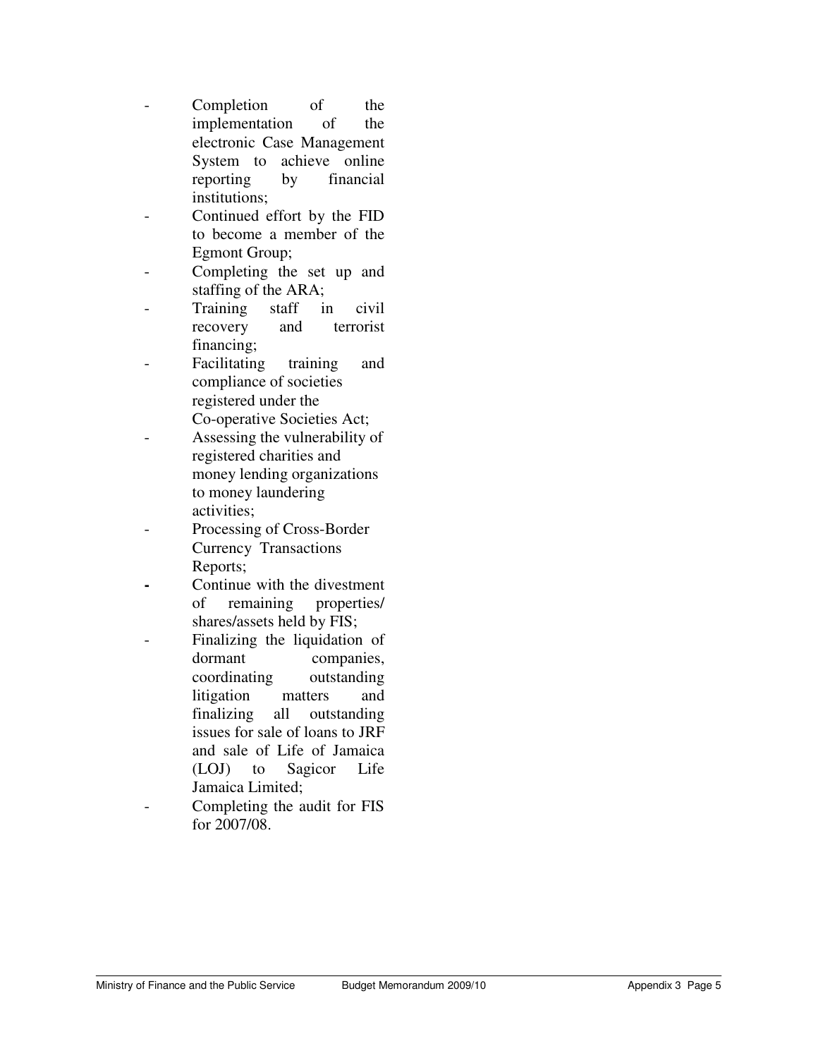- Completion of the implementation of the electronic Case Management System to achieve online reporting by financial institutions;
- Continued effort by the FID to become a member of the Egmont Group;
- Completing the set up and staffing of the ARA;
- Training staff in civil recovery and terrorist financing;
- Facilitating training and compliance of societies registered under the Co-operative Societies Act;
- Assessing the vulnerability of registered charities and money lending organizations to money laundering activities;
- Processing of Cross-Border Currency Transactions Reports;
- Continue with the divestment of remaining properties/ shares/assets held by FIS;
- Finalizing the liquidation of dormant companies, coordinating outstanding litigation matters and finalizing all outstanding issues for sale of loans to JRF and sale of Life of Jamaica (LOJ) to Sagicor Life Jamaica Limited;
- Completing the audit for FIS for 2007/08.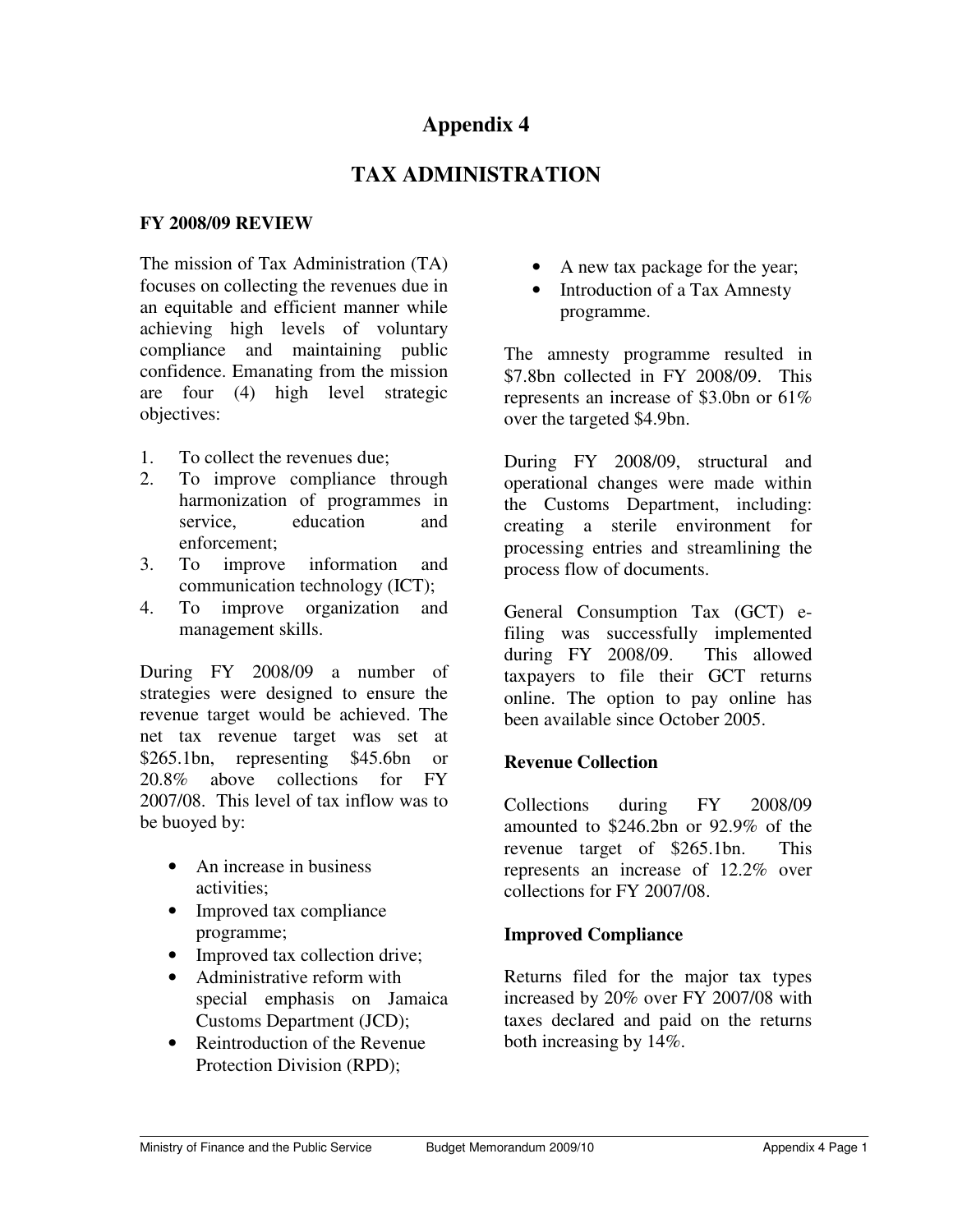# Appendix 4

## TAX ADMINISTRATION

### FY 2008/09 REVIEW

The mission of Tax Administration (TA) focuses on collecting the revenues due in an equitable and efficient manner while achieving high levels of voluntary compliance and maintaining public confidence. Emanating from the mission are four (4) high level strategic objectives:

1. To collect the revenues due;
2. To improve compliance through harmonization of programmes in service, education and enforcement;
3. To improve information and communication technology (ICT);
4. To improve organization and management skills.

During FY 2008/09 a number of strategies were designed to ensure the revenue target would be achieved. The net tax revenue target was set at $265.1bn, representing $45.6bn or 20.8% above collections for FY 2007/08. This level of tax inflow was to be buoyed by:

- An increase in business activities;
- Improved tax compliance programme;
- Improved tax collection drive;
- Administrative reform with special emphasis on Jamaica Customs Department (JCD);
- Reintroduction of the Revenue Protection Division (RPD);
- A new tax package for the year;
- Introduction of a Tax Amnesty programme.

The amnesty programme resulted in $7.8bn collected in FY 2008/09. This represents an increase of $3.0bn or 61% over the targeted $4.9bn.

During FY 2008/09, structural and operational changes were made within the Customs Department, including: creating a sterile environment for processing entries and streamlining the process flow of documents.

General Consumption Tax (GCT) e-filing was successfully implemented during FY 2008/09. This allowed taxpayers to file their GCT returns online. The option to pay online has been available since October 2005.

**Revenue Collection**

Collections during FY 2008/09 amounted to $246.2bn or 92.9% of the revenue target of $265.1bn. This represents an increase of 12.2% over collections for FY 2007/08.

**Improved Compliance**

Returns filed for the major tax types increased by 20% over FY 2007/08 with taxes declared and paid on the returns both increasing by 14%.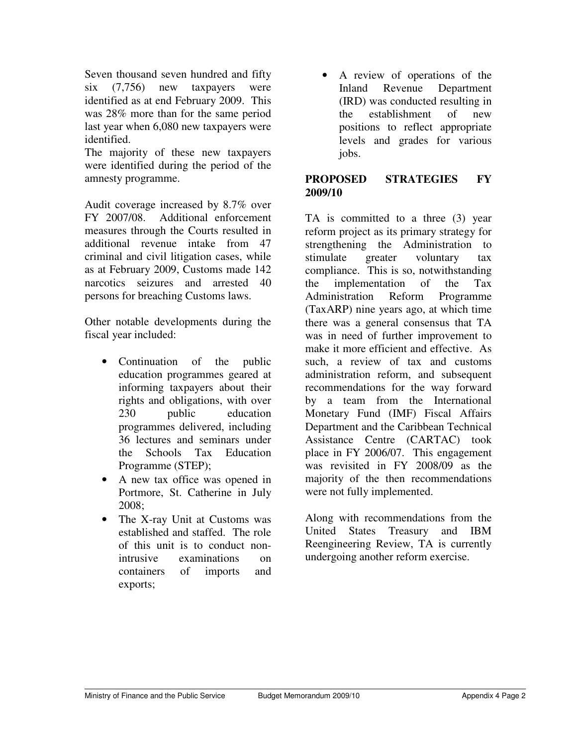Seven thousand seven hundred and fifty six (7,756) new taxpayers were identified as at end February 2009. This was 28% more than for the same period last year when 6,080 new taxpayers were identified.

The majority of these new taxpayers were identified during the period of the amnesty programme.

Audit coverage increased by 8.7% over FY 2007/08. Additional enforcement measures through the Courts resulted in additional revenue intake from 47 criminal and civil litigation cases, while as at February 2009, Customs made 142 narcotics seizures and arrested 40 persons for breaching Customs laws.

Other notable developments during the fiscal year included:

- Continuation of the public education programmes geared at informing taxpayers about their rights and obligations, with over 230 public education programmes delivered, including 36 lectures and seminars under the Schools Tax Education Programme (STEP);
- A new tax office was opened in Portmore, St. Catherine in July 2008;
- The X-ray Unit at Customs was established and staffed. The role of this unit is to conduct non-intrusive examinations on containers of imports and exports;
- A review of operations of the Inland Revenue Department (IRD) was conducted resulting in the establishment of new positions to reflect appropriate levels and grades for various jobs.

**PROPOSED STRATEGIES FY 2009/10**

TA is committed to a three (3) year reform project as its primary strategy for strengthening the Administration to stimulate greater voluntary tax compliance. This is so, notwithstanding the implementation of the Tax Administration Reform Programme (TaxARP) nine years ago, at which time there was a general consensus that TA was in need of further improvement to make it more efficient and effective. As such, a review of tax and customs administration reform, and subsequent recommendations for the way forward by a team from the International Monetary Fund (IMF) Fiscal Affairs Department and the Caribbean Technical Assistance Centre (CARTAC) took place in FY 2006/07. This engagement was revisited in FY 2008/09 as the majority of the then recommendations were not fully implemented.

Along with recommendations from the United States Treasury and IBM Reengineering Review, TA is currently undergoing another reform exercise.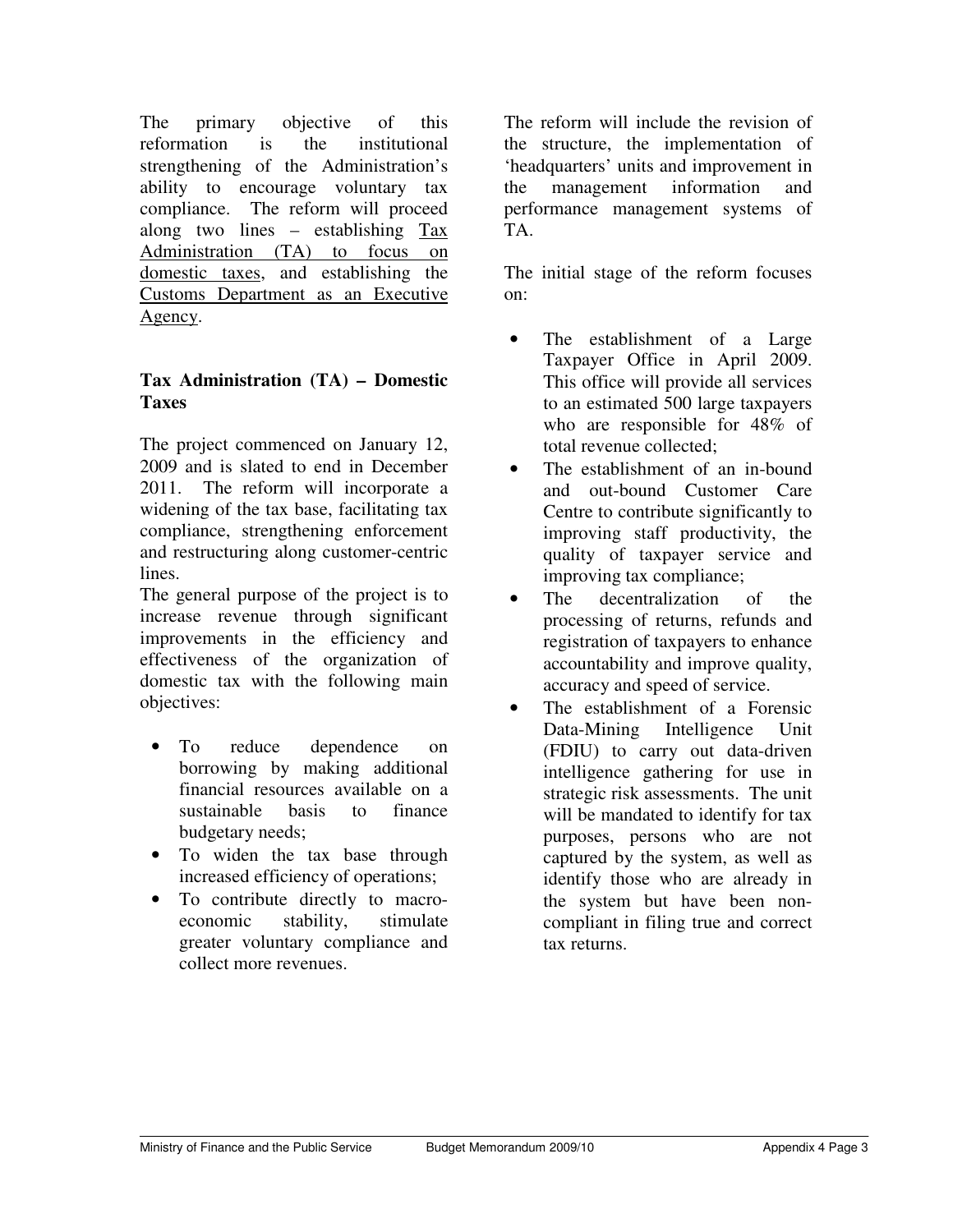The primary objective of this reformation is the institutional strengthening of the Administration's ability to encourage voluntary tax compliance. The reform will proceed along two lines – establishing Tax Administration (TA) to focus on domestic taxes, and establishing the Customs Department as an Executive Agency.

**Tax Administration (TA) – Domestic Taxes**

The project commenced on January 12, 2009 and is slated to end in December 2011. The reform will incorporate a widening of the tax base, facilitating tax compliance, strengthening enforcement and restructuring along customer-centric lines.

The general purpose of the project is to increase revenue through significant improvements in the efficiency and effectiveness of the organization of domestic tax with the following main objectives:

- To reduce dependence on borrowing by making additional financial resources available on a sustainable basis to finance budgetary needs;
- To widen the tax base through increased efficiency of operations;
- To contribute directly to macro-economic stability, stimulate greater voluntary compliance and collect more revenues.

The reform will include the revision of the structure, the implementation of 'headquarters' units and improvement in the management information and performance management systems of TA.

The initial stage of the reform focuses on:

- The establishment of a Large Taxpayer Office in April 2009. This office will provide all services to an estimated 500 large taxpayers who are responsible for 48% of total revenue collected;
- The establishment of an in-bound and out-bound Customer Care Centre to contribute significantly to improving staff productivity, the quality of taxpayer service and improving tax compliance;
- The decentralization of the processing of returns, refunds and registration of taxpayers to enhance accountability and improve quality, accuracy and speed of service.
- The establishment of a Forensic Data-Mining Intelligence Unit (FDIU) to carry out data-driven intelligence gathering for use in strategic risk assessments. The unit will be mandated to identify for tax purposes, persons who are not captured by the system, as well as identify those who are already in the system but have been non-compliant in filing true and correct tax returns.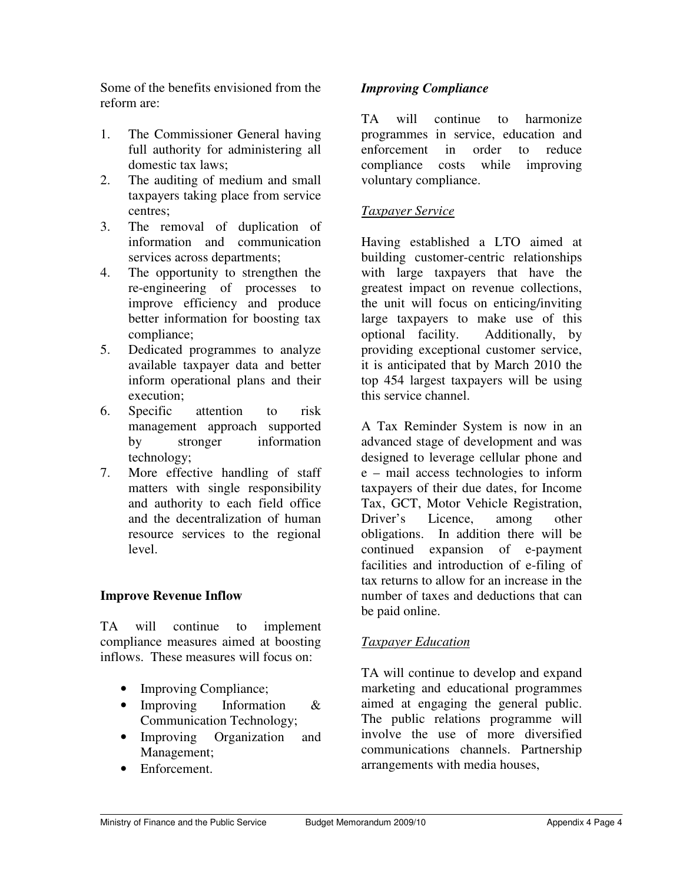Some of the benefits envisioned from the reform are:

1. The Commissioner General having full authority for administering all domestic tax laws;
2. The auditing of medium and small taxpayers taking place from service centres;
3. The removal of duplication of information and communication services across departments;
4. The opportunity to strengthen the re-engineering of processes to improve efficiency and produce better information for boosting tax compliance;
5. Dedicated programmes to analyze available taxpayer data and better inform operational plans and their execution;
6. Specific attention to risk management approach supported by stronger information technology;
7. More effective handling of staff matters with single responsibility and authority to each field office and the decentralization of human resource services to the regional level.

**Improve Revenue Inflow**

TA will continue to implement compliance measures aimed at boosting inflows. These measures will focus on:

- Improving Compliance;
- Improving Information & Communication Technology;
- Improving Organization and Management;
- Enforcement.

***Improving Compliance***

TA will continue to harmonize programmes in service, education and enforcement in order to reduce compliance costs while improving voluntary compliance.

*Taxpayer Service*

Having established a LTO aimed at building customer-centric relationships with large taxpayers that have the greatest impact on revenue collections, the unit will focus on enticing/inviting large taxpayers to make use of this optional facility. Additionally, by providing exceptional customer service, it is anticipated that by March 2010 the top 454 largest taxpayers will be using this service channel.

A Tax Reminder System is now in an advanced stage of development and was designed to leverage cellular phone and e – mail access technologies to inform taxpayers of their due dates, for Income Tax, GCT, Motor Vehicle Registration, Driver's Licence, among other obligations. In addition there will be continued expansion of e-payment facilities and introduction of e-filing of tax returns to allow for an increase in the number of taxes and deductions that can be paid online.

*Taxpayer Education*

TA will continue to develop and expand marketing and educational programmes aimed at engaging the general public. The public relations programme will involve the use of more diversified communications channels. Partnership arrangements with media houses,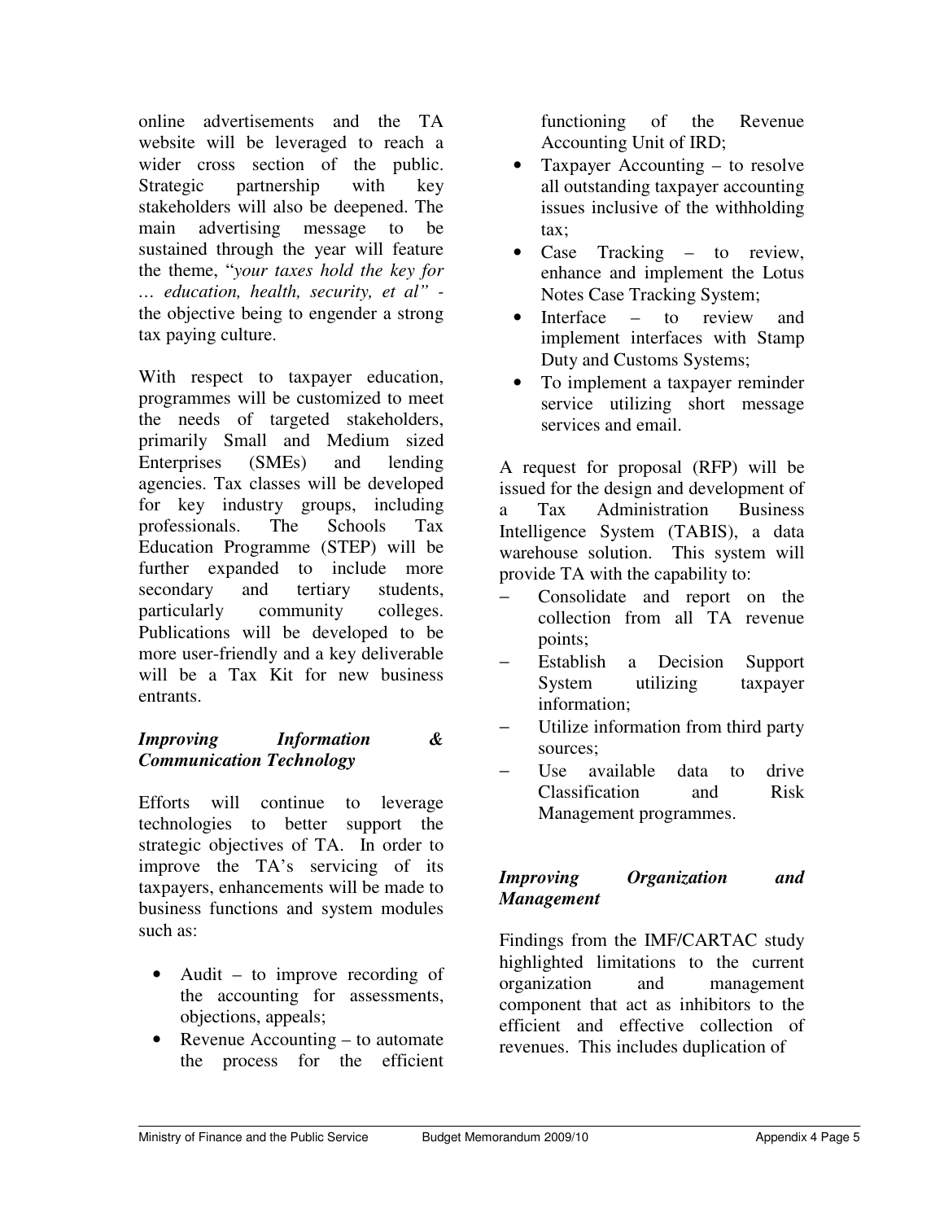online advertisements and the TA website will be leveraged to reach a wider cross section of the public. Strategic partnership with key stakeholders will also be deepened. The main advertising message to be sustained through the year will feature the theme, "*your taxes hold the key for … education, health, security, et al"* - the objective being to engender a strong tax paying culture.

With respect to taxpayer education, programmes will be customized to meet the needs of targeted stakeholders, primarily Small and Medium sized Enterprises (SMEs) and lending agencies. Tax classes will be developed for key industry groups, including professionals. The Schools Tax Education Programme (STEP) will be further expanded to include more secondary and tertiary students, particularly community colleges. Publications will be developed to be more user-friendly and a key deliverable will be a Tax Kit for new business entrants.

***Improving Information & Communication Technology***

Efforts will continue to leverage technologies to better support the strategic objectives of TA. In order to improve the TA's servicing of its taxpayers, enhancements will be made to business functions and system modules such as:

- Audit – to improve recording of the accounting for assessments, objections, appeals;
- Revenue Accounting – to automate the process for the efficient functioning of the Revenue Accounting Unit of IRD;
- Taxpayer Accounting – to resolve all outstanding taxpayer accounting issues inclusive of the withholding tax;
- Case Tracking – to review, enhance and implement the Lotus Notes Case Tracking System;
- Interface – to review and implement interfaces with Stamp Duty and Customs Systems;
- To implement a taxpayer reminder service utilizing short message services and email.

A request for proposal (RFP) will be issued for the design and development of a Tax Administration Business Intelligence System (TABIS), a data warehouse solution. This system will provide TA with the capability to:

- Consolidate and report on the collection from all TA revenue points;
- Establish a Decision Support System utilizing taxpayer information;
- Utilize information from third party sources;
- Use available data to drive Classification and Risk Management programmes.

***Improving Organization and Management***

Findings from the IMF/CARTAC study highlighted limitations to the current organization and management component that act as inhibitors to the efficient and effective collection of revenues. This includes duplication of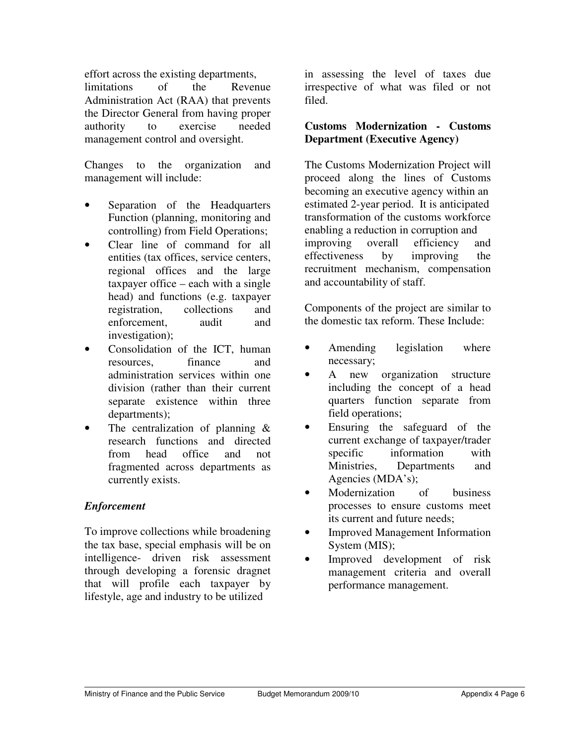effort across the existing departments, limitations of the Revenue Administration Act (RAA) that prevents the Director General from having proper authority to exercise needed management control and oversight.

Changes to the organization and management will include:

- Separation of the Headquarters Function (planning, monitoring and controlling) from Field Operations;
- Clear line of command for all entities (tax offices, service centers, regional offices and the large taxpayer office – each with a single head) and functions (e.g. taxpayer registration, collections and enforcement, audit and investigation);
- Consolidation of the ICT, human resources, finance and administration services within one division (rather than their current separate existence within three departments);
- The centralization of planning & research functions and directed from head office and not fragmented across departments as currently exists.

### *Enforcement*

To improve collections while broadening the tax base, special emphasis will be on intelligence- driven risk assessment through developing a forensic dragnet that will profile each taxpayer by lifestyle, age and industry to be utilized in assessing the level of taxes due irrespective of what was filed or not filed.

### **Customs Modernization - Customs Department (Executive Agency)**

The Customs Modernization Project will proceed along the lines of Customs becoming an executive agency within an estimated 2-year period. It is anticipated transformation of the customs workforce enabling a reduction in corruption and improving overall efficiency and effectiveness by improving the recruitment mechanism, compensation and accountability of staff.

Components of the project are similar to the domestic tax reform. These Include:

- Amending legislation where necessary;
- A new organization structure including the concept of a head quarters function separate from field operations;
- Ensuring the safeguard of the current exchange of taxpayer/trader specific information with Ministries, Departments and Agencies (MDA's);
- Modernization of business processes to ensure customs meet its current and future needs;
- Improved Management Information System (MIS);
- Improved development of risk management criteria and overall performance management.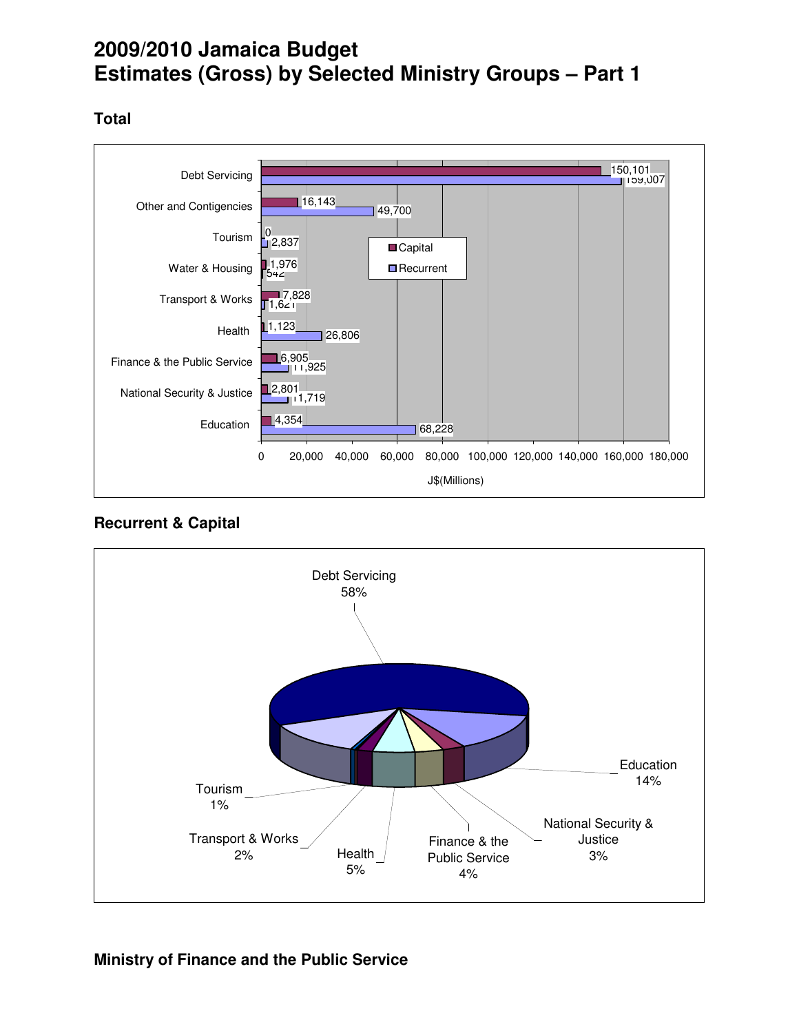# 2009/2010 Jamaica Budget
# Estimates (Gross) by Selected Ministry Groups – Part 1

### Total

| Ministry Group | Capital | Recurrent |
|---|---|---|
| Debt Servicing | 150,101 | 159,007 |
| Other and Contigencies | 16,143 | 49,700 |
| Tourism | 0 | 2,837 |
| Water & Housing | 1,976 | 542 |
| Transport & Works | 7,828 | 1,621 |
| Health | 1,123 | 26,806 |
| Finance & the Public Service | 6,905 | 11,925 |
| National Security & Justice | 2,801 | 11,719 |
| Education | 4,354 | 68,228 |

J$(Millions)

### Recurrent & Capital

| Ministry Group | Share |
|---|---|
| Debt Servicing | 58% |
| Education | 14% |
| National Security & Justice | 3% |
| Finance & the Public Service | 4% |
| Health | 5% |
| Transport & Works | 2% |
| Tourism | 1% |

### Ministry of Finance and the Public Service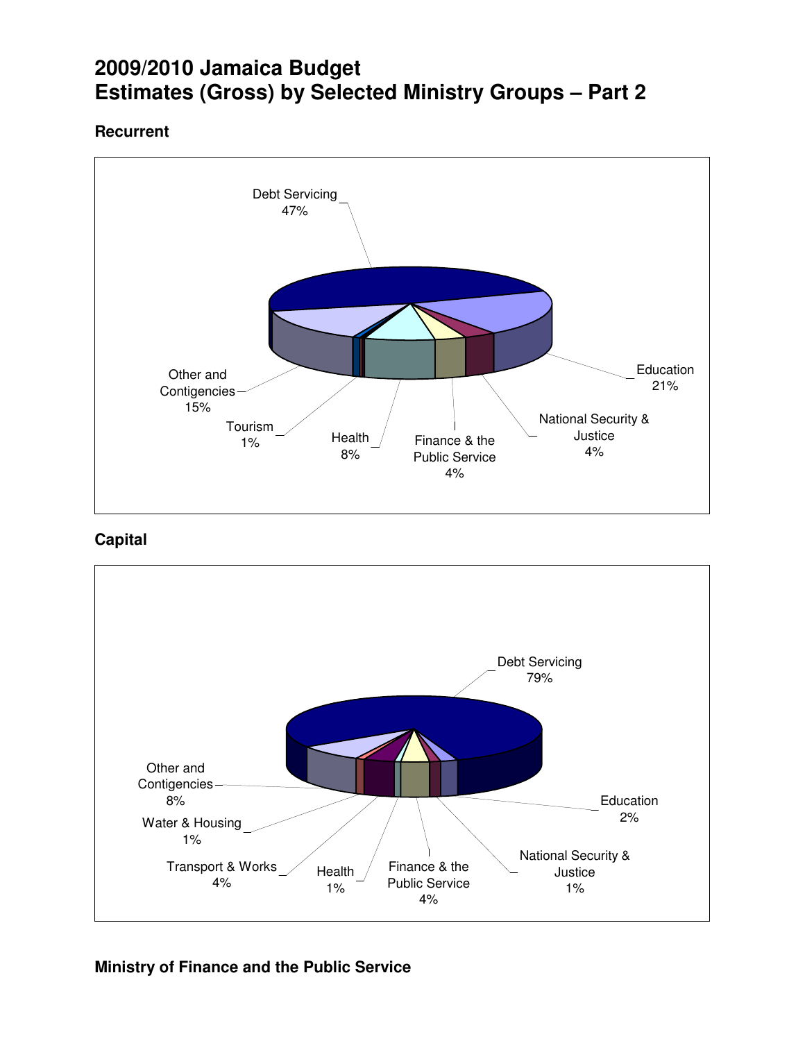# 2009/2010 Jamaica Budget Estimates (Gross) by Selected Ministry Groups – Part 2

### Recurrent

Debt Servicing 47%

Education 21%

National Security & Justice 4%

Finance & the Public Service 4%

Health 8%

Tourism 1%

Other and Contigencies 15%

### Capital

Debt Servicing 79%

Education 2%

National Security & Justice 1%

Finance & the Public Service 4%

Health 1%

Transport & Works 4%

Water & Housing 1%

Other and Contigencies 8%

**Ministry of Finance and the Public Service**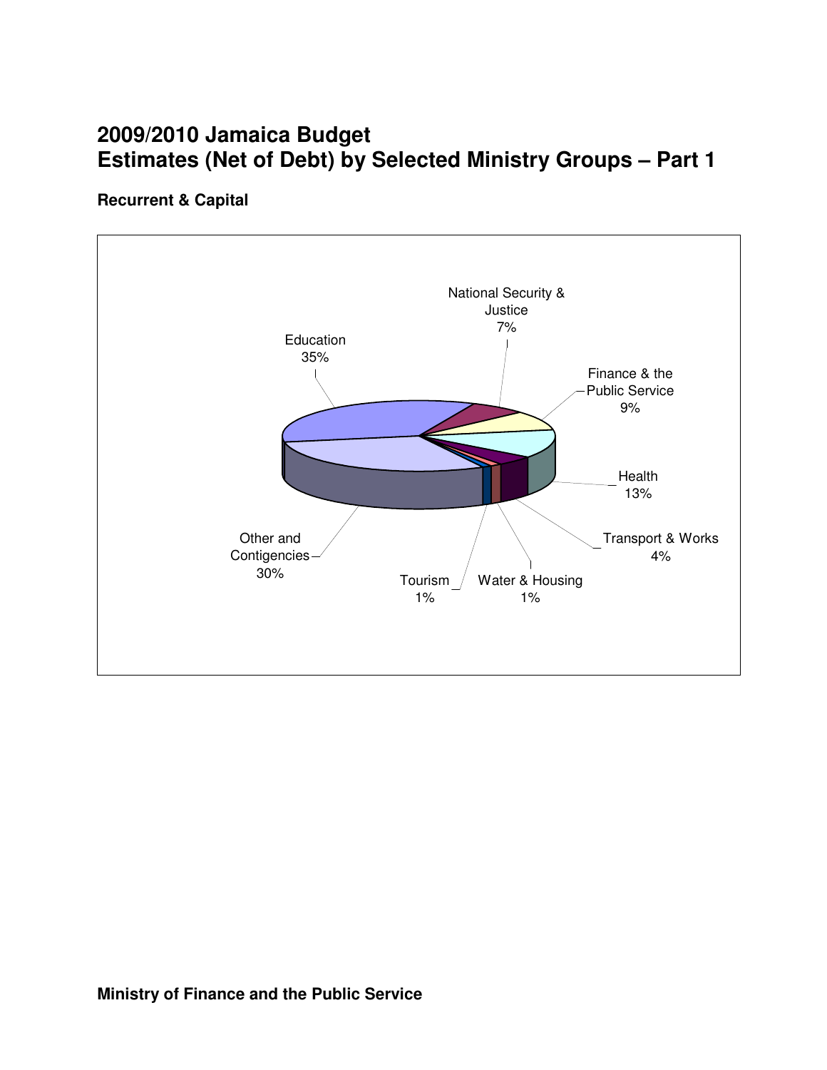# 2009/2010 Jamaica Budget
# Estimates (Net of Debt) by Selected Ministry Groups – Part 1

**Recurrent & Capital**

Education 35%

National Security & Justice 7%

Finance & the Public Service 9%

Health 13%

Transport & Works 4%

Water & Housing 1%

Tourism 1%

Other and Contigencies 30%

**Ministry of Finance and the Public Service**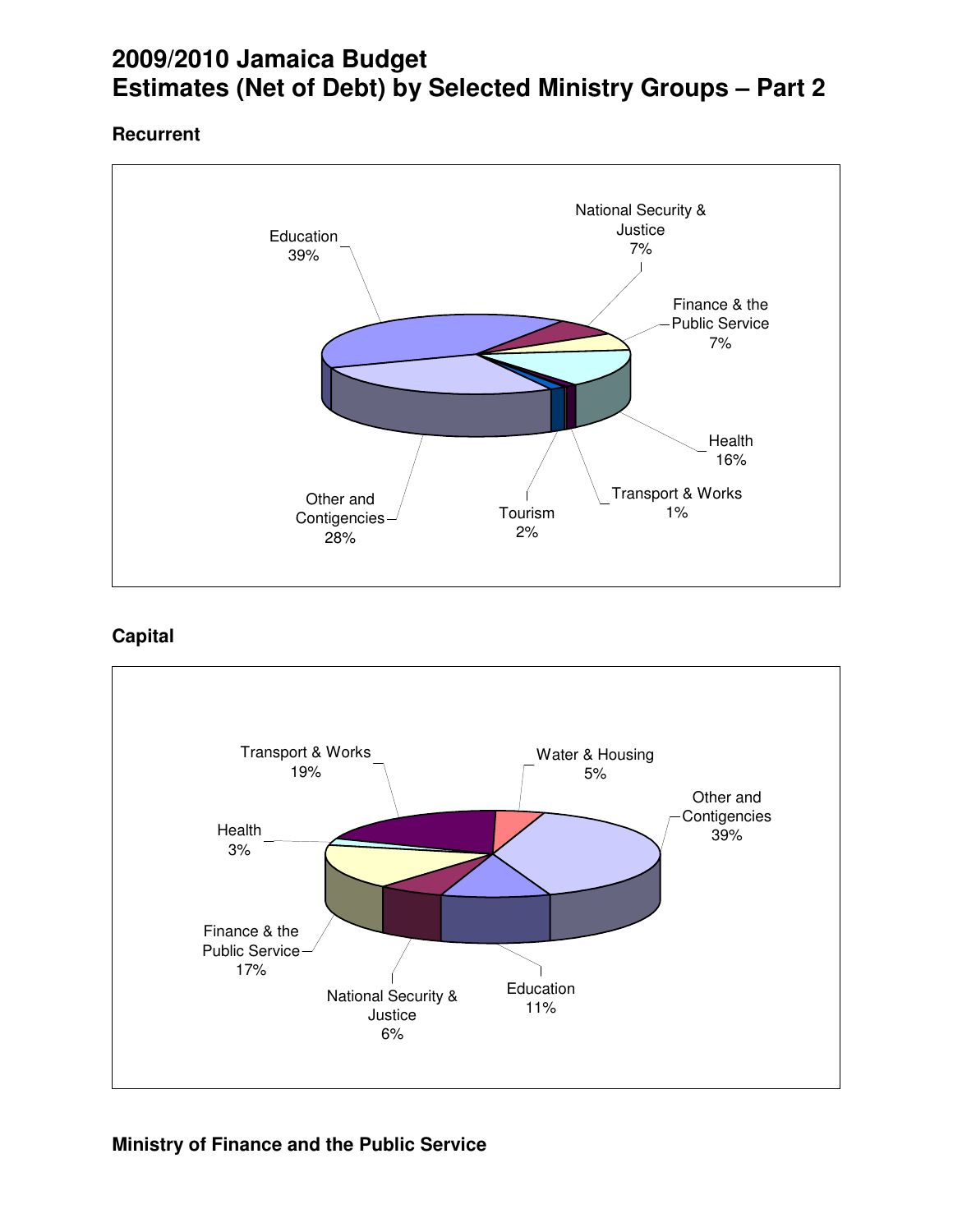# 2009/2010 Jamaica Budget
# Estimates (Net of Debt) by Selected Ministry Groups – Part 2

### Recurrent

Education 39%

National Security & Justice 7%

Finance & the Public Service 7%

Health 16%

Transport & Works 1%

Tourism 2%

Other and Contigencies 28%

### Capital

Transport & Works 19%

Water & Housing 5%

Other and Contigencies 39%

Health 3%

Finance & the Public Service 17%

National Security & Justice 6%

Education 11%

**Ministry of Finance and the Public Service**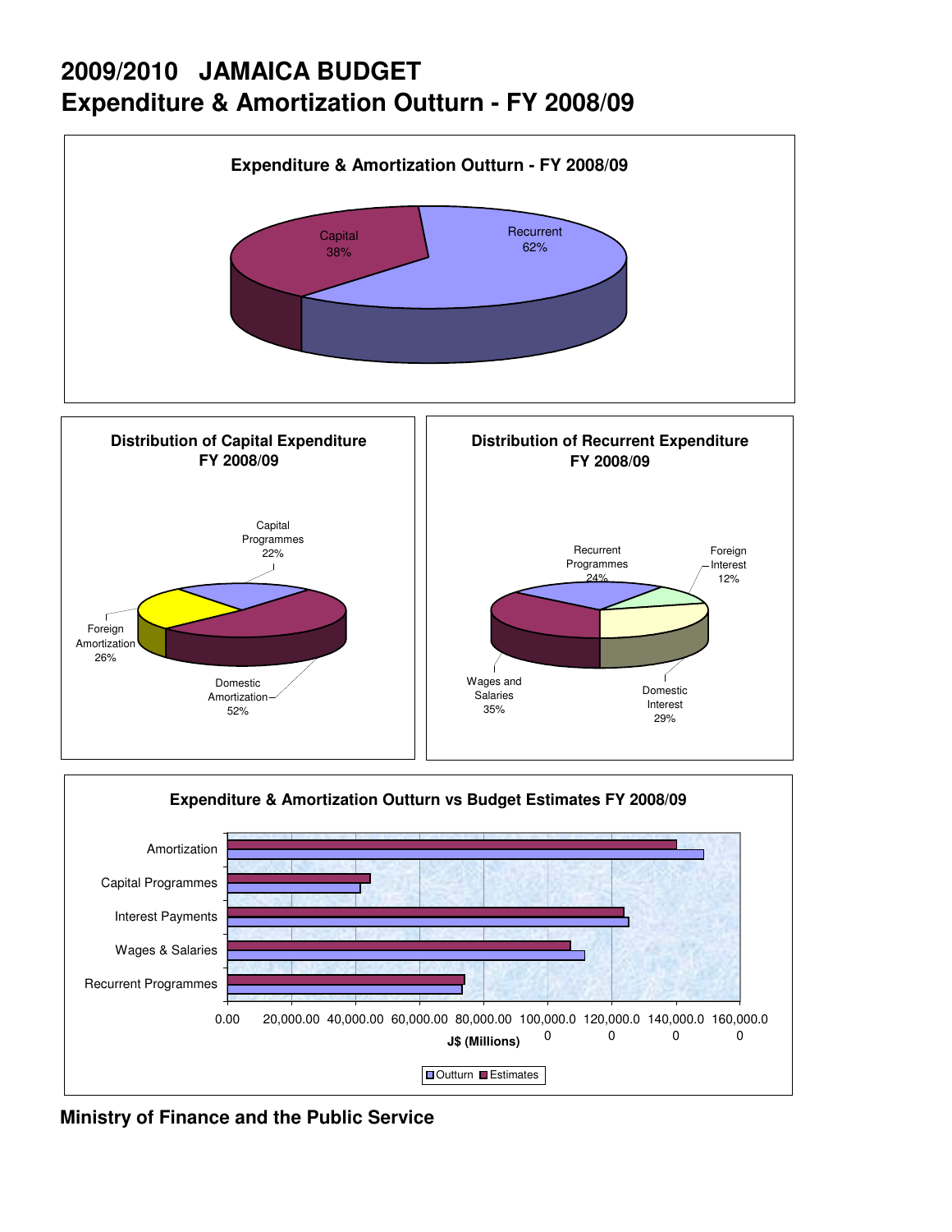# 2009/2010 JAMAICA BUDGET
# Expenditure & Amortization Outturn - FY 2008/09

**Expenditure & Amortization Outturn - FY 2008/09**

Capital 38%

Recurrent 62%

**Distribution of Capital Expenditure FY 2008/09**

Capital Programmes 22%

Foreign Amortization 26%

Domestic Amortization 52%

**Distribution of Recurrent Expenditure FY 2008/09**

Recurrent Programmes 24%

Foreign Interest 12%

Wages and Salaries 35%

Domestic Interest 29%

**Expenditure & Amortization Outturn vs Budget Estimates FY 2008/09**

Amortization

Capital Programmes

Interest Payments

Wages & Salaries

Recurrent Programmes

0.00 20,000.00 40,000.00 60,000.00 80,000.00 100,000.00 120,000.00 140,000.00 160,000.00

J$ (Millions)

Outturn Estimates

**Ministry of Finance and the Public Service**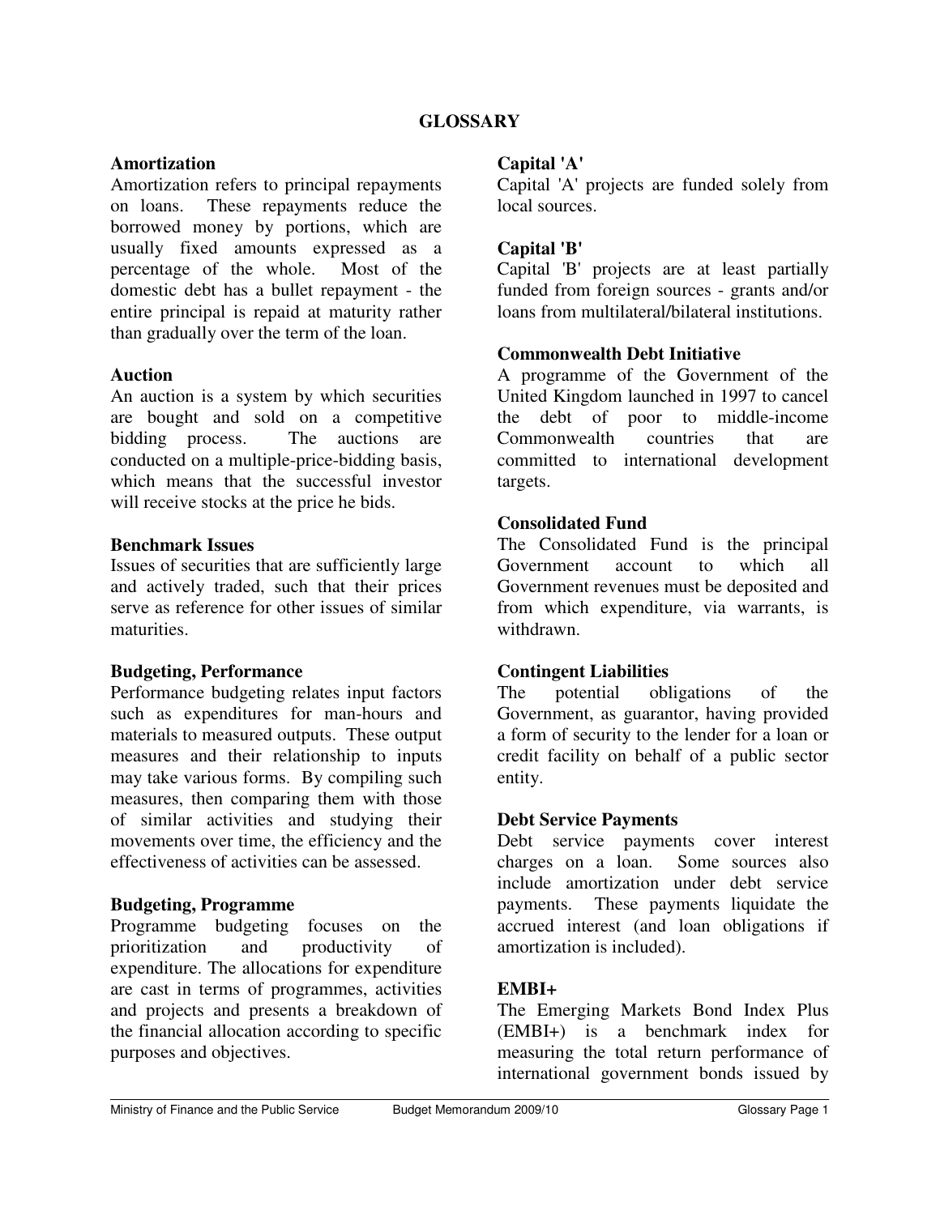# GLOSSARY

**Amortization**
Amortization refers to principal repayments on loans. These repayments reduce the borrowed money by portions, which are usually fixed amounts expressed as a percentage of the whole. Most of the domestic debt has a bullet repayment - the entire principal is repaid at maturity rather than gradually over the term of the loan.

**Auction**
An auction is a system by which securities are bought and sold on a competitive bidding process. The auctions are conducted on a multiple-price-bidding basis, which means that the successful investor will receive stocks at the price he bids.

**Benchmark Issues**
Issues of securities that are sufficiently large and actively traded, such that their prices serve as reference for other issues of similar maturities.

**Budgeting, Performance**
Performance budgeting relates input factors such as expenditures for man-hours and materials to measured outputs. These output measures and their relationship to inputs may take various forms. By compiling such measures, then comparing them with those of similar activities and studying their movements over time, the efficiency and the effectiveness of activities can be assessed.

**Budgeting, Programme**
Programme budgeting focuses on the prioritization and productivity of expenditure. The allocations for expenditure are cast in terms of programmes, activities and projects and presents a breakdown of the financial allocation according to specific purposes and objectives.

**Capital 'A'**
Capital 'A' projects are funded solely from local sources.

**Capital 'B'**
Capital 'B' projects are at least partially funded from foreign sources - grants and/or loans from multilateral/bilateral institutions.

**Commonwealth Debt Initiative**
A programme of the Government of the United Kingdom launched in 1997 to cancel the debt of poor to middle-income Commonwealth countries that are committed to international development targets.

**Consolidated Fund**
The Consolidated Fund is the principal Government account to which all Government revenues must be deposited and from which expenditure, via warrants, is withdrawn.

**Contingent Liabilities**
The potential obligations of the Government, as guarantor, having provided a form of security to the lender for a loan or credit facility on behalf of a public sector entity.

**Debt Service Payments**
Debt service payments cover interest charges on a loan. Some sources also include amortization under debt service payments. These payments liquidate the accrued interest (and loan obligations if amortization is included).

**EMBI+**
The Emerging Markets Bond Index Plus (EMBI+) is a benchmark index for measuring the total return performance of international government bonds issued by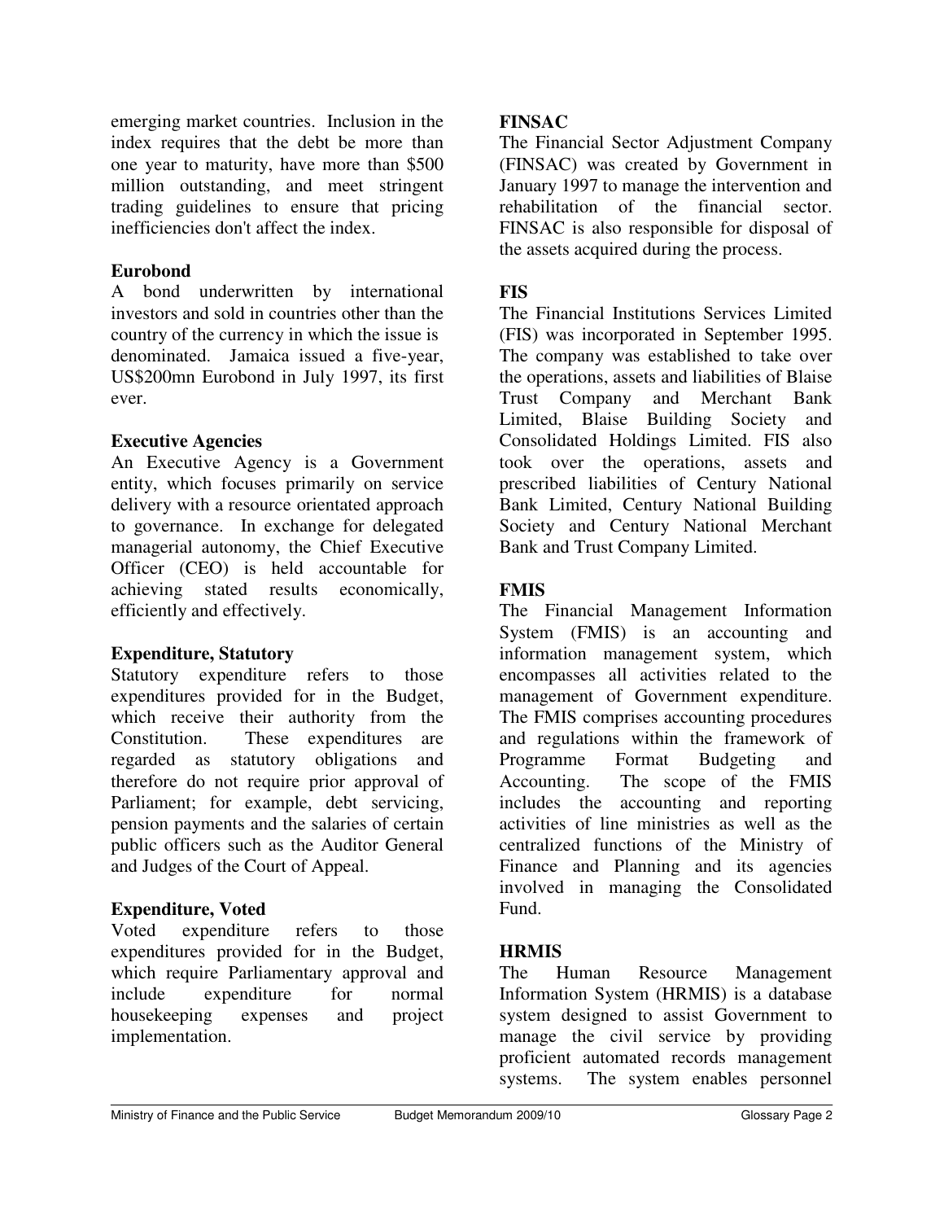emerging market countries. Inclusion in the index requires that the debt be more than one year to maturity, have more than $500 million outstanding, and meet stringent trading guidelines to ensure that pricing inefficiencies don't affect the index.

**Eurobond**

A bond underwritten by international investors and sold in countries other than the country of the currency in which the issue is denominated. Jamaica issued a five-year, US$200mn Eurobond in July 1997, its first ever.

**Executive Agencies**

An Executive Agency is a Government entity, which focuses primarily on service delivery with a resource orientated approach to governance. In exchange for delegated managerial autonomy, the Chief Executive Officer (CEO) is held accountable for achieving stated results economically, efficiently and effectively.

**Expenditure, Statutory**

Statutory expenditure refers to those expenditures provided for in the Budget, which receive their authority from the Constitution. These expenditures are regarded as statutory obligations and therefore do not require prior approval of Parliament; for example, debt servicing, pension payments and the salaries of certain public officers such as the Auditor General and Judges of the Court of Appeal.

**Expenditure, Voted**

Voted expenditure refers to those expenditures provided for in the Budget, which require Parliamentary approval and include expenditure for normal housekeeping expenses and project implementation.

**FINSAC**

The Financial Sector Adjustment Company (FINSAC) was created by Government in January 1997 to manage the intervention and rehabilitation of the financial sector. FINSAC is also responsible for disposal of the assets acquired during the process.

**FIS**

The Financial Institutions Services Limited (FIS) was incorporated in September 1995. The company was established to take over the operations, assets and liabilities of Blaise Trust Company and Merchant Bank Limited, Blaise Building Society and Consolidated Holdings Limited. FIS also took over the operations, assets and prescribed liabilities of Century National Bank Limited, Century National Building Society and Century National Merchant Bank and Trust Company Limited.

**FMIS**

The Financial Management Information System (FMIS) is an accounting and information management system, which encompasses all activities related to the management of Government expenditure. The FMIS comprises accounting procedures and regulations within the framework of Programme Format Budgeting and Accounting. The scope of the FMIS includes the accounting and reporting activities of line ministries as well as the centralized functions of the Ministry of Finance and Planning and its agencies involved in managing the Consolidated Fund.

**HRMIS**

The Human Resource Management Information System (HRMIS) is a database system designed to assist Government to manage the civil service by providing proficient automated records management systems. The system enables personnel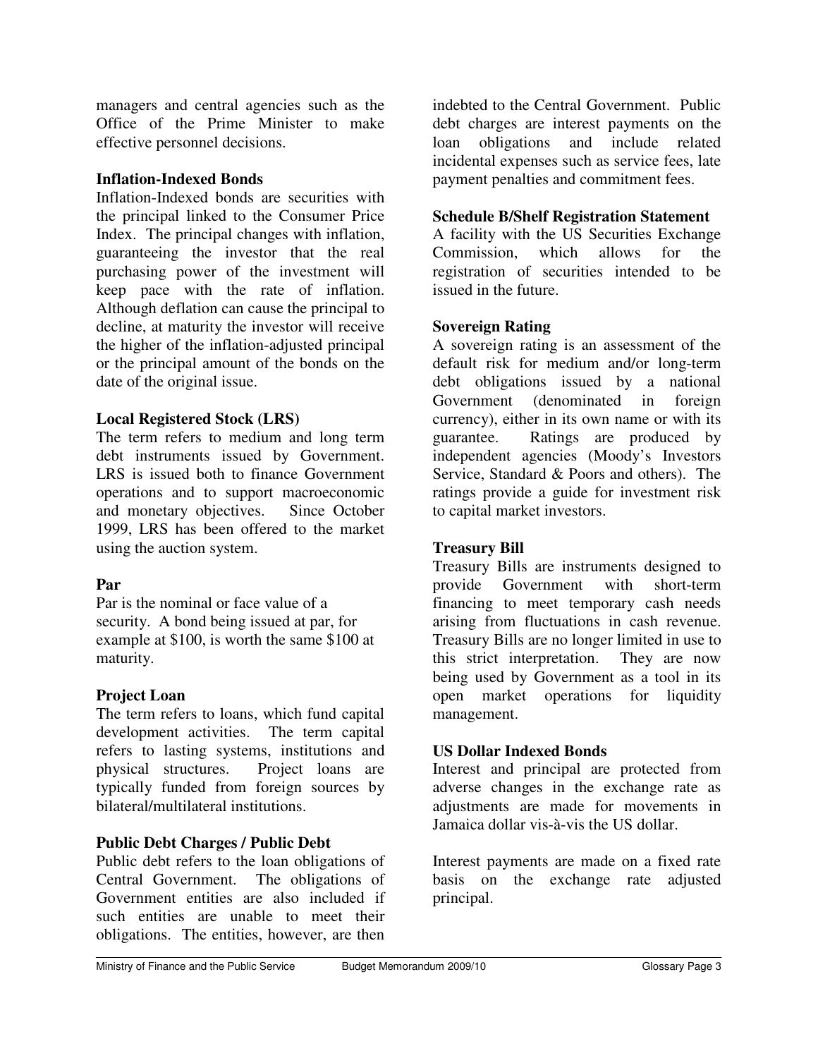managers and central agencies such as the Office of the Prime Minister to make effective personnel decisions.

**Inflation-Indexed Bonds**

Inflation-Indexed bonds are securities with the principal linked to the Consumer Price Index. The principal changes with inflation, guaranteeing the investor that the real purchasing power of the investment will keep pace with the rate of inflation. Although deflation can cause the principal to decline, at maturity the investor will receive the higher of the inflation-adjusted principal or the principal amount of the bonds on the date of the original issue.

**Local Registered Stock (LRS)**

The term refers to medium and long term debt instruments issued by Government. LRS is issued both to finance Government operations and to support macroeconomic and monetary objectives. Since October 1999, LRS has been offered to the market using the auction system.

**Par**

Par is the nominal or face value of a security. A bond being issued at par, for example at $100, is worth the same $100 at maturity.

**Project Loan**

The term refers to loans, which fund capital development activities. The term capital refers to lasting systems, institutions and physical structures. Project loans are typically funded from foreign sources by bilateral/multilateral institutions.

**Public Debt Charges / Public Debt**

Public debt refers to the loan obligations of Central Government. The obligations of Government entities are also included if such entities are unable to meet their obligations. The entities, however, are then indebted to the Central Government. Public debt charges are interest payments on the loan obligations and include related incidental expenses such as service fees, late payment penalties and commitment fees.

**Schedule B/Shelf Registration Statement**

A facility with the US Securities Exchange Commission, which allows for the registration of securities intended to be issued in the future.

**Sovereign Rating**

A sovereign rating is an assessment of the default risk for medium and/or long-term debt obligations issued by a national Government (denominated in foreign currency), either in its own name or with its guarantee. Ratings are produced by independent agencies (Moody's Investors Service, Standard & Poors and others). The ratings provide a guide for investment risk to capital market investors.

**Treasury Bill**

Treasury Bills are instruments designed to provide Government with short-term financing to meet temporary cash needs arising from fluctuations in cash revenue. Treasury Bills are no longer limited in use to this strict interpretation. They are now being used by Government as a tool in its open market operations for liquidity management.

**US Dollar Indexed Bonds**

Interest and principal are protected from adverse changes in the exchange rate as adjustments are made for movements in Jamaica dollar vis-à-vis the US dollar.

Interest payments are made on a fixed rate basis on the exchange rate adjusted principal.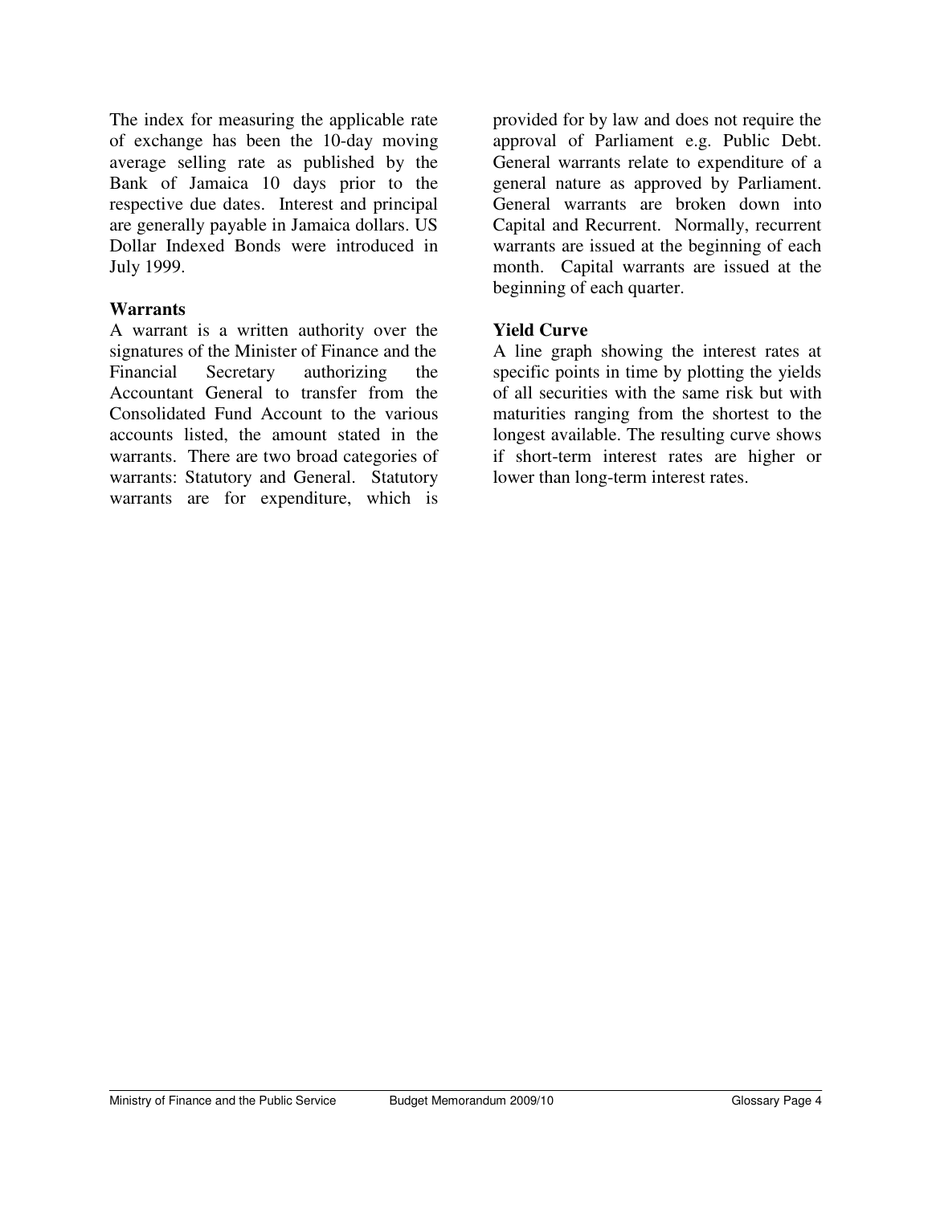The index for measuring the applicable rate of exchange has been the 10-day moving average selling rate as published by the Bank of Jamaica 10 days prior to the respective due dates. Interest and principal are generally payable in Jamaica dollars. US Dollar Indexed Bonds were introduced in July 1999.

**Warrants**

A warrant is a written authority over the signatures of the Minister of Finance and the Financial Secretary authorizing the Accountant General to transfer from the Consolidated Fund Account to the various accounts listed, the amount stated in the warrants. There are two broad categories of warrants: Statutory and General. Statutory warrants are for expenditure, which is provided for by law and does not require the approval of Parliament e.g. Public Debt. General warrants relate to expenditure of a general nature as approved by Parliament. General warrants are broken down into Capital and Recurrent. Normally, recurrent warrants are issued at the beginning of each month. Capital warrants are issued at the beginning of each quarter.

**Yield Curve**

A line graph showing the interest rates at specific points in time by plotting the yields of all securities with the same risk but with maturities ranging from the shortest to the longest available. The resulting curve shows if short-term interest rates are higher or lower than long-term interest rates.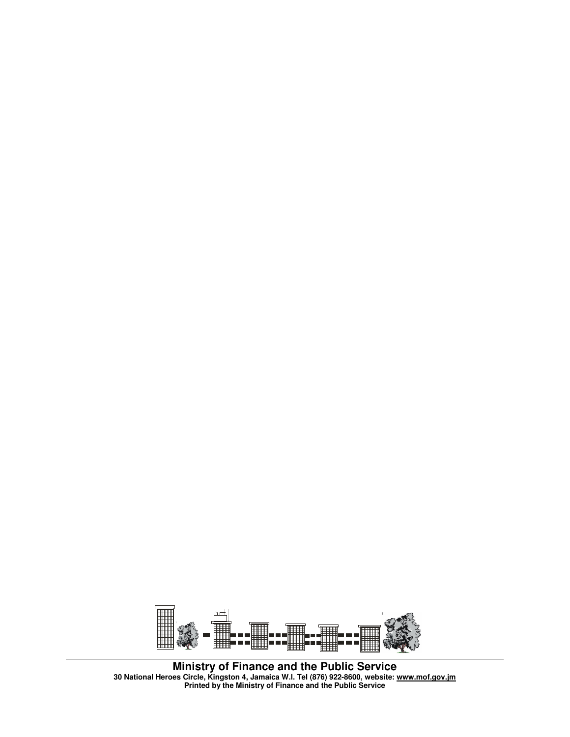**Ministry of Finance and the Public Service**

**30 National Heroes Circle, Kingston 4, Jamaica W.I. Tel (876) 922-8600, website: www.mof.gov.jm**

**Printed by the Ministry of Finance and the Public Service**